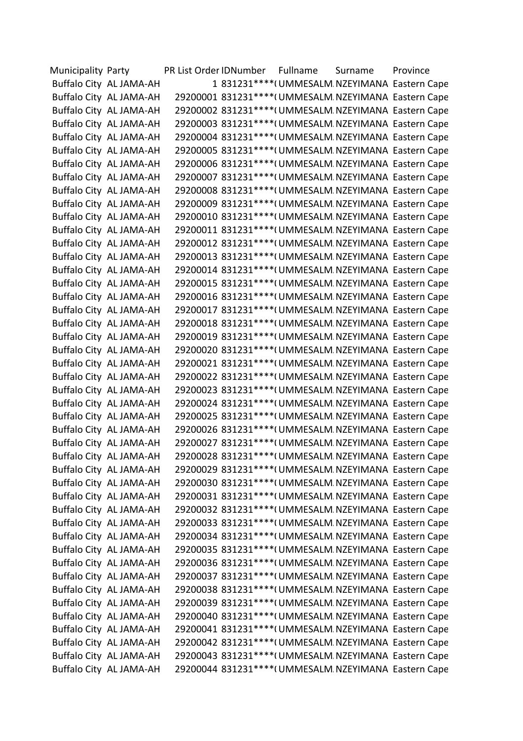| Municipality | Party | PR List Order | IDNumber | Fullname | Surname | Province |
|---|---|---|---|---|---|---|
| Buffalo City | AL JAMA-AH | 1 | 831231****( | UMMESALM | NZEYIMANA | Eastern Cape |
| Buffalo City | AL JAMA-AH | 29200001 | 831231****( | UMMESALM | NZEYIMANA | Eastern Cape |
| Buffalo City | AL JAMA-AH | 29200002 | 831231****( | UMMESALM | NZEYIMANA | Eastern Cape |
| Buffalo City | AL JAMA-AH | 29200003 | 831231****( | UMMESALM | NZEYIMANA | Eastern Cape |
| Buffalo City | AL JAMA-AH | 29200004 | 831231****( | UMMESALM | NZEYIMANA | Eastern Cape |
| Buffalo City | AL JAMA-AH | 29200005 | 831231****( | UMMESALM | NZEYIMANA | Eastern Cape |
| Buffalo City | AL JAMA-AH | 29200006 | 831231****( | UMMESALM | NZEYIMANA | Eastern Cape |
| Buffalo City | AL JAMA-AH | 29200007 | 831231****( | UMMESALM | NZEYIMANA | Eastern Cape |
| Buffalo City | AL JAMA-AH | 29200008 | 831231****( | UMMESALM | NZEYIMANA | Eastern Cape |
| Buffalo City | AL JAMA-AH | 29200009 | 831231****( | UMMESALM | NZEYIMANA | Eastern Cape |
| Buffalo City | AL JAMA-AH | 29200010 | 831231****( | UMMESALM | NZEYIMANA | Eastern Cape |
| Buffalo City | AL JAMA-AH | 29200011 | 831231****( | UMMESALM | NZEYIMANA | Eastern Cape |
| Buffalo City | AL JAMA-AH | 29200012 | 831231****( | UMMESALM | NZEYIMANA | Eastern Cape |
| Buffalo City | AL JAMA-AH | 29200013 | 831231****( | UMMESALM | NZEYIMANA | Eastern Cape |
| Buffalo City | AL JAMA-AH | 29200014 | 831231****( | UMMESALM | NZEYIMANA | Eastern Cape |
| Buffalo City | AL JAMA-AH | 29200015 | 831231****( | UMMESALM | NZEYIMANA | Eastern Cape |
| Buffalo City | AL JAMA-AH | 29200016 | 831231****( | UMMESALM | NZEYIMANA | Eastern Cape |
| Buffalo City | AL JAMA-AH | 29200017 | 831231****( | UMMESALM | NZEYIMANA | Eastern Cape |
| Buffalo City | AL JAMA-AH | 29200018 | 831231****( | UMMESALM | NZEYIMANA | Eastern Cape |
| Buffalo City | AL JAMA-AH | 29200019 | 831231****( | UMMESALM | NZEYIMANA | Eastern Cape |
| Buffalo City | AL JAMA-AH | 29200020 | 831231****( | UMMESALM | NZEYIMANA | Eastern Cape |
| Buffalo City | AL JAMA-AH | 29200021 | 831231****( | UMMESALM | NZEYIMANA | Eastern Cape |
| Buffalo City | AL JAMA-AH | 29200022 | 831231****( | UMMESALM | NZEYIMANA | Eastern Cape |
| Buffalo City | AL JAMA-AH | 29200023 | 831231****( | UMMESALM | NZEYIMANA | Eastern Cape |
| Buffalo City | AL JAMA-AH | 29200024 | 831231****( | UMMESALM | NZEYIMANA | Eastern Cape |
| Buffalo City | AL JAMA-AH | 29200025 | 831231****( | UMMESALM | NZEYIMANA | Eastern Cape |
| Buffalo City | AL JAMA-AH | 29200026 | 831231****( | UMMESALM | NZEYIMANA | Eastern Cape |
| Buffalo City | AL JAMA-AH | 29200027 | 831231****( | UMMESALM | NZEYIMANA | Eastern Cape |
| Buffalo City | AL JAMA-AH | 29200028 | 831231****( | UMMESALM | NZEYIMANA | Eastern Cape |
| Buffalo City | AL JAMA-AH | 29200029 | 831231****( | UMMESALM | NZEYIMANA | Eastern Cape |
| Buffalo City | AL JAMA-AH | 29200030 | 831231****( | UMMESALM | NZEYIMANA | Eastern Cape |
| Buffalo City | AL JAMA-AH | 29200031 | 831231****( | UMMESALM | NZEYIMANA | Eastern Cape |
| Buffalo City | AL JAMA-AH | 29200032 | 831231****( | UMMESALM | NZEYIMANA | Eastern Cape |
| Buffalo City | AL JAMA-AH | 29200033 | 831231****( | UMMESALM | NZEYIMANA | Eastern Cape |
| Buffalo City | AL JAMA-AH | 29200034 | 831231****( | UMMESALM | NZEYIMANA | Eastern Cape |
| Buffalo City | AL JAMA-AH | 29200035 | 831231****( | UMMESALM | NZEYIMANA | Eastern Cape |
| Buffalo City | AL JAMA-AH | 29200036 | 831231****( | UMMESALM | NZEYIMANA | Eastern Cape |
| Buffalo City | AL JAMA-AH | 29200037 | 831231****( | UMMESALM | NZEYIMANA | Eastern Cape |
| Buffalo City | AL JAMA-AH | 29200038 | 831231****( | UMMESALM | NZEYIMANA | Eastern Cape |
| Buffalo City | AL JAMA-AH | 29200039 | 831231****( | UMMESALM | NZEYIMANA | Eastern Cape |
| Buffalo City | AL JAMA-AH | 29200040 | 831231****( | UMMESALM | NZEYIMANA | Eastern Cape |
| Buffalo City | AL JAMA-AH | 29200041 | 831231****( | UMMESALM | NZEYIMANA | Eastern Cape |
| Buffalo City | AL JAMA-AH | 29200042 | 831231****( | UMMESALM | NZEYIMANA | Eastern Cape |
| Buffalo City | AL JAMA-AH | 29200043 | 831231****( | UMMESALM | NZEYIMANA | Eastern Cape |
| Buffalo City | AL JAMA-AH | 29200044 | 831231****( | UMMESALM | NZEYIMANA | Eastern Cape |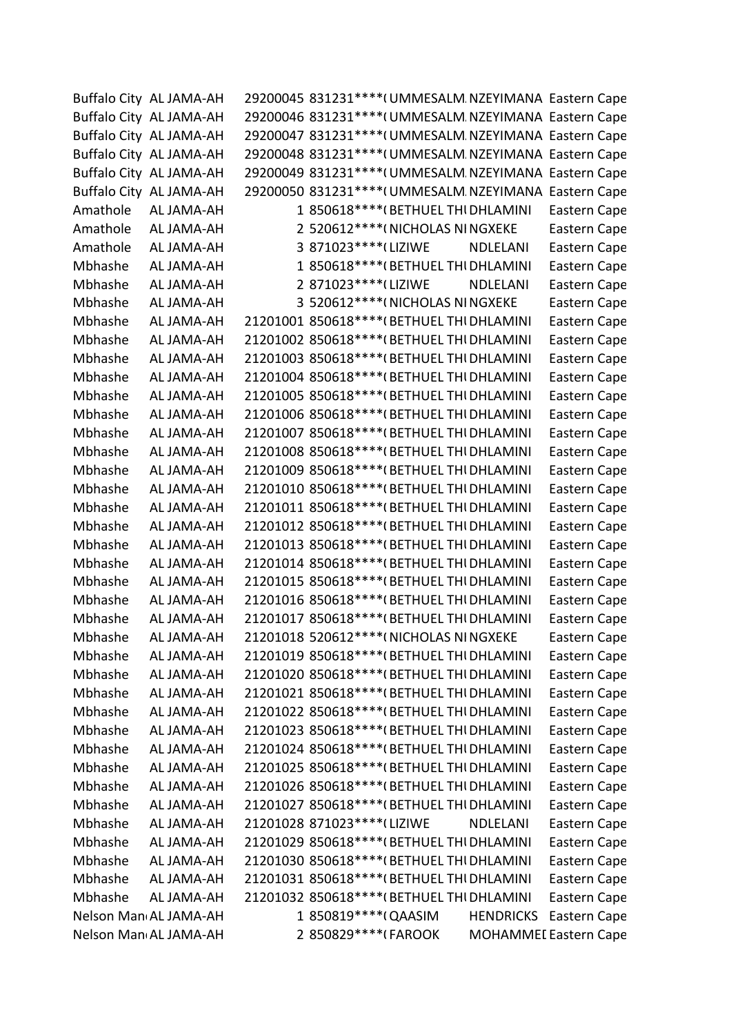| | | | | | | |
|---|---|---|---|---|---|---|
| Buffalo City | AL JAMA-AH | 29200045 | 831231****( | UMMESALM. | NZEYIMANA | Eastern Cape |
| Buffalo City | AL JAMA-AH | 29200046 | 831231****( | UMMESALM. | NZEYIMANA | Eastern Cape |
| Buffalo City | AL JAMA-AH | 29200047 | 831231****( | UMMESALM. | NZEYIMANA | Eastern Cape |
| Buffalo City | AL JAMA-AH | 29200048 | 831231****( | UMMESALM. | NZEYIMANA | Eastern Cape |
| Buffalo City | AL JAMA-AH | 29200049 | 831231****( | UMMESALM. | NZEYIMANA | Eastern Cape |
| Buffalo City | AL JAMA-AH | 29200050 | 831231****( | UMMESALM. | NZEYIMANA | Eastern Cape |
| Amathole | AL JAMA-AH | 1 | 850618****( | BETHUEL TH | DHLAMINI | Eastern Cape |
| Amathole | AL JAMA-AH | 2 | 520612****( | NICHOLAS NI | NGXEKE | Eastern Cape |
| Amathole | AL JAMA-AH | 3 | 871023****( | LIZIWE | NDLELANI | Eastern Cape |
| Mbhashe | AL JAMA-AH | 1 | 850618****( | BETHUEL TH | DHLAMINI | Eastern Cape |
| Mbhashe | AL JAMA-AH | 2 | 871023****( | LIZIWE | NDLELANI | Eastern Cape |
| Mbhashe | AL JAMA-AH | 3 | 520612****( | NICHOLAS NI | NGXEKE | Eastern Cape |
| Mbhashe | AL JAMA-AH | 21201001 | 850618****( | BETHUEL TH | DHLAMINI | Eastern Cape |
| Mbhashe | AL JAMA-AH | 21201002 | 850618****( | BETHUEL TH | DHLAMINI | Eastern Cape |
| Mbhashe | AL JAMA-AH | 21201003 | 850618****( | BETHUEL TH | DHLAMINI | Eastern Cape |
| Mbhashe | AL JAMA-AH | 21201004 | 850618****( | BETHUEL TH | DHLAMINI | Eastern Cape |
| Mbhashe | AL JAMA-AH | 21201005 | 850618****( | BETHUEL TH | DHLAMINI | Eastern Cape |
| Mbhashe | AL JAMA-AH | 21201006 | 850618****( | BETHUEL TH | DHLAMINI | Eastern Cape |
| Mbhashe | AL JAMA-AH | 21201007 | 850618****( | BETHUEL TH | DHLAMINI | Eastern Cape |
| Mbhashe | AL JAMA-AH | 21201008 | 850618****( | BETHUEL TH | DHLAMINI | Eastern Cape |
| Mbhashe | AL JAMA-AH | 21201009 | 850618****( | BETHUEL TH | DHLAMINI | Eastern Cape |
| Mbhashe | AL JAMA-AH | 21201010 | 850618****( | BETHUEL TH | DHLAMINI | Eastern Cape |
| Mbhashe | AL JAMA-AH | 21201011 | 850618****( | BETHUEL TH | DHLAMINI | Eastern Cape |
| Mbhashe | AL JAMA-AH | 21201012 | 850618****( | BETHUEL TH | DHLAMINI | Eastern Cape |
| Mbhashe | AL JAMA-AH | 21201013 | 850618****( | BETHUEL TH | DHLAMINI | Eastern Cape |
| Mbhashe | AL JAMA-AH | 21201014 | 850618****( | BETHUEL TH | DHLAMINI | Eastern Cape |
| Mbhashe | AL JAMA-AH | 21201015 | 850618****( | BETHUEL TH | DHLAMINI | Eastern Cape |
| Mbhashe | AL JAMA-AH | 21201016 | 850618****( | BETHUEL TH | DHLAMINI | Eastern Cape |
| Mbhashe | AL JAMA-AH | 21201017 | 850618****( | BETHUEL TH | DHLAMINI | Eastern Cape |
| Mbhashe | AL JAMA-AH | 21201018 | 520612****( | NICHOLAS NI | NGXEKE | Eastern Cape |
| Mbhashe | AL JAMA-AH | 21201019 | 850618****( | BETHUEL TH | DHLAMINI | Eastern Cape |
| Mbhashe | AL JAMA-AH | 21201020 | 850618****( | BETHUEL TH | DHLAMINI | Eastern Cape |
| Mbhashe | AL JAMA-AH | 21201021 | 850618****( | BETHUEL TH | DHLAMINI | Eastern Cape |
| Mbhashe | AL JAMA-AH | 21201022 | 850618****( | BETHUEL TH | DHLAMINI | Eastern Cape |
| Mbhashe | AL JAMA-AH | 21201023 | 850618****( | BETHUEL TH | DHLAMINI | Eastern Cape |
| Mbhashe | AL JAMA-AH | 21201024 | 850618****( | BETHUEL TH | DHLAMINI | Eastern Cape |
| Mbhashe | AL JAMA-AH | 21201025 | 850618****( | BETHUEL TH | DHLAMINI | Eastern Cape |
| Mbhashe | AL JAMA-AH | 21201026 | 850618****( | BETHUEL TH | DHLAMINI | Eastern Cape |
| Mbhashe | AL JAMA-AH | 21201027 | 850618****( | BETHUEL TH | DHLAMINI | Eastern Cape |
| Mbhashe | AL JAMA-AH | 21201028 | 871023****( | LIZIWE | NDLELANI | Eastern Cape |
| Mbhashe | AL JAMA-AH | 21201029 | 850618****( | BETHUEL TH | DHLAMINI | Eastern Cape |
| Mbhashe | AL JAMA-AH | 21201030 | 850618****( | BETHUEL TH | DHLAMINI | Eastern Cape |
| Mbhashe | AL JAMA-AH | 21201031 | 850618****( | BETHUEL TH | DHLAMINI | Eastern Cape |
| Mbhashe | AL JAMA-AH | 21201032 | 850618****( | BETHUEL TH | DHLAMINI | Eastern Cape |
| Nelson Man | AL JAMA-AH | 1 | 850819****( | QAASIM | HENDRICKS | Eastern Cape |
| Nelson Man | AL JAMA-AH | 2 | 850829****( | FAROOK | MOHAMMED | Eastern Cape |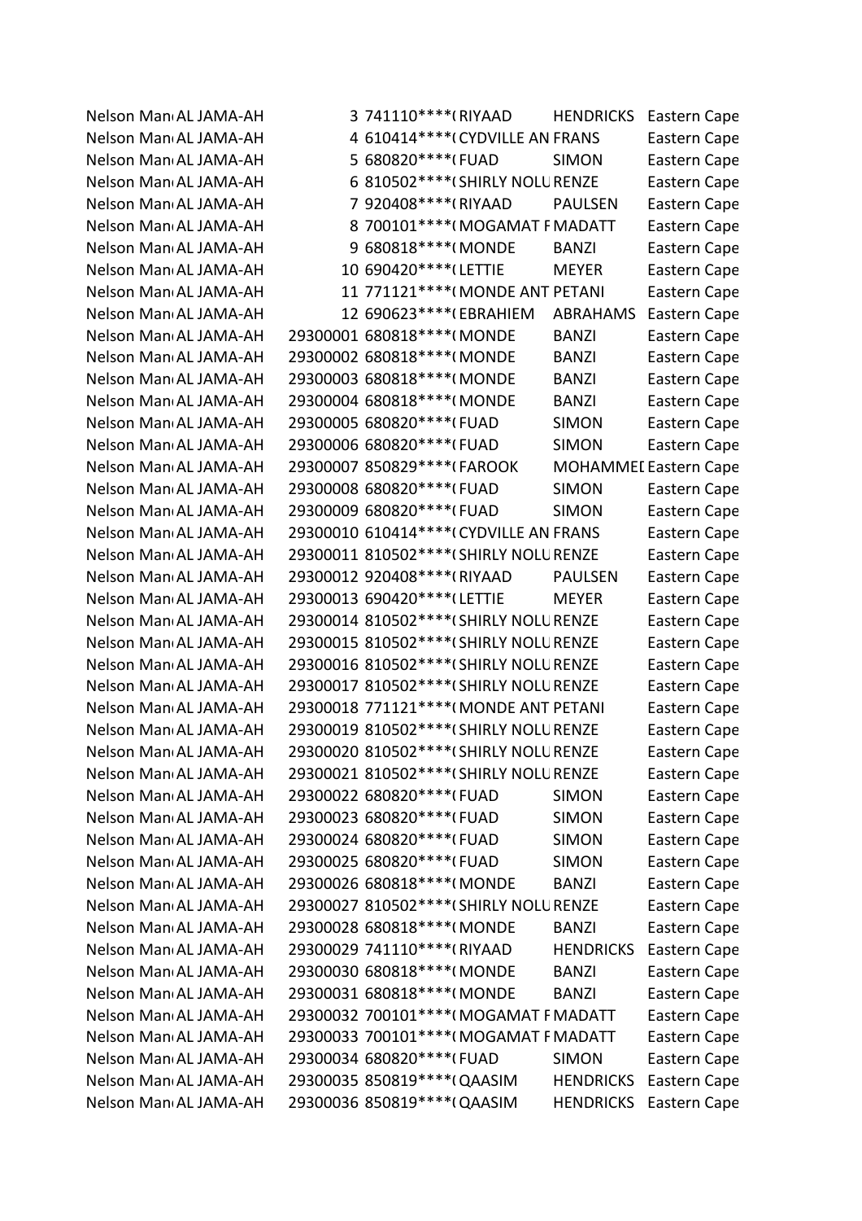| | | | | | | |
|---|---|---|---|---|---|---|
| Nelson Man | AL JAMA-AH | 3 | 741110****( | RIYAAD | HENDRICKS | Eastern Cape |
| Nelson Man | AL JAMA-AH | 4 | 610414****( | CYDVILLE AN | FRANS | Eastern Cape |
| Nelson Man | AL JAMA-AH | 5 | 680820****( | FUAD | SIMON | Eastern Cape |
| Nelson Man | AL JAMA-AH | 6 | 810502****( | SHIRLY NOLU | RENZE | Eastern Cape |
| Nelson Man | AL JAMA-AH | 7 | 920408****( | RIYAAD | PAULSEN | Eastern Cape |
| Nelson Man | AL JAMA-AH | 8 | 700101****( | MOGAMAT F | MADATT | Eastern Cape |
| Nelson Man | AL JAMA-AH | 9 | 680818****( | MONDE | BANZI | Eastern Cape |
| Nelson Man | AL JAMA-AH | 10 | 690420****( | LETTIE | MEYER | Eastern Cape |
| Nelson Man | AL JAMA-AH | 11 | 771121****( | MONDE ANT | PETANI | Eastern Cape |
| Nelson Man | AL JAMA-AH | 12 | 690623****( | EBRAHIEM | ABRAHAMS | Eastern Cape |
| Nelson Man | AL JAMA-AH | 29300001 | 680818****( | MONDE | BANZI | Eastern Cape |
| Nelson Man | AL JAMA-AH | 29300002 | 680818****( | MONDE | BANZI | Eastern Cape |
| Nelson Man | AL JAMA-AH | 29300003 | 680818****( | MONDE | BANZI | Eastern Cape |
| Nelson Man | AL JAMA-AH | 29300004 | 680818****( | MONDE | BANZI | Eastern Cape |
| Nelson Man | AL JAMA-AH | 29300005 | 680820****( | FUAD | SIMON | Eastern Cape |
| Nelson Man | AL JAMA-AH | 29300006 | 680820****( | FUAD | SIMON | Eastern Cape |
| Nelson Man | AL JAMA-AH | 29300007 | 850829****( | FAROOK | MOHAMMEI | Eastern Cape |
| Nelson Man | AL JAMA-AH | 29300008 | 680820****( | FUAD | SIMON | Eastern Cape |
| Nelson Man | AL JAMA-AH | 29300009 | 680820****( | FUAD | SIMON | Eastern Cape |
| Nelson Man | AL JAMA-AH | 29300010 | 610414****( | CYDVILLE AN | FRANS | Eastern Cape |
| Nelson Man | AL JAMA-AH | 29300011 | 810502****( | SHIRLY NOLU | RENZE | Eastern Cape |
| Nelson Man | AL JAMA-AH | 29300012 | 920408****( | RIYAAD | PAULSEN | Eastern Cape |
| Nelson Man | AL JAMA-AH | 29300013 | 690420****( | LETTIE | MEYER | Eastern Cape |
| Nelson Man | AL JAMA-AH | 29300014 | 810502****( | SHIRLY NOLU | RENZE | Eastern Cape |
| Nelson Man | AL JAMA-AH | 29300015 | 810502****( | SHIRLY NOLU | RENZE | Eastern Cape |
| Nelson Man | AL JAMA-AH | 29300016 | 810502****( | SHIRLY NOLU | RENZE | Eastern Cape |
| Nelson Man | AL JAMA-AH | 29300017 | 810502****( | SHIRLY NOLU | RENZE | Eastern Cape |
| Nelson Man | AL JAMA-AH | 29300018 | 771121****( | MONDE ANT | PETANI | Eastern Cape |
| Nelson Man | AL JAMA-AH | 29300019 | 810502****( | SHIRLY NOLU | RENZE | Eastern Cape |
| Nelson Man | AL JAMA-AH | 29300020 | 810502****( | SHIRLY NOLU | RENZE | Eastern Cape |
| Nelson Man | AL JAMA-AH | 29300021 | 810502****( | SHIRLY NOLU | RENZE | Eastern Cape |
| Nelson Man | AL JAMA-AH | 29300022 | 680820****( | FUAD | SIMON | Eastern Cape |
| Nelson Man | AL JAMA-AH | 29300023 | 680820****( | FUAD | SIMON | Eastern Cape |
| Nelson Man | AL JAMA-AH | 29300024 | 680820****( | FUAD | SIMON | Eastern Cape |
| Nelson Man | AL JAMA-AH | 29300025 | 680820****( | FUAD | SIMON | Eastern Cape |
| Nelson Man | AL JAMA-AH | 29300026 | 680818****( | MONDE | BANZI | Eastern Cape |
| Nelson Man | AL JAMA-AH | 29300027 | 810502****( | SHIRLY NOLU | RENZE | Eastern Cape |
| Nelson Man | AL JAMA-AH | 29300028 | 680818****( | MONDE | BANZI | Eastern Cape |
| Nelson Man | AL JAMA-AH | 29300029 | 741110****( | RIYAAD | HENDRICKS | Eastern Cape |
| Nelson Man | AL JAMA-AH | 29300030 | 680818****( | MONDE | BANZI | Eastern Cape |
| Nelson Man | AL JAMA-AH | 29300031 | 680818****( | MONDE | BANZI | Eastern Cape |
| Nelson Man | AL JAMA-AH | 29300032 | 700101****( | MOGAMAT F | MADATT | Eastern Cape |
| Nelson Man | AL JAMA-AH | 29300033 | 700101****( | MOGAMAT F | MADATT | Eastern Cape |
| Nelson Man | AL JAMA-AH | 29300034 | 680820****( | FUAD | SIMON | Eastern Cape |
| Nelson Man | AL JAMA-AH | 29300035 | 850819****( | QAASIM | HENDRICKS | Eastern Cape |
| Nelson Man | AL JAMA-AH | 29300036 | 850819****( | QAASIM | HENDRICKS | Eastern Cape |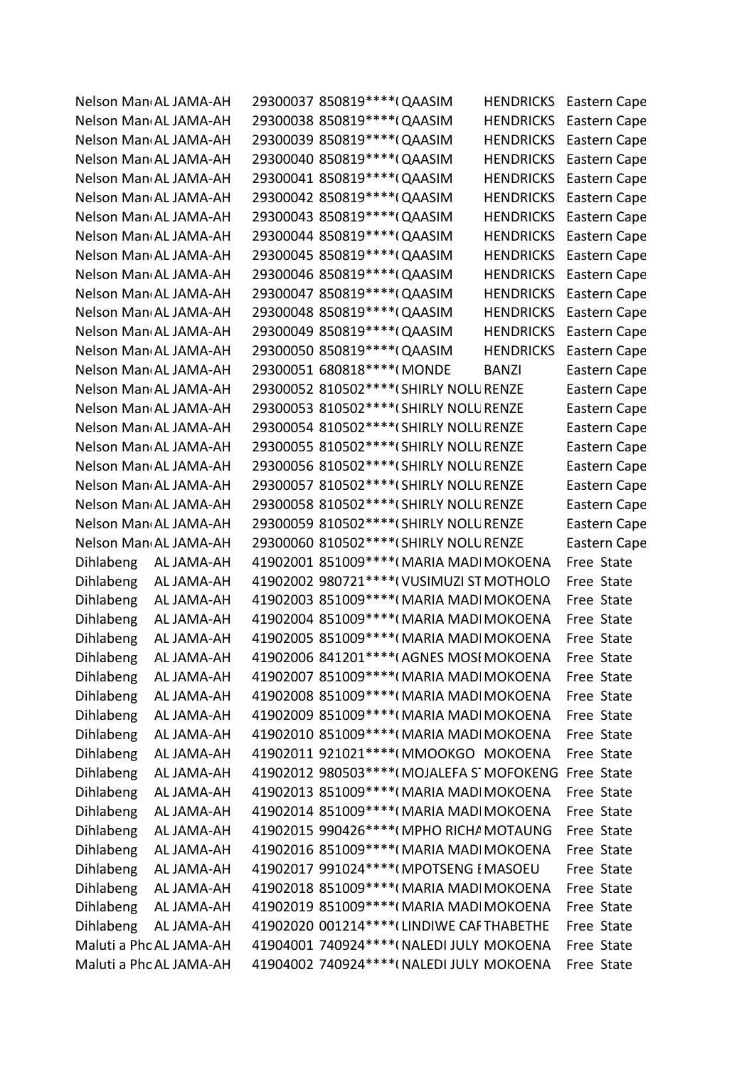| | | | | | | |
|---|---|---|---|---|---|---|
| Nelson Man | AL JAMA-AH | 29300037 | 850819****( | QAASIM | HENDRICKS | Eastern Cape |
| Nelson Man | AL JAMA-AH | 29300038 | 850819****( | QAASIM | HENDRICKS | Eastern Cape |
| Nelson Man | AL JAMA-AH | 29300039 | 850819****( | QAASIM | HENDRICKS | Eastern Cape |
| Nelson Man | AL JAMA-AH | 29300040 | 850819****( | QAASIM | HENDRICKS | Eastern Cape |
| Nelson Man | AL JAMA-AH | 29300041 | 850819****( | QAASIM | HENDRICKS | Eastern Cape |
| Nelson Man | AL JAMA-AH | 29300042 | 850819****( | QAASIM | HENDRICKS | Eastern Cape |
| Nelson Man | AL JAMA-AH | 29300043 | 850819****( | QAASIM | HENDRICKS | Eastern Cape |
| Nelson Man | AL JAMA-AH | 29300044 | 850819****( | QAASIM | HENDRICKS | Eastern Cape |
| Nelson Man | AL JAMA-AH | 29300045 | 850819****( | QAASIM | HENDRICKS | Eastern Cape |
| Nelson Man | AL JAMA-AH | 29300046 | 850819****( | QAASIM | HENDRICKS | Eastern Cape |
| Nelson Man | AL JAMA-AH | 29300047 | 850819****( | QAASIM | HENDRICKS | Eastern Cape |
| Nelson Man | AL JAMA-AH | 29300048 | 850819****( | QAASIM | HENDRICKS | Eastern Cape |
| Nelson Man | AL JAMA-AH | 29300049 | 850819****( | QAASIM | HENDRICKS | Eastern Cape |
| Nelson Man | AL JAMA-AH | 29300050 | 850819****( | QAASIM | HENDRICKS | Eastern Cape |
| Nelson Man | AL JAMA-AH | 29300051 | 680818****( | MONDE | BANZI | Eastern Cape |
| Nelson Man | AL JAMA-AH | 29300052 | 810502****( | SHIRLY NOLU | RENZE | Eastern Cape |
| Nelson Man | AL JAMA-AH | 29300053 | 810502****( | SHIRLY NOLU | RENZE | Eastern Cape |
| Nelson Man | AL JAMA-AH | 29300054 | 810502****( | SHIRLY NOLU | RENZE | Eastern Cape |
| Nelson Man | AL JAMA-AH | 29300055 | 810502****( | SHIRLY NOLU | RENZE | Eastern Cape |
| Nelson Man | AL JAMA-AH | 29300056 | 810502****( | SHIRLY NOLU | RENZE | Eastern Cape |
| Nelson Man | AL JAMA-AH | 29300057 | 810502****( | SHIRLY NOLU | RENZE | Eastern Cape |
| Nelson Man | AL JAMA-AH | 29300058 | 810502****( | SHIRLY NOLU | RENZE | Eastern Cape |
| Nelson Man | AL JAMA-AH | 29300059 | 810502****( | SHIRLY NOLU | RENZE | Eastern Cape |
| Nelson Man | AL JAMA-AH | 29300060 | 810502****( | SHIRLY NOLU | RENZE | Eastern Cape |
| Dihlabeng | AL JAMA-AH | 41902001 | 851009****( | MARIA MADI | MOKOENA | Free State |
| Dihlabeng | AL JAMA-AH | 41902002 | 980721****( | VUSIMUZI ST | MOTHOLO | Free State |
| Dihlabeng | AL JAMA-AH | 41902003 | 851009****( | MARIA MADI | MOKOENA | Free State |
| Dihlabeng | AL JAMA-AH | 41902004 | 851009****( | MARIA MADI | MOKOENA | Free State |
| Dihlabeng | AL JAMA-AH | 41902005 | 851009****( | MARIA MADI | MOKOENA | Free State |
| Dihlabeng | AL JAMA-AH | 41902006 | 841201****( | AGNES MOSI | MOKOENA | Free State |
| Dihlabeng | AL JAMA-AH | 41902007 | 851009****( | MARIA MADI | MOKOENA | Free State |
| Dihlabeng | AL JAMA-AH | 41902008 | 851009****( | MARIA MADI | MOKOENA | Free State |
| Dihlabeng | AL JAMA-AH | 41902009 | 851009****( | MARIA MADI | MOKOENA | Free State |
| Dihlabeng | AL JAMA-AH | 41902010 | 851009****( | MARIA MADI | MOKOENA | Free State |
| Dihlabeng | AL JAMA-AH | 41902011 | 921021****( | MMOOKGO | MOKOENA | Free State |
| Dihlabeng | AL JAMA-AH | 41902012 | 980503****( | MOJALEFA S | MOFOKENG | Free State |
| Dihlabeng | AL JAMA-AH | 41902013 | 851009****( | MARIA MADI | MOKOENA | Free State |
| Dihlabeng | AL JAMA-AH | 41902014 | 851009****( | MARIA MADI | MOKOENA | Free State |
| Dihlabeng | AL JAMA-AH | 41902015 | 990426****( | MPHO RICHA | MOTAUNG | Free State |
| Dihlabeng | AL JAMA-AH | 41902016 | 851009****( | MARIA MADI | MOKOENA | Free State |
| Dihlabeng | AL JAMA-AH | 41902017 | 991024****( | MPOTSENG E | MASOEU | Free State |
| Dihlabeng | AL JAMA-AH | 41902018 | 851009****( | MARIA MADI | MOKOENA | Free State |
| Dihlabeng | AL JAMA-AH | 41902019 | 851009****( | MARIA MADI | MOKOENA | Free State |
| Dihlabeng | AL JAMA-AH | 41902020 | 001214****( | LINDIWE CAF | THABETHE | Free State |
| Maluti a Phc | AL JAMA-AH | 41904001 | 740924****( | NALEDI JULY | MOKOENA | Free State |
| Maluti a Phc | AL JAMA-AH | 41904002 | 740924****( | NALEDI JULY | MOKOENA | Free State |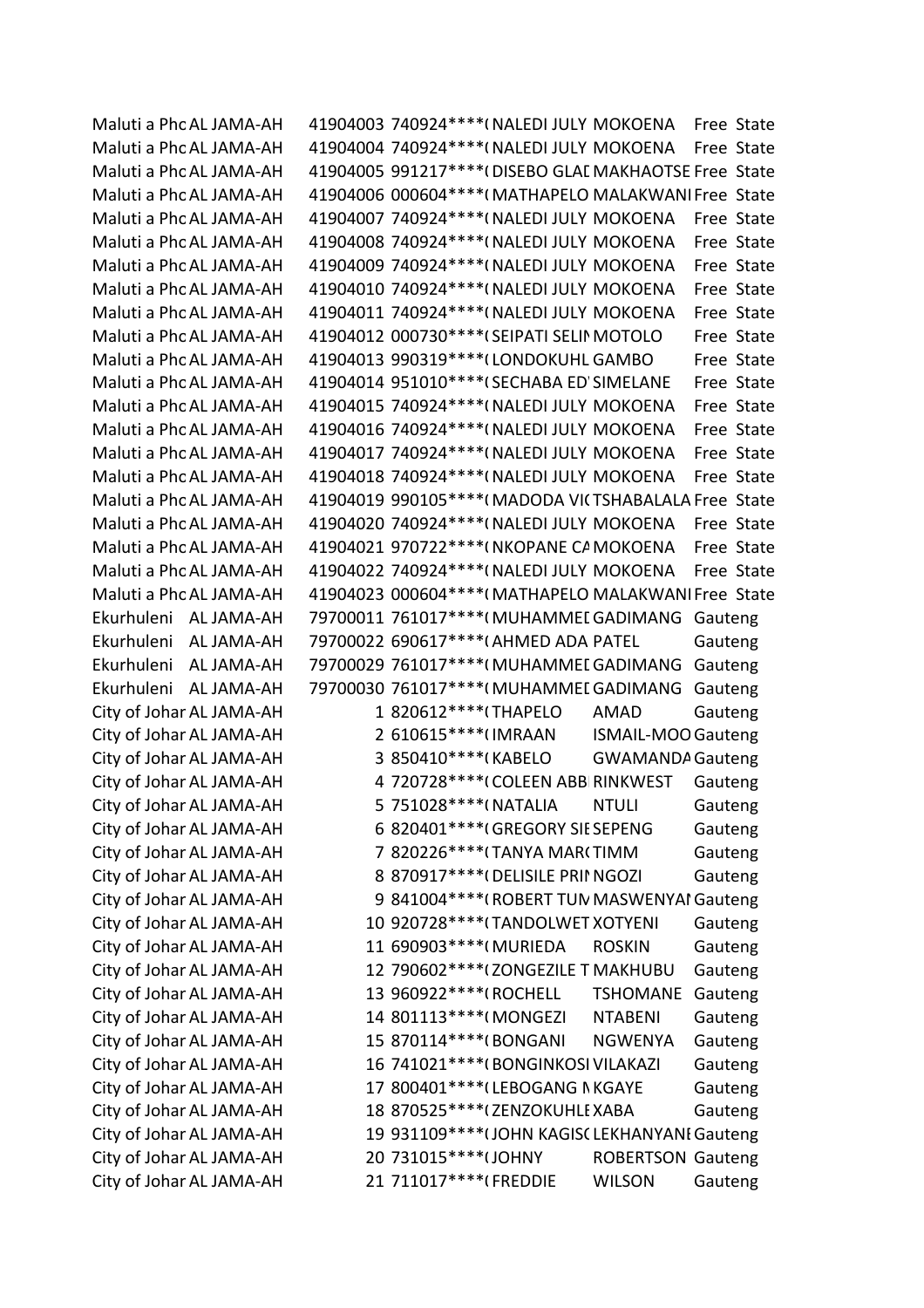| | | | | | | |
|---|---|---|---|---|---|---|
| Maluti a Phc | AL JAMA-AH | 41904003 | 740924****( | NALEDI JULY | MOKOENA | Free State |
| Maluti a Phc | AL JAMA-AH | 41904004 | 740924****( | NALEDI JULY | MOKOENA | Free State |
| Maluti a Phc | AL JAMA-AH | 41904005 | 991217****( | DISEBO GLAD | MAKHAOTSE | Free State |
| Maluti a Phc | AL JAMA-AH | 41904006 | 000604****( | MATHAPELO | MALAKWANI | Free State |
| Maluti a Phc | AL JAMA-AH | 41904007 | 740924****( | NALEDI JULY | MOKOENA | Free State |
| Maluti a Phc | AL JAMA-AH | 41904008 | 740924****( | NALEDI JULY | MOKOENA | Free State |
| Maluti a Phc | AL JAMA-AH | 41904009 | 740924****( | NALEDI JULY | MOKOENA | Free State |
| Maluti a Phc | AL JAMA-AH | 41904010 | 740924****( | NALEDI JULY | MOKOENA | Free State |
| Maluti a Phc | AL JAMA-AH | 41904011 | 740924****( | NALEDI JULY | MOKOENA | Free State |
| Maluti a Phc | AL JAMA-AH | 41904012 | 000730****( | SEIPATI SELIN | MOTOLO | Free State |
| Maluti a Phc | AL JAMA-AH | 41904013 | 990319****( | LONDOKUHL | GAMBO | Free State |
| Maluti a Phc | AL JAMA-AH | 41904014 | 951010****( | SECHABA ED' | SIMELANE | Free State |
| Maluti a Phc | AL JAMA-AH | 41904015 | 740924****( | NALEDI JULY | MOKOENA | Free State |
| Maluti a Phc | AL JAMA-AH | 41904016 | 740924****( | NALEDI JULY | MOKOENA | Free State |
| Maluti a Phc | AL JAMA-AH | 41904017 | 740924****( | NALEDI JULY | MOKOENA | Free State |
| Maluti a Phc | AL JAMA-AH | 41904018 | 740924****( | NALEDI JULY | MOKOENA | Free State |
| Maluti a Phc | AL JAMA-AH | 41904019 | 990105****( | MADODA VI( | TSHABALALA | Free State |
| Maluti a Phc | AL JAMA-AH | 41904020 | 740924****( | NALEDI JULY | MOKOENA | Free State |
| Maluti a Phc | AL JAMA-AH | 41904021 | 970722****( | NKOPANE CA | MOKOENA | Free State |
| Maluti a Phc | AL JAMA-AH | 41904022 | 740924****( | NALEDI JULY | MOKOENA | Free State |
| Maluti a Phc | AL JAMA-AH | 41904023 | 000604****( | MATHAPELO | MALAKWANI | Free State |
| Ekurhuleni | AL JAMA-AH | 79700011 | 761017****( | MUHAMMEI | GADIMANG | Gauteng |
| Ekurhuleni | AL JAMA-AH | 79700022 | 690617****( | AHMED ADA | PATEL | Gauteng |
| Ekurhuleni | AL JAMA-AH | 79700029 | 761017****( | MUHAMMEI | GADIMANG | Gauteng |
| Ekurhuleni | AL JAMA-AH | 79700030 | 761017****( | MUHAMMEI | GADIMANG | Gauteng |
| City of Johar | AL JAMA-AH | 1 | 820612****( | THAPELO | AMAD | Gauteng |
| City of Johar | AL JAMA-AH | 2 | 610615****( | IMRAAN | ISMAIL-MOO | Gauteng |
| City of Johar | AL JAMA-AH | 3 | 850410****( | KABELO | GWAMANDA | Gauteng |
| City of Johar | AL JAMA-AH | 4 | 720728****( | COLEEN ABB | RINKWEST | Gauteng |
| City of Johar | AL JAMA-AH | 5 | 751028****( | NATALIA | NTULI | Gauteng |
| City of Johar | AL JAMA-AH | 6 | 820401****( | GREGORY SI | SEPENG | Gauteng |
| City of Johar | AL JAMA-AH | 7 | 820226****( | TANYA MAR( | TIMM | Gauteng |
| City of Johar | AL JAMA-AH | 8 | 870917****( | DELISILE PRI | NGOZI | Gauteng |
| City of Johar | AL JAMA-AH | 9 | 841004****( | ROBERT TUN | MASWENYAI | Gauteng |
| City of Johar | AL JAMA-AH | 10 | 920728****( | TANDOLWET | XOTYENI | Gauteng |
| City of Johar | AL JAMA-AH | 11 | 690903****( | MURIEDA | ROSKIN | Gauteng |
| City of Johar | AL JAMA-AH | 12 | 790602****( | ZONGEZILE T | MAKHUBU | Gauteng |
| City of Johar | AL JAMA-AH | 13 | 960922****( | ROCHELL | TSHOMANE | Gauteng |
| City of Johar | AL JAMA-AH | 14 | 801113****( | MONGEZI | NTABENI | Gauteng |
| City of Johar | AL JAMA-AH | 15 | 870114****( | BONGANI | NGWENYA | Gauteng |
| City of Johar | AL JAMA-AH | 16 | 741021****( | BONGINKOSI | VILAKAZI | Gauteng |
| City of Johar | AL JAMA-AH | 17 | 800401****( | LEBOGANG N | KGAYE | Gauteng |
| City of Johar | AL JAMA-AH | 18 | 870525****( | ZENZOKUHLE | XABA | Gauteng |
| City of Johar | AL JAMA-AH | 19 | 931109****( | JOHN KAGISC | LEKHANYANE | Gauteng |
| City of Johar | AL JAMA-AH | 20 | 731015****( | JOHNY | ROBERTSON | Gauteng |
| City of Johar | AL JAMA-AH | 21 | 711017****( | FREDDIE | WILSON | Gauteng |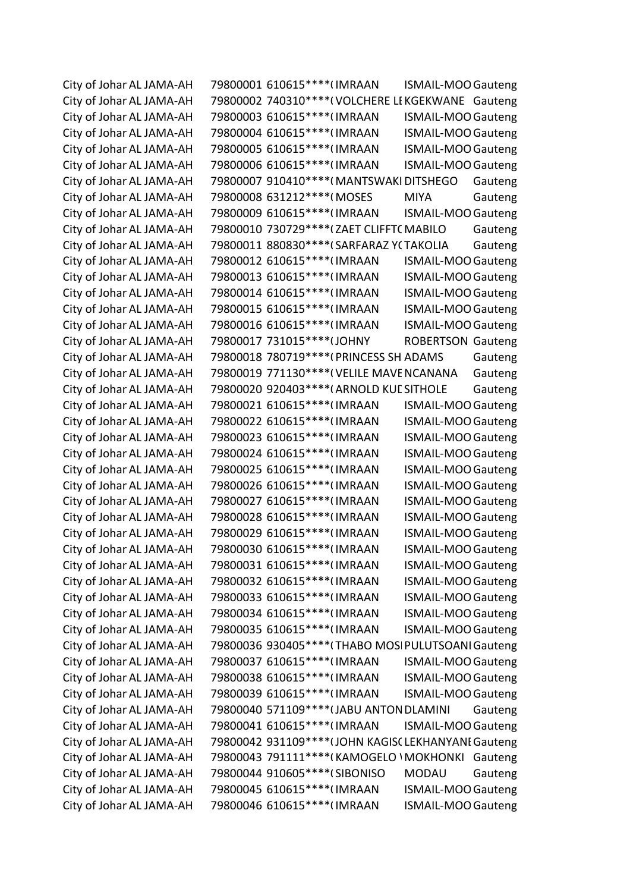| | | | | | | |
|---|---|---|---|---|---|---|
| City of Johar AL JAMA-AH | 79800001 | 610615****( | IMRAAN | ISMAIL-MOO | Gauteng |
| City of Johar AL JAMA-AH | 79800002 | 740310****( | VOLCHERE LE | KGEKWANE | Gauteng |
| City of Johar AL JAMA-AH | 79800003 | 610615****( | IMRAAN | ISMAIL-MOO | Gauteng |
| City of Johar AL JAMA-AH | 79800004 | 610615****( | IMRAAN | ISMAIL-MOO | Gauteng |
| City of Johar AL JAMA-AH | 79800005 | 610615****( | IMRAAN | ISMAIL-MOO | Gauteng |
| City of Johar AL JAMA-AH | 79800006 | 610615****( | IMRAAN | ISMAIL-MOO | Gauteng |
| City of Johar AL JAMA-AH | 79800007 | 910410****( | MANTSWAKI | DITSHEGO | Gauteng |
| City of Johar AL JAMA-AH | 79800008 | 631212****( | MOSES | MIYA | Gauteng |
| City of Johar AL JAMA-AH | 79800009 | 610615****( | IMRAAN | ISMAIL-MOO | Gauteng |
| City of Johar AL JAMA-AH | 79800010 | 730729****( | ZAET CLIFFTC | MABILO | Gauteng |
| City of Johar AL JAMA-AH | 79800011 | 880830****( | SARFARAZ YC | TAKOLIA | Gauteng |
| City of Johar AL JAMA-AH | 79800012 | 610615****( | IMRAAN | ISMAIL-MOO | Gauteng |
| City of Johar AL JAMA-AH | 79800013 | 610615****( | IMRAAN | ISMAIL-MOO | Gauteng |
| City of Johar AL JAMA-AH | 79800014 | 610615****( | IMRAAN | ISMAIL-MOO | Gauteng |
| City of Johar AL JAMA-AH | 79800015 | 610615****( | IMRAAN | ISMAIL-MOO | Gauteng |
| City of Johar AL JAMA-AH | 79800016 | 610615****( | IMRAAN | ISMAIL-MOO | Gauteng |
| City of Johar AL JAMA-AH | 79800017 | 731015****( | JOHNY | ROBERTSON | Gauteng |
| City of Johar AL JAMA-AH | 79800018 | 780719****( | PRINCESS SH | ADAMS | Gauteng |
| City of Johar AL JAMA-AH | 79800019 | 771130****( | VELILE MAVE | NCANANA | Gauteng |
| City of Johar AL JAMA-AH | 79800020 | 920403****( | ARNOLD KUE | SITHOLE | Gauteng |
| City of Johar AL JAMA-AH | 79800021 | 610615****( | IMRAAN | ISMAIL-MOO | Gauteng |
| City of Johar AL JAMA-AH | 79800022 | 610615****( | IMRAAN | ISMAIL-MOO | Gauteng |
| City of Johar AL JAMA-AH | 79800023 | 610615****( | IMRAAN | ISMAIL-MOO | Gauteng |
| City of Johar AL JAMA-AH | 79800024 | 610615****( | IMRAAN | ISMAIL-MOO | Gauteng |
| City of Johar AL JAMA-AH | 79800025 | 610615****( | IMRAAN | ISMAIL-MOO | Gauteng |
| City of Johar AL JAMA-AH | 79800026 | 610615****( | IMRAAN | ISMAIL-MOO | Gauteng |
| City of Johar AL JAMA-AH | 79800027 | 610615****( | IMRAAN | ISMAIL-MOO | Gauteng |
| City of Johar AL JAMA-AH | 79800028 | 610615****( | IMRAAN | ISMAIL-MOO | Gauteng |
| City of Johar AL JAMA-AH | 79800029 | 610615****( | IMRAAN | ISMAIL-MOO | Gauteng |
| City of Johar AL JAMA-AH | 79800030 | 610615****( | IMRAAN | ISMAIL-MOO | Gauteng |
| City of Johar AL JAMA-AH | 79800031 | 610615****( | IMRAAN | ISMAIL-MOO | Gauteng |
| City of Johar AL JAMA-AH | 79800032 | 610615****( | IMRAAN | ISMAIL-MOO | Gauteng |
| City of Johar AL JAMA-AH | 79800033 | 610615****( | IMRAAN | ISMAIL-MOO | Gauteng |
| City of Johar AL JAMA-AH | 79800034 | 610615****( | IMRAAN | ISMAIL-MOO | Gauteng |
| City of Johar AL JAMA-AH | 79800035 | 610615****( | IMRAAN | ISMAIL-MOO | Gauteng |
| City of Johar AL JAMA-AH | 79800036 | 930405****( | THABO MOSI | PULUTSOANI | Gauteng |
| City of Johar AL JAMA-AH | 79800037 | 610615****( | IMRAAN | ISMAIL-MOO | Gauteng |
| City of Johar AL JAMA-AH | 79800038 | 610615****( | IMRAAN | ISMAIL-MOO | Gauteng |
| City of Johar AL JAMA-AH | 79800039 | 610615****( | IMRAAN | ISMAIL-MOO | Gauteng |
| City of Johar AL JAMA-AH | 79800040 | 571109****( | JABU ANTON | DLAMINI | Gauteng |
| City of Johar AL JAMA-AH | 79800041 | 610615****( | IMRAAN | ISMAIL-MOO | Gauteng |
| City of Johar AL JAMA-AH | 79800042 | 931109****( | JOHN KAGISC | LEKHANYANE | Gauteng |
| City of Johar AL JAMA-AH | 79800043 | 791111****( | KAMOGELO \ | MOKHONKI | Gauteng |
| City of Johar AL JAMA-AH | 79800044 | 910605****( | SIBONISO | MODAU | Gauteng |
| City of Johar AL JAMA-AH | 79800045 | 610615****( | IMRAAN | ISMAIL-MOO | Gauteng |
| City of Johar AL JAMA-AH | 79800046 | 610615****( | IMRAAN | ISMAIL-MOO | Gauteng |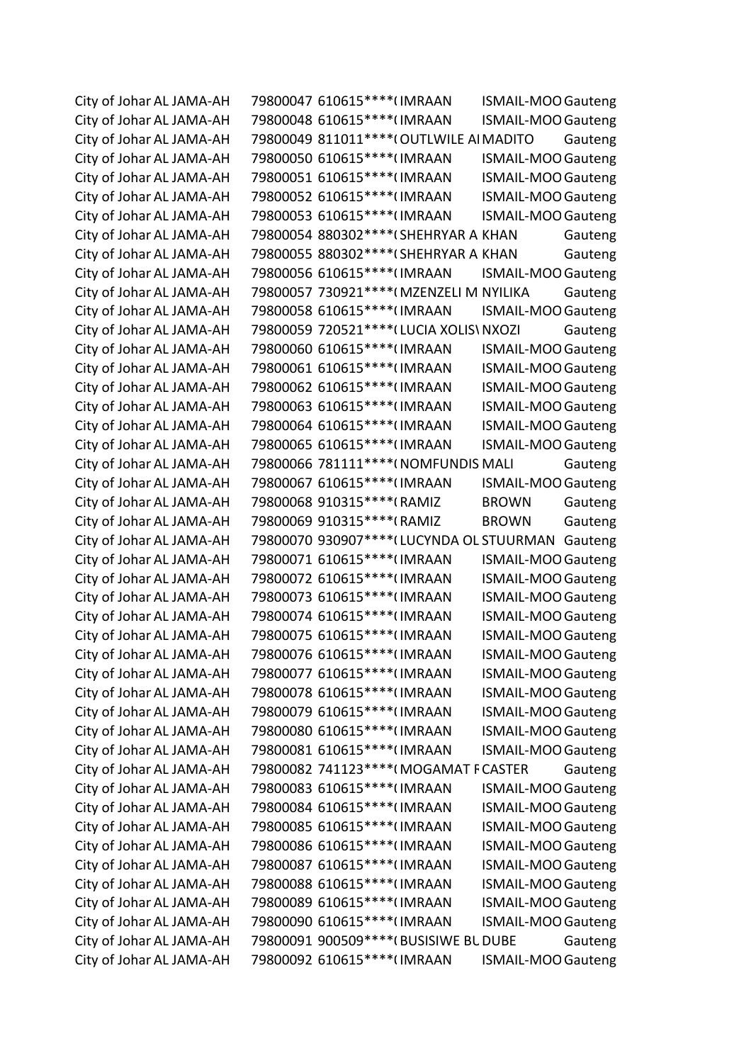| | | | | | | |
|---|---|---|---|---|---|---|
| City of Johar | AL JAMA-AH | 79800047 | 610615****( | IMRAAN | ISMAIL-MOO | Gauteng |
| City of Johar | AL JAMA-AH | 79800048 | 610615****( | IMRAAN | ISMAIL-MOO | Gauteng |
| City of Johar | AL JAMA-AH | 79800049 | 811011****( | OUTLWILE AI | MADITO | Gauteng |
| City of Johar | AL JAMA-AH | 79800050 | 610615****( | IMRAAN | ISMAIL-MOO | Gauteng |
| City of Johar | AL JAMA-AH | 79800051 | 610615****( | IMRAAN | ISMAIL-MOO | Gauteng |
| City of Johar | AL JAMA-AH | 79800052 | 610615****( | IMRAAN | ISMAIL-MOO | Gauteng |
| City of Johar | AL JAMA-AH | 79800053 | 610615****( | IMRAAN | ISMAIL-MOO | Gauteng |
| City of Johar | AL JAMA-AH | 79800054 | 880302****( | SHEHRYAR A | KHAN | Gauteng |
| City of Johar | AL JAMA-AH | 79800055 | 880302****( | SHEHRYAR A | KHAN | Gauteng |
| City of Johar | AL JAMA-AH | 79800056 | 610615****( | IMRAAN | ISMAIL-MOO | Gauteng |
| City of Johar | AL JAMA-AH | 79800057 | 730921****( | MZENZELI M | NYILIKA | Gauteng |
| City of Johar | AL JAMA-AH | 79800058 | 610615****( | IMRAAN | ISMAIL-MOO | Gauteng |
| City of Johar | AL JAMA-AH | 79800059 | 720521****( | LUCIA XOLIS\ | NXOZI | Gauteng |
| City of Johar | AL JAMA-AH | 79800060 | 610615****( | IMRAAN | ISMAIL-MOO | Gauteng |
| City of Johar | AL JAMA-AH | 79800061 | 610615****( | IMRAAN | ISMAIL-MOO | Gauteng |
| City of Johar | AL JAMA-AH | 79800062 | 610615****( | IMRAAN | ISMAIL-MOO | Gauteng |
| City of Johar | AL JAMA-AH | 79800063 | 610615****( | IMRAAN | ISMAIL-MOO | Gauteng |
| City of Johar | AL JAMA-AH | 79800064 | 610615****( | IMRAAN | ISMAIL-MOO | Gauteng |
| City of Johar | AL JAMA-AH | 79800065 | 610615****( | IMRAAN | ISMAIL-MOO | Gauteng |
| City of Johar | AL JAMA-AH | 79800066 | 781111****( | NOMFUNDIS | MALI | Gauteng |
| City of Johar | AL JAMA-AH | 79800067 | 610615****( | IMRAAN | ISMAIL-MOO | Gauteng |
| City of Johar | AL JAMA-AH | 79800068 | 910315****( | RAMIZ | BROWN | Gauteng |
| City of Johar | AL JAMA-AH | 79800069 | 910315****( | RAMIZ | BROWN | Gauteng |
| City of Johar | AL JAMA-AH | 79800070 | 930907****( | LUCYNDA OL | STUURMAN | Gauteng |
| City of Johar | AL JAMA-AH | 79800071 | 610615****( | IMRAAN | ISMAIL-MOO | Gauteng |
| City of Johar | AL JAMA-AH | 79800072 | 610615****( | IMRAAN | ISMAIL-MOO | Gauteng |
| City of Johar | AL JAMA-AH | 79800073 | 610615****( | IMRAAN | ISMAIL-MOO | Gauteng |
| City of Johar | AL JAMA-AH | 79800074 | 610615****( | IMRAAN | ISMAIL-MOO | Gauteng |
| City of Johar | AL JAMA-AH | 79800075 | 610615****( | IMRAAN | ISMAIL-MOO | Gauteng |
| City of Johar | AL JAMA-AH | 79800076 | 610615****( | IMRAAN | ISMAIL-MOO | Gauteng |
| City of Johar | AL JAMA-AH | 79800077 | 610615****( | IMRAAN | ISMAIL-MOO | Gauteng |
| City of Johar | AL JAMA-AH | 79800078 | 610615****( | IMRAAN | ISMAIL-MOO | Gauteng |
| City of Johar | AL JAMA-AH | 79800079 | 610615****( | IMRAAN | ISMAIL-MOO | Gauteng |
| City of Johar | AL JAMA-AH | 79800080 | 610615****( | IMRAAN | ISMAIL-MOO | Gauteng |
| City of Johar | AL JAMA-AH | 79800081 | 610615****( | IMRAAN | ISMAIL-MOO | Gauteng |
| City of Johar | AL JAMA-AH | 79800082 | 741123****( | MOGAMAT F | CASTER | Gauteng |
| City of Johar | AL JAMA-AH | 79800083 | 610615****( | IMRAAN | ISMAIL-MOO | Gauteng |
| City of Johar | AL JAMA-AH | 79800084 | 610615****( | IMRAAN | ISMAIL-MOO | Gauteng |
| City of Johar | AL JAMA-AH | 79800085 | 610615****( | IMRAAN | ISMAIL-MOO | Gauteng |
| City of Johar | AL JAMA-AH | 79800086 | 610615****( | IMRAAN | ISMAIL-MOO | Gauteng |
| City of Johar | AL JAMA-AH | 79800087 | 610615****( | IMRAAN | ISMAIL-MOO | Gauteng |
| City of Johar | AL JAMA-AH | 79800088 | 610615****( | IMRAAN | ISMAIL-MOO | Gauteng |
| City of Johar | AL JAMA-AH | 79800089 | 610615****( | IMRAAN | ISMAIL-MOO | Gauteng |
| City of Johar | AL JAMA-AH | 79800090 | 610615****( | IMRAAN | ISMAIL-MOO | Gauteng |
| City of Johar | AL JAMA-AH | 79800091 | 900509****( | BUSISIWE BL | DUBE | Gauteng |
| City of Johar | AL JAMA-AH | 79800092 | 610615****( | IMRAAN | ISMAIL-MOO | Gauteng |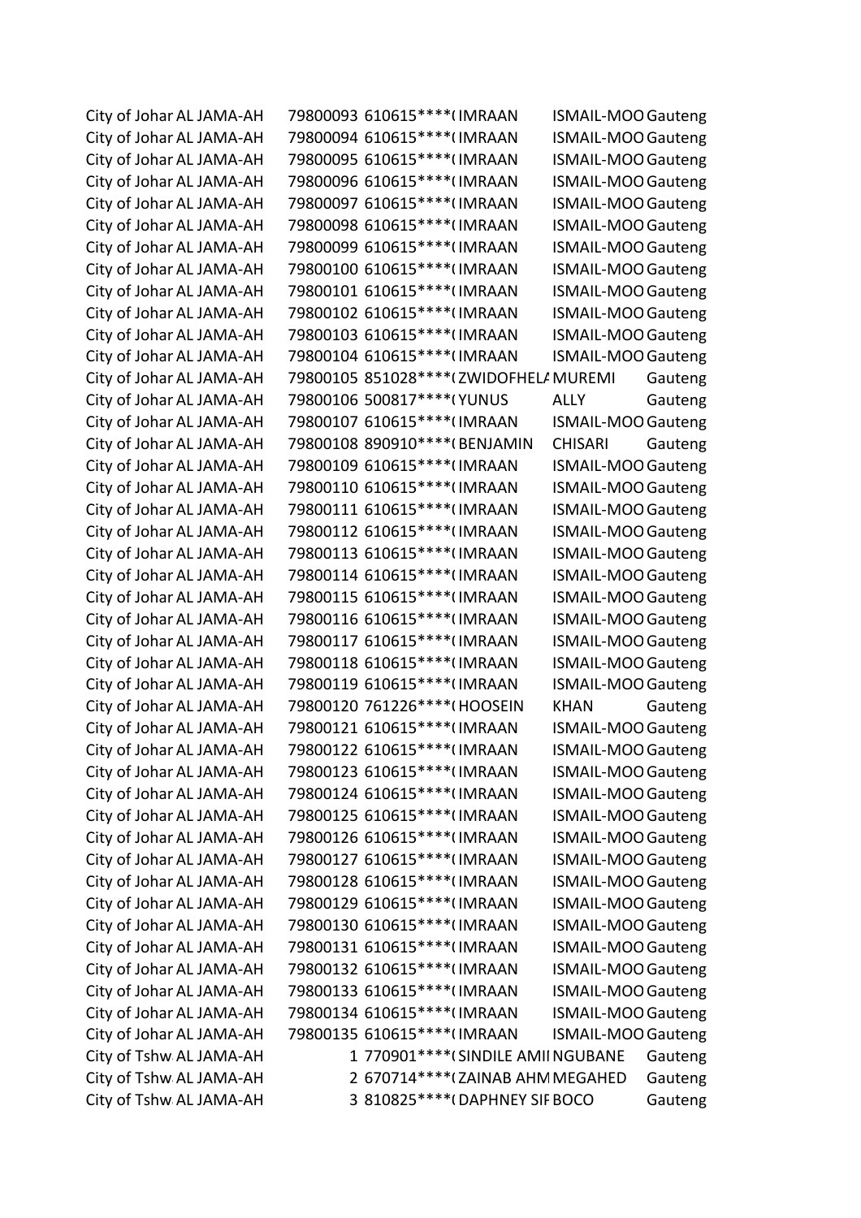| | | | | | | |
|---|---|---|---|---|---|---|
| City of Johar | AL JAMA-AH | 79800093 | 610615****( | IMRAAN | ISMAIL-MOO | Gauteng |
| City of Johar | AL JAMA-AH | 79800094 | 610615****( | IMRAAN | ISMAIL-MOO | Gauteng |
| City of Johar | AL JAMA-AH | 79800095 | 610615****( | IMRAAN | ISMAIL-MOO | Gauteng |
| City of Johar | AL JAMA-AH | 79800096 | 610615****( | IMRAAN | ISMAIL-MOO | Gauteng |
| City of Johar | AL JAMA-AH | 79800097 | 610615****( | IMRAAN | ISMAIL-MOO | Gauteng |
| City of Johar | AL JAMA-AH | 79800098 | 610615****( | IMRAAN | ISMAIL-MOO | Gauteng |
| City of Johar | AL JAMA-AH | 79800099 | 610615****( | IMRAAN | ISMAIL-MOO | Gauteng |
| City of Johar | AL JAMA-AH | 79800100 | 610615****( | IMRAAN | ISMAIL-MOO | Gauteng |
| City of Johar | AL JAMA-AH | 79800101 | 610615****( | IMRAAN | ISMAIL-MOO | Gauteng |
| City of Johar | AL JAMA-AH | 79800102 | 610615****( | IMRAAN | ISMAIL-MOO | Gauteng |
| City of Johar | AL JAMA-AH | 79800103 | 610615****( | IMRAAN | ISMAIL-MOO | Gauteng |
| City of Johar | AL JAMA-AH | 79800104 | 610615****( | IMRAAN | ISMAIL-MOO | Gauteng |
| City of Johar | AL JAMA-AH | 79800105 | 851028****( | ZWIDOFHEL/ | MUREMI | Gauteng |
| City of Johar | AL JAMA-AH | 79800106 | 500817****( | YUNUS | ALLY | Gauteng |
| City of Johar | AL JAMA-AH | 79800107 | 610615****( | IMRAAN | ISMAIL-MOO | Gauteng |
| City of Johar | AL JAMA-AH | 79800108 | 890910****( | BENJAMIN | CHISARI | Gauteng |
| City of Johar | AL JAMA-AH | 79800109 | 610615****( | IMRAAN | ISMAIL-MOO | Gauteng |
| City of Johar | AL JAMA-AH | 79800110 | 610615****( | IMRAAN | ISMAIL-MOO | Gauteng |
| City of Johar | AL JAMA-AH | 79800111 | 610615****( | IMRAAN | ISMAIL-MOO | Gauteng |
| City of Johar | AL JAMA-AH | 79800112 | 610615****( | IMRAAN | ISMAIL-MOO | Gauteng |
| City of Johar | AL JAMA-AH | 79800113 | 610615****( | IMRAAN | ISMAIL-MOO | Gauteng |
| City of Johar | AL JAMA-AH | 79800114 | 610615****( | IMRAAN | ISMAIL-MOO | Gauteng |
| City of Johar | AL JAMA-AH | 79800115 | 610615****( | IMRAAN | ISMAIL-MOO | Gauteng |
| City of Johar | AL JAMA-AH | 79800116 | 610615****( | IMRAAN | ISMAIL-MOO | Gauteng |
| City of Johar | AL JAMA-AH | 79800117 | 610615****( | IMRAAN | ISMAIL-MOO | Gauteng |
| City of Johar | AL JAMA-AH | 79800118 | 610615****( | IMRAAN | ISMAIL-MOO | Gauteng |
| City of Johar | AL JAMA-AH | 79800119 | 610615****( | IMRAAN | ISMAIL-MOO | Gauteng |
| City of Johar | AL JAMA-AH | 79800120 | 761226****( | HOOSEIN | KHAN | Gauteng |
| City of Johar | AL JAMA-AH | 79800121 | 610615****( | IMRAAN | ISMAIL-MOO | Gauteng |
| City of Johar | AL JAMA-AH | 79800122 | 610615****( | IMRAAN | ISMAIL-MOO | Gauteng |
| City of Johar | AL JAMA-AH | 79800123 | 610615****( | IMRAAN | ISMAIL-MOO | Gauteng |
| City of Johar | AL JAMA-AH | 79800124 | 610615****( | IMRAAN | ISMAIL-MOO | Gauteng |
| City of Johar | AL JAMA-AH | 79800125 | 610615****( | IMRAAN | ISMAIL-MOO | Gauteng |
| City of Johar | AL JAMA-AH | 79800126 | 610615****( | IMRAAN | ISMAIL-MOO | Gauteng |
| City of Johar | AL JAMA-AH | 79800127 | 610615****( | IMRAAN | ISMAIL-MOO | Gauteng |
| City of Johar | AL JAMA-AH | 79800128 | 610615****( | IMRAAN | ISMAIL-MOO | Gauteng |
| City of Johar | AL JAMA-AH | 79800129 | 610615****( | IMRAAN | ISMAIL-MOO | Gauteng |
| City of Johar | AL JAMA-AH | 79800130 | 610615****( | IMRAAN | ISMAIL-MOO | Gauteng |
| City of Johar | AL JAMA-AH | 79800131 | 610615****( | IMRAAN | ISMAIL-MOO | Gauteng |
| City of Johar | AL JAMA-AH | 79800132 | 610615****( | IMRAAN | ISMAIL-MOO | Gauteng |
| City of Johar | AL JAMA-AH | 79800133 | 610615****( | IMRAAN | ISMAIL-MOO | Gauteng |
| City of Johar | AL JAMA-AH | 79800134 | 610615****( | IMRAAN | ISMAIL-MOO | Gauteng |
| City of Johar | AL JAMA-AH | 79800135 | 610615****( | IMRAAN | ISMAIL-MOO | Gauteng |
| City of Tshw | AL JAMA-AH | 1 | 770901****( | SINDILE AMI | NGUBANE | Gauteng |
| City of Tshw | AL JAMA-AH | 2 | 670714****( | ZAINAB AHM | MEGAHED | Gauteng |
| City of Tshw | AL JAMA-AH | 3 | 810825****( | DAPHNEY SIF | BOCO | Gauteng |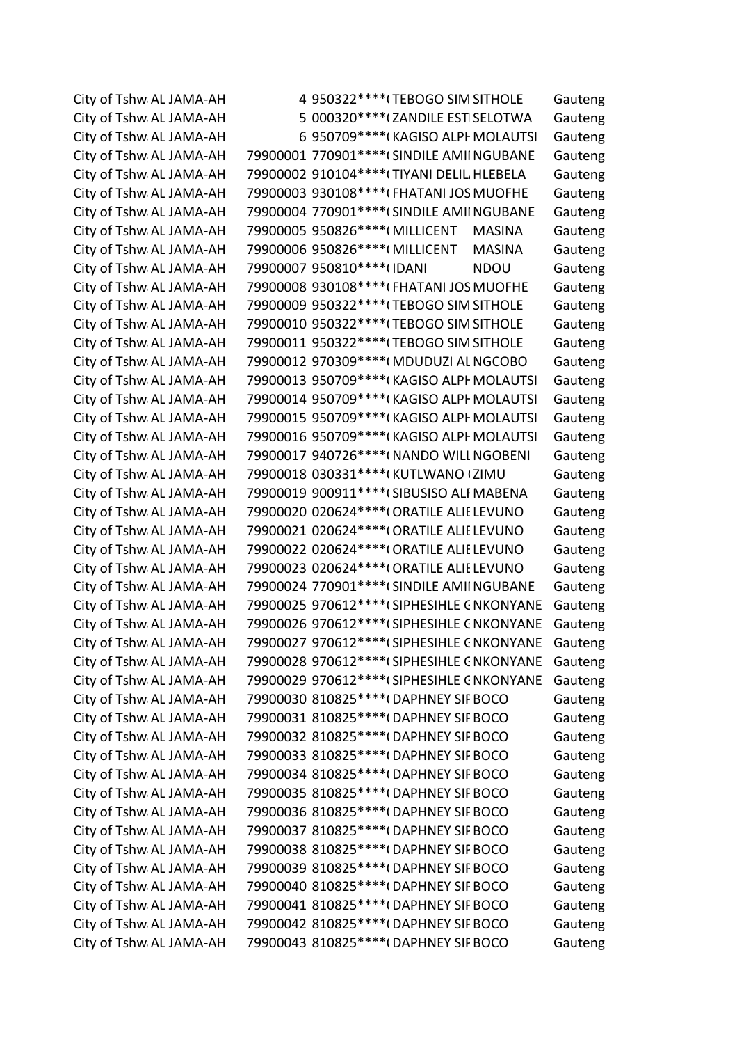| | | | | | | |
|---|---|---|---|---|---|---|
| City of Tshw | AL JAMA-AH | 4 | 950322****( | TEBOGO SIM | SITHOLE | Gauteng |
| City of Tshw | AL JAMA-AH | 5 | 000320****( | ZANDILE EST | SELOTWA | Gauteng |
| City of Tshw | AL JAMA-AH | 6 | 950709****( | KAGISO ALPH | MOLAUTSI | Gauteng |
| City of Tshw | AL JAMA-AH | 79900001 | 770901****( | SINDILE AMII | NGUBANE | Gauteng |
| City of Tshw | AL JAMA-AH | 79900002 | 910104****( | TIYANI DELIL | HLEBELA | Gauteng |
| City of Tshw | AL JAMA-AH | 79900003 | 930108****( | FHATANI JOS | MUOFHE | Gauteng |
| City of Tshw | AL JAMA-AH | 79900004 | 770901****( | SINDILE AMII | NGUBANE | Gauteng |
| City of Tshw | AL JAMA-AH | 79900005 | 950826****( | MILLICENT | MASINA | Gauteng |
| City of Tshw | AL JAMA-AH | 79900006 | 950826****( | MILLICENT | MASINA | Gauteng |
| City of Tshw | AL JAMA-AH | 79900007 | 950810****( | IDANI | NDOU | Gauteng |
| City of Tshw | AL JAMA-AH | 79900008 | 930108****( | FHATANI JOS | MUOFHE | Gauteng |
| City of Tshw | AL JAMA-AH | 79900009 | 950322****( | TEBOGO SIM | SITHOLE | Gauteng |
| City of Tshw | AL JAMA-AH | 79900010 | 950322****( | TEBOGO SIM | SITHOLE | Gauteng |
| City of Tshw | AL JAMA-AH | 79900011 | 950322****( | TEBOGO SIM | SITHOLE | Gauteng |
| City of Tshw | AL JAMA-AH | 79900012 | 970309****( | MDUDUZI AL | NGCOBO | Gauteng |
| City of Tshw | AL JAMA-AH | 79900013 | 950709****( | KAGISO ALPH | MOLAUTSI | Gauteng |
| City of Tshw | AL JAMA-AH | 79900014 | 950709****( | KAGISO ALPH | MOLAUTSI | Gauteng |
| City of Tshw | AL JAMA-AH | 79900015 | 950709****( | KAGISO ALPH | MOLAUTSI | Gauteng |
| City of Tshw | AL JAMA-AH | 79900016 | 950709****( | KAGISO ALPH | MOLAUTSI | Gauteng |
| City of Tshw | AL JAMA-AH | 79900017 | 940726****( | NANDO WILL | NGOBENI | Gauteng |
| City of Tshw | AL JAMA-AH | 79900018 | 030331****( | KUTLWANO ( | ZIMU | Gauteng |
| City of Tshw | AL JAMA-AH | 79900019 | 900911****( | SIBUSISO ALF | MABENA | Gauteng |
| City of Tshw | AL JAMA-AH | 79900020 | 020624****( | ORATILE ALIE | LEVUNO | Gauteng |
| City of Tshw | AL JAMA-AH | 79900021 | 020624****( | ORATILE ALIE | LEVUNO | Gauteng |
| City of Tshw | AL JAMA-AH | 79900022 | 020624****( | ORATILE ALIE | LEVUNO | Gauteng |
| City of Tshw | AL JAMA-AH | 79900023 | 020624****( | ORATILE ALIE | LEVUNO | Gauteng |
| City of Tshw | AL JAMA-AH | 79900024 | 770901****( | SINDILE AMII | NGUBANE | Gauteng |
| City of Tshw | AL JAMA-AH | 79900025 | 970612****( | SIPHESIHLE C | NKONYANE | Gauteng |
| City of Tshw | AL JAMA-AH | 79900026 | 970612****( | SIPHESIHLE C | NKONYANE | Gauteng |
| City of Tshw | AL JAMA-AH | 79900027 | 970612****( | SIPHESIHLE C | NKONYANE | Gauteng |
| City of Tshw | AL JAMA-AH | 79900028 | 970612****( | SIPHESIHLE C | NKONYANE | Gauteng |
| City of Tshw | AL JAMA-AH | 79900029 | 970612****( | SIPHESIHLE C | NKONYANE | Gauteng |
| City of Tshw | AL JAMA-AH | 79900030 | 810825****( | DAPHNEY SIF | BOCO | Gauteng |
| City of Tshw | AL JAMA-AH | 79900031 | 810825****( | DAPHNEY SIF | BOCO | Gauteng |
| City of Tshw | AL JAMA-AH | 79900032 | 810825****( | DAPHNEY SIF | BOCO | Gauteng |
| City of Tshw | AL JAMA-AH | 79900033 | 810825****( | DAPHNEY SIF | BOCO | Gauteng |
| City of Tshw | AL JAMA-AH | 79900034 | 810825****( | DAPHNEY SIF | BOCO | Gauteng |
| City of Tshw | AL JAMA-AH | 79900035 | 810825****( | DAPHNEY SIF | BOCO | Gauteng |
| City of Tshw | AL JAMA-AH | 79900036 | 810825****( | DAPHNEY SIF | BOCO | Gauteng |
| City of Tshw | AL JAMA-AH | 79900037 | 810825****( | DAPHNEY SIF | BOCO | Gauteng |
| City of Tshw | AL JAMA-AH | 79900038 | 810825****( | DAPHNEY SIF | BOCO | Gauteng |
| City of Tshw | AL JAMA-AH | 79900039 | 810825****( | DAPHNEY SIF | BOCO | Gauteng |
| City of Tshw | AL JAMA-AH | 79900040 | 810825****( | DAPHNEY SIF | BOCO | Gauteng |
| City of Tshw | AL JAMA-AH | 79900041 | 810825****( | DAPHNEY SIF | BOCO | Gauteng |
| City of Tshw | AL JAMA-AH | 79900042 | 810825****( | DAPHNEY SIF | BOCO | Gauteng |
| City of Tshw | AL JAMA-AH | 79900043 | 810825****( | DAPHNEY SIF | BOCO | Gauteng |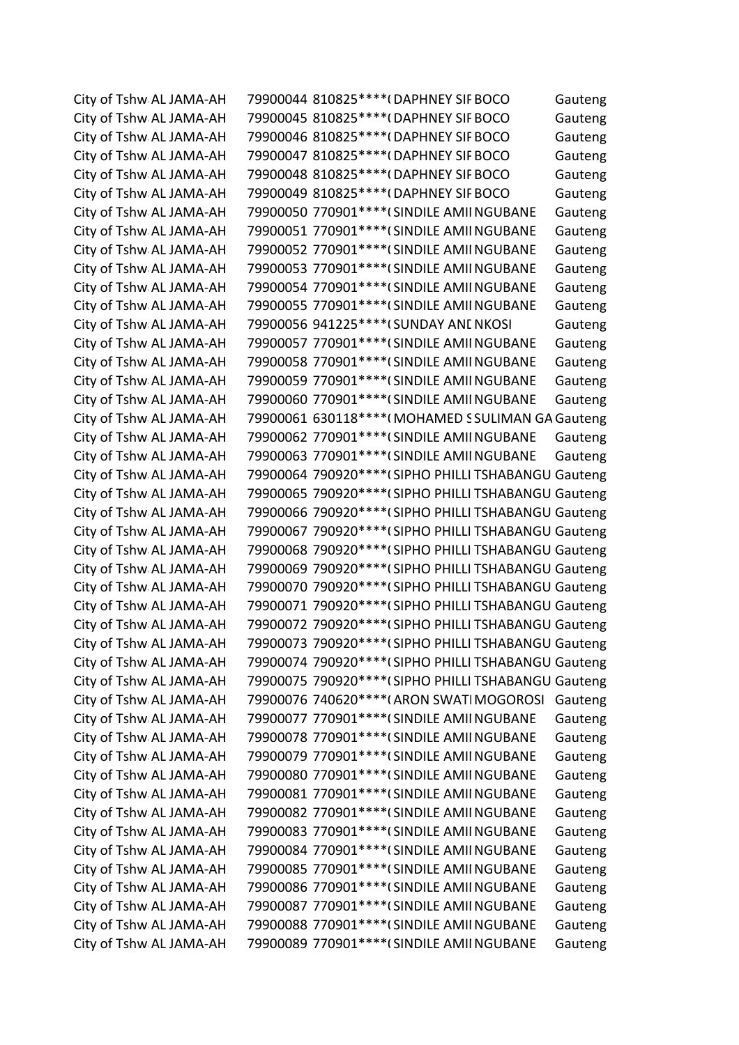| | | | | | | |
|---|---|---|---|---|---|---|
| City of Tshw | AL JAMA-AH | 79900044 | 810825****( | DAPHNEY SIF | BOCO | Gauteng |
| City of Tshw | AL JAMA-AH | 79900045 | 810825****( | DAPHNEY SIF | BOCO | Gauteng |
| City of Tshw | AL JAMA-AH | 79900046 | 810825****( | DAPHNEY SIF | BOCO | Gauteng |
| City of Tshw | AL JAMA-AH | 79900047 | 810825****( | DAPHNEY SIF | BOCO | Gauteng |
| City of Tshw | AL JAMA-AH | 79900048 | 810825****( | DAPHNEY SIF | BOCO | Gauteng |
| City of Tshw | AL JAMA-AH | 79900049 | 810825****( | DAPHNEY SIF | BOCO | Gauteng |
| City of Tshw | AL JAMA-AH | 79900050 | 770901****( | SINDILE AMII | NGUBANE | Gauteng |
| City of Tshw | AL JAMA-AH | 79900051 | 770901****( | SINDILE AMII | NGUBANE | Gauteng |
| City of Tshw | AL JAMA-AH | 79900052 | 770901****( | SINDILE AMII | NGUBANE | Gauteng |
| City of Tshw | AL JAMA-AH | 79900053 | 770901****( | SINDILE AMII | NGUBANE | Gauteng |
| City of Tshw | AL JAMA-AH | 79900054 | 770901****( | SINDILE AMII | NGUBANE | Gauteng |
| City of Tshw | AL JAMA-AH | 79900055 | 770901****( | SINDILE AMII | NGUBANE | Gauteng |
| City of Tshw | AL JAMA-AH | 79900056 | 941225****( | SUNDAY ANL | NKOSI | Gauteng |
| City of Tshw | AL JAMA-AH | 79900057 | 770901****( | SINDILE AMII | NGUBANE | Gauteng |
| City of Tshw | AL JAMA-AH | 79900058 | 770901****( | SINDILE AMII | NGUBANE | Gauteng |
| City of Tshw | AL JAMA-AH | 79900059 | 770901****( | SINDILE AMII | NGUBANE | Gauteng |
| City of Tshw | AL JAMA-AH | 79900060 | 770901****( | SINDILE AMII | NGUBANE | Gauteng |
| City of Tshw | AL JAMA-AH | 79900061 | 630118****( | MOHAMED S | SULIMAN GA | Gauteng |
| City of Tshw | AL JAMA-AH | 79900062 | 770901****( | SINDILE AMII | NGUBANE | Gauteng |
| City of Tshw | AL JAMA-AH | 79900063 | 770901****( | SINDILE AMII | NGUBANE | Gauteng |
| City of Tshw | AL JAMA-AH | 79900064 | 790920****( | SIPHO PHILLI | TSHABANGU | Gauteng |
| City of Tshw | AL JAMA-AH | 79900065 | 790920****( | SIPHO PHILLI | TSHABANGU | Gauteng |
| City of Tshw | AL JAMA-AH | 79900066 | 790920****( | SIPHO PHILLI | TSHABANGU | Gauteng |
| City of Tshw | AL JAMA-AH | 79900067 | 790920****( | SIPHO PHILLI | TSHABANGU | Gauteng |
| City of Tshw | AL JAMA-AH | 79900068 | 790920****( | SIPHO PHILLI | TSHABANGU | Gauteng |
| City of Tshw | AL JAMA-AH | 79900069 | 790920****( | SIPHO PHILLI | TSHABANGU | Gauteng |
| City of Tshw | AL JAMA-AH | 79900070 | 790920****( | SIPHO PHILLI | TSHABANGU | Gauteng |
| City of Tshw | AL JAMA-AH | 79900071 | 790920****( | SIPHO PHILLI | TSHABANGU | Gauteng |
| City of Tshw | AL JAMA-AH | 79900072 | 790920****( | SIPHO PHILLI | TSHABANGU | Gauteng |
| City of Tshw | AL JAMA-AH | 79900073 | 790920****( | SIPHO PHILLI | TSHABANGU | Gauteng |
| City of Tshw | AL JAMA-AH | 79900074 | 790920****( | SIPHO PHILLI | TSHABANGU | Gauteng |
| City of Tshw | AL JAMA-AH | 79900075 | 790920****( | SIPHO PHILLI | TSHABANGU | Gauteng |
| City of Tshw | AL JAMA-AH | 79900076 | 740620****( | ARON SWATI | MOGOROSI | Gauteng |
| City of Tshw | AL JAMA-AH | 79900077 | 770901****( | SINDILE AMII | NGUBANE | Gauteng |
| City of Tshw | AL JAMA-AH | 79900078 | 770901****( | SINDILE AMII | NGUBANE | Gauteng |
| City of Tshw | AL JAMA-AH | 79900079 | 770901****( | SINDILE AMII | NGUBANE | Gauteng |
| City of Tshw | AL JAMA-AH | 79900080 | 770901****( | SINDILE AMII | NGUBANE | Gauteng |
| City of Tshw | AL JAMA-AH | 79900081 | 770901****( | SINDILE AMII | NGUBANE | Gauteng |
| City of Tshw | AL JAMA-AH | 79900082 | 770901****( | SINDILE AMII | NGUBANE | Gauteng |
| City of Tshw | AL JAMA-AH | 79900083 | 770901****( | SINDILE AMII | NGUBANE | Gauteng |
| City of Tshw | AL JAMA-AH | 79900084 | 770901****( | SINDILE AMII | NGUBANE | Gauteng |
| City of Tshw | AL JAMA-AH | 79900085 | 770901****( | SINDILE AMII | NGUBANE | Gauteng |
| City of Tshw | AL JAMA-AH | 79900086 | 770901****( | SINDILE AMII | NGUBANE | Gauteng |
| City of Tshw | AL JAMA-AH | 79900087 | 770901****( | SINDILE AMII | NGUBANE | Gauteng |
| City of Tshw | AL JAMA-AH | 79900088 | 770901****( | SINDILE AMII | NGUBANE | Gauteng |
| City of Tshw | AL JAMA-AH | 79900089 | 770901****( | SINDILE AMII | NGUBANE | Gauteng |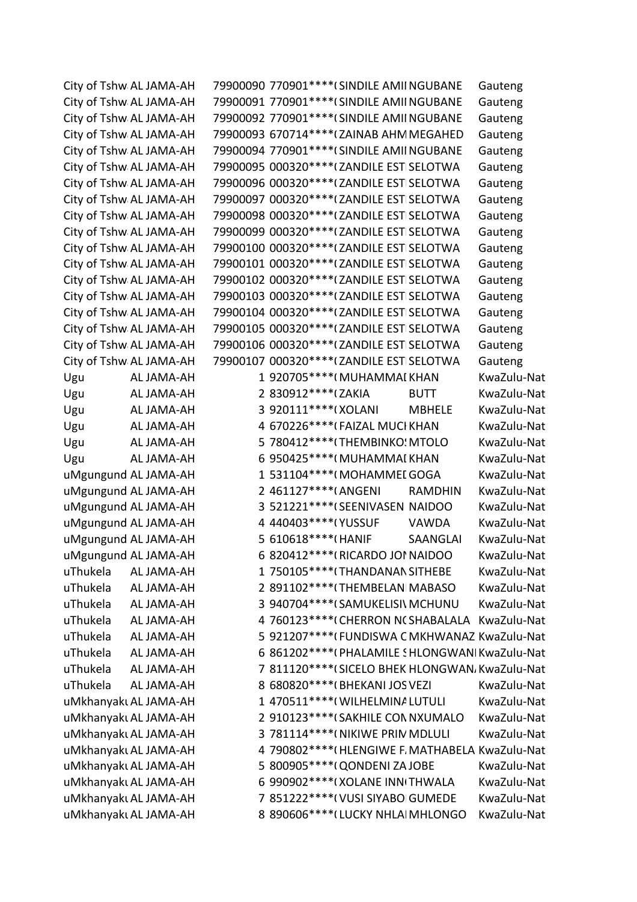| | | | | | | |
|---|---|---|---|---|---|---|
| City of Tshw | AL JAMA-AH | 79900090 | 770901****( | SINDILE AMII | NGUBANE | Gauteng |
| City of Tshw | AL JAMA-AH | 79900091 | 770901****( | SINDILE AMII | NGUBANE | Gauteng |
| City of Tshw | AL JAMA-AH | 79900092 | 770901****( | SINDILE AMII | NGUBANE | Gauteng |
| City of Tshw | AL JAMA-AH | 79900093 | 670714****( | ZAINAB AHM | MEGAHED | Gauteng |
| City of Tshw | AL JAMA-AH | 79900094 | 770901****( | SINDILE AMII | NGUBANE | Gauteng |
| City of Tshw | AL JAMA-AH | 79900095 | 000320****( | ZANDILE EST | SELOTWA | Gauteng |
| City of Tshw | AL JAMA-AH | 79900096 | 000320****( | ZANDILE EST | SELOTWA | Gauteng |
| City of Tshw | AL JAMA-AH | 79900097 | 000320****( | ZANDILE EST | SELOTWA | Gauteng |
| City of Tshw | AL JAMA-AH | 79900098 | 000320****( | ZANDILE EST | SELOTWA | Gauteng |
| City of Tshw | AL JAMA-AH | 79900099 | 000320****( | ZANDILE EST | SELOTWA | Gauteng |
| City of Tshw | AL JAMA-AH | 79900100 | 000320****( | ZANDILE EST | SELOTWA | Gauteng |
| City of Tshw | AL JAMA-AH | 79900101 | 000320****( | ZANDILE EST | SELOTWA | Gauteng |
| City of Tshw | AL JAMA-AH | 79900102 | 000320****( | ZANDILE EST | SELOTWA | Gauteng |
| City of Tshw | AL JAMA-AH | 79900103 | 000320****( | ZANDILE EST | SELOTWA | Gauteng |
| City of Tshw | AL JAMA-AH | 79900104 | 000320****( | ZANDILE EST | SELOTWA | Gauteng |
| City of Tshw | AL JAMA-AH | 79900105 | 000320****( | ZANDILE EST | SELOTWA | Gauteng |
| City of Tshw | AL JAMA-AH | 79900106 | 000320****( | ZANDILE EST | SELOTWA | Gauteng |
| City of Tshw | AL JAMA-AH | 79900107 | 000320****( | ZANDILE EST | SELOTWA | Gauteng |
| Ugu | AL JAMA-AH | 1 | 920705****( | MUHAMMAI | KHAN | KwaZulu-Nat |
| Ugu | AL JAMA-AH | 2 | 830912****( | ZAKIA | BUTT | KwaZulu-Nat |
| Ugu | AL JAMA-AH | 3 | 920111****( | XOLANI | MBHELE | KwaZulu-Nat |
| Ugu | AL JAMA-AH | 4 | 670226****( | FAIZAL MUCI | KHAN | KwaZulu-Nat |
| Ugu | AL JAMA-AH | 5 | 780412****( | THEMBINKO! | MTOLO | KwaZulu-Nat |
| Ugu | AL JAMA-AH | 6 | 950425****( | MUHAMMAI | KHAN | KwaZulu-Nat |
| uMgungund | AL JAMA-AH | 1 | 531104****( | MOHAMMEI | GOGA | KwaZulu-Nat |
| uMgungund | AL JAMA-AH | 2 | 461127****( | ANGENI | RAMDHIN | KwaZulu-Nat |
| uMgungund | AL JAMA-AH | 3 | 521221****( | SEENIVASEN | NAIDOO | KwaZulu-Nat |
| uMgungund | AL JAMA-AH | 4 | 440403****( | YUSSUF | VAWDA | KwaZulu-Nat |
| uMgungund | AL JAMA-AH | 5 | 610618****( | HANIF | SAANGLAI | KwaZulu-Nat |
| uMgungund | AL JAMA-AH | 6 | 820412****( | RICARDO JOI | NAIDOO | KwaZulu-Nat |
| uThukela | AL JAMA-AH | 1 | 750105****( | THANDANAN | SITHEBE | KwaZulu-Nat |
| uThukela | AL JAMA-AH | 2 | 891102****( | THEMBELANI | MABASO | KwaZulu-Nat |
| uThukela | AL JAMA-AH | 3 | 940704****( | SAMUKELISI\ | MCHUNU | KwaZulu-Nat |
| uThukela | AL JAMA-AH | 4 | 760123****( | CHERRON N( | SHABALALA | KwaZulu-Nat |
| uThukela | AL JAMA-AH | 5 | 921207****( | FUNDISWA C | MKHWANAZ | KwaZulu-Nat |
| uThukela | AL JAMA-AH | 6 | 861202****( | PHALAMILE S | HLONGWANI | KwaZulu-Nat |
| uThukela | AL JAMA-AH | 7 | 811120****( | SICELO BHEK | HLONGWAN/ | KwaZulu-Nat |
| uThukela | AL JAMA-AH | 8 | 680820****( | BHEKANI JOS | VEZI | KwaZulu-Nat |
| uMkhanyaku | AL JAMA-AH | 1 | 470511****( | WILHELMINA | LUTULI | KwaZulu-Nat |
| uMkhanyaku | AL JAMA-AH | 2 | 910123****( | SAKHILE CON | NXUMALO | KwaZulu-Nat |
| uMkhanyaku | AL JAMA-AH | 3 | 781114****( | NIKIWE PRIM | MDLULI | KwaZulu-Nat |
| uMkhanyaku | AL JAMA-AH | 4 | 790802****( | HLENGIWE F. | MATHABELA | KwaZulu-Nat |
| uMkhanyaku | AL JAMA-AH | 5 | 800905****( | QONDENI ZA | JOBE | KwaZulu-Nat |
| uMkhanyaku | AL JAMA-AH | 6 | 990902****( | XOLANE INN( | THWALA | KwaZulu-Nat |
| uMkhanyaku | AL JAMA-AH | 7 | 851222****( | VUSI SIYABO | GUMEDE | KwaZulu-Nat |
| uMkhanyaku | AL JAMA-AH | 8 | 890606****( | LUCKY NHLAI | MHLONGO | KwaZulu-Nat |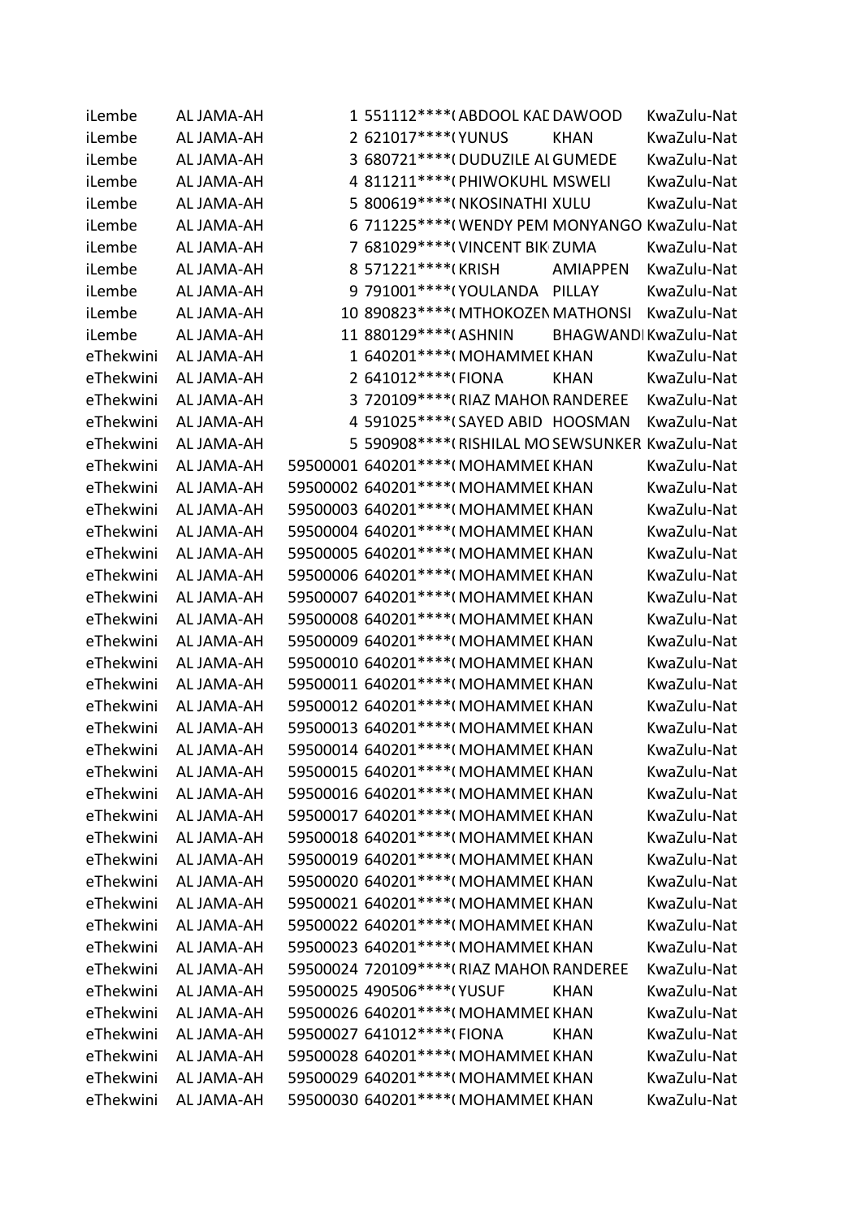| | | | | | | |
|---|---|---|---|---|---|---|
| iLembe | AL JAMA-AH | 1 | 551112****( | ABDOOL KAD | DAWOOD | KwaZulu-Nat |
| iLembe | AL JAMA-AH | 2 | 621017****( | YUNUS | KHAN | KwaZulu-Nat |
| iLembe | AL JAMA-AH | 3 | 680721****( | DUDUZILE AL | GUMEDE | KwaZulu-Nat |
| iLembe | AL JAMA-AH | 4 | 811211****( | PHIWOKUHL | MSWELI | KwaZulu-Nat |
| iLembe | AL JAMA-AH | 5 | 800619****( | NKOSINATHI | XULU | KwaZulu-Nat |
| iLembe | AL JAMA-AH | 6 | 711225****( | WENDY PEM | MONYANGO | KwaZulu-Nat |
| iLembe | AL JAMA-AH | 7 | 681029****( | VINCENT BIK | ZUMA | KwaZulu-Nat |
| iLembe | AL JAMA-AH | 8 | 571221****( | KRISH | AMIAPPEN | KwaZulu-Nat |
| iLembe | AL JAMA-AH | 9 | 791001****( | YOULANDA | PILLAY | KwaZulu-Nat |
| iLembe | AL JAMA-AH | 10 | 890823****( | MTHOKOZEN | MATHONSI | KwaZulu-Nat |
| iLembe | AL JAMA-AH | 11 | 880129****( | ASHNIN | BHAGWANDI | KwaZulu-Nat |
| eThekwini | AL JAMA-AH | 1 | 640201****( | MOHAMMEI | KHAN | KwaZulu-Nat |
| eThekwini | AL JAMA-AH | 2 | 641012****( | FIONA | KHAN | KwaZulu-Nat |
| eThekwini | AL JAMA-AH | 3 | 720109****( | RIAZ MAHON | RANDEREE | KwaZulu-Nat |
| eThekwini | AL JAMA-AH | 4 | 591025****( | SAYED ABID | HOOSMAN | KwaZulu-Nat |
| eThekwini | AL JAMA-AH | 5 | 590908****( | RISHILAL MO | SEWSUNKER | KwaZulu-Nat |
| eThekwini | AL JAMA-AH | 59500001 | 640201****( | MOHAMMEI | KHAN | KwaZulu-Nat |
| eThekwini | AL JAMA-AH | 59500002 | 640201****( | MOHAMMEI | KHAN | KwaZulu-Nat |
| eThekwini | AL JAMA-AH | 59500003 | 640201****( | MOHAMMEI | KHAN | KwaZulu-Nat |
| eThekwini | AL JAMA-AH | 59500004 | 640201****( | MOHAMMEI | KHAN | KwaZulu-Nat |
| eThekwini | AL JAMA-AH | 59500005 | 640201****( | MOHAMMEI | KHAN | KwaZulu-Nat |
| eThekwini | AL JAMA-AH | 59500006 | 640201****( | MOHAMMEI | KHAN | KwaZulu-Nat |
| eThekwini | AL JAMA-AH | 59500007 | 640201****( | MOHAMMEI | KHAN | KwaZulu-Nat |
| eThekwini | AL JAMA-AH | 59500008 | 640201****( | MOHAMMEI | KHAN | KwaZulu-Nat |
| eThekwini | AL JAMA-AH | 59500009 | 640201****( | MOHAMMEI | KHAN | KwaZulu-Nat |
| eThekwini | AL JAMA-AH | 59500010 | 640201****( | MOHAMMEI | KHAN | KwaZulu-Nat |
| eThekwini | AL JAMA-AH | 59500011 | 640201****( | MOHAMMEI | KHAN | KwaZulu-Nat |
| eThekwini | AL JAMA-AH | 59500012 | 640201****( | MOHAMMEI | KHAN | KwaZulu-Nat |
| eThekwini | AL JAMA-AH | 59500013 | 640201****( | MOHAMMEI | KHAN | KwaZulu-Nat |
| eThekwini | AL JAMA-AH | 59500014 | 640201****( | MOHAMMEI | KHAN | KwaZulu-Nat |
| eThekwini | AL JAMA-AH | 59500015 | 640201****( | MOHAMMEI | KHAN | KwaZulu-Nat |
| eThekwini | AL JAMA-AH | 59500016 | 640201****( | MOHAMMEI | KHAN | KwaZulu-Nat |
| eThekwini | AL JAMA-AH | 59500017 | 640201****( | MOHAMMEI | KHAN | KwaZulu-Nat |
| eThekwini | AL JAMA-AH | 59500018 | 640201****( | MOHAMMEI | KHAN | KwaZulu-Nat |
| eThekwini | AL JAMA-AH | 59500019 | 640201****( | MOHAMMEI | KHAN | KwaZulu-Nat |
| eThekwini | AL JAMA-AH | 59500020 | 640201****( | MOHAMMEI | KHAN | KwaZulu-Nat |
| eThekwini | AL JAMA-AH | 59500021 | 640201****( | MOHAMMEI | KHAN | KwaZulu-Nat |
| eThekwini | AL JAMA-AH | 59500022 | 640201****( | MOHAMMEI | KHAN | KwaZulu-Nat |
| eThekwini | AL JAMA-AH | 59500023 | 640201****( | MOHAMMEI | KHAN | KwaZulu-Nat |
| eThekwini | AL JAMA-AH | 59500024 | 720109****( | RIAZ MAHON | RANDEREE | KwaZulu-Nat |
| eThekwini | AL JAMA-AH | 59500025 | 490506****( | YUSUF | KHAN | KwaZulu-Nat |
| eThekwini | AL JAMA-AH | 59500026 | 640201****( | MOHAMMEI | KHAN | KwaZulu-Nat |
| eThekwini | AL JAMA-AH | 59500027 | 641012****( | FIONA | KHAN | KwaZulu-Nat |
| eThekwini | AL JAMA-AH | 59500028 | 640201****( | MOHAMMEI | KHAN | KwaZulu-Nat |
| eThekwini | AL JAMA-AH | 59500029 | 640201****( | MOHAMMEI | KHAN | KwaZulu-Nat |
| eThekwini | AL JAMA-AH | 59500030 | 640201****( | MOHAMMEI | KHAN | KwaZulu-Nat |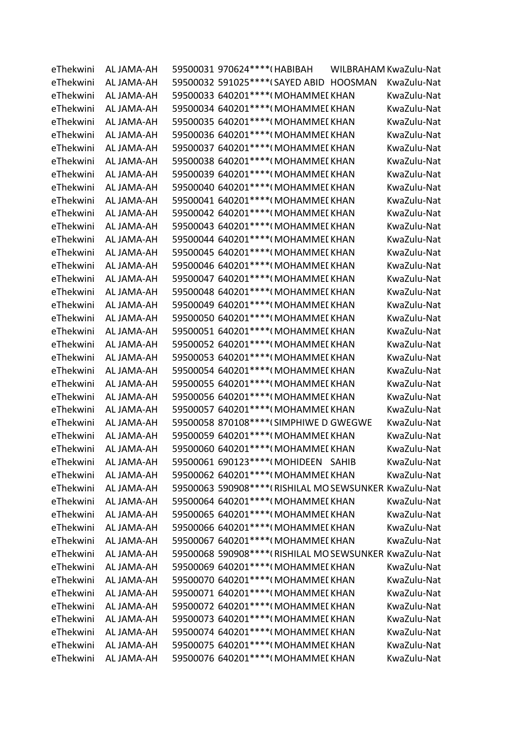| | | | | | | |
|---|---|---|---|---|---|---|
| eThekwini | AL JAMA-AH | 59500031 | 970624****( | HABIBAH | WILBRAHAM | KwaZulu-Nat |
| eThekwini | AL JAMA-AH | 59500032 | 591025****( | SAYED ABID | HOOSMAN | KwaZulu-Nat |
| eThekwini | AL JAMA-AH | 59500033 | 640201****( | MOHAMMEI | KHAN | KwaZulu-Nat |
| eThekwini | AL JAMA-AH | 59500034 | 640201****( | MOHAMMEI | KHAN | KwaZulu-Nat |
| eThekwini | AL JAMA-AH | 59500035 | 640201****( | MOHAMMEI | KHAN | KwaZulu-Nat |
| eThekwini | AL JAMA-AH | 59500036 | 640201****( | MOHAMMEI | KHAN | KwaZulu-Nat |
| eThekwini | AL JAMA-AH | 59500037 | 640201****( | MOHAMMEI | KHAN | KwaZulu-Nat |
| eThekwini | AL JAMA-AH | 59500038 | 640201****( | MOHAMMEI | KHAN | KwaZulu-Nat |
| eThekwini | AL JAMA-AH | 59500039 | 640201****( | MOHAMMEI | KHAN | KwaZulu-Nat |
| eThekwini | AL JAMA-AH | 59500040 | 640201****( | MOHAMMEI | KHAN | KwaZulu-Nat |
| eThekwini | AL JAMA-AH | 59500041 | 640201****( | MOHAMMEI | KHAN | KwaZulu-Nat |
| eThekwini | AL JAMA-AH | 59500042 | 640201****( | MOHAMMEI | KHAN | KwaZulu-Nat |
| eThekwini | AL JAMA-AH | 59500043 | 640201****( | MOHAMMEI | KHAN | KwaZulu-Nat |
| eThekwini | AL JAMA-AH | 59500044 | 640201****( | MOHAMMEI | KHAN | KwaZulu-Nat |
| eThekwini | AL JAMA-AH | 59500045 | 640201****( | MOHAMMEI | KHAN | KwaZulu-Nat |
| eThekwini | AL JAMA-AH | 59500046 | 640201****( | MOHAMMEI | KHAN | KwaZulu-Nat |
| eThekwini | AL JAMA-AH | 59500047 | 640201****( | MOHAMMEI | KHAN | KwaZulu-Nat |
| eThekwini | AL JAMA-AH | 59500048 | 640201****( | MOHAMMEI | KHAN | KwaZulu-Nat |
| eThekwini | AL JAMA-AH | 59500049 | 640201****( | MOHAMMEI | KHAN | KwaZulu-Nat |
| eThekwini | AL JAMA-AH | 59500050 | 640201****( | MOHAMMEI | KHAN | KwaZulu-Nat |
| eThekwini | AL JAMA-AH | 59500051 | 640201****( | MOHAMMEI | KHAN | KwaZulu-Nat |
| eThekwini | AL JAMA-AH | 59500052 | 640201****( | MOHAMMEI | KHAN | KwaZulu-Nat |
| eThekwini | AL JAMA-AH | 59500053 | 640201****( | MOHAMMEI | KHAN | KwaZulu-Nat |
| eThekwini | AL JAMA-AH | 59500054 | 640201****( | MOHAMMEI | KHAN | KwaZulu-Nat |
| eThekwini | AL JAMA-AH | 59500055 | 640201****( | MOHAMMEI | KHAN | KwaZulu-Nat |
| eThekwini | AL JAMA-AH | 59500056 | 640201****( | MOHAMMEI | KHAN | KwaZulu-Nat |
| eThekwini | AL JAMA-AH | 59500057 | 640201****( | MOHAMMEI | KHAN | KwaZulu-Nat |
| eThekwini | AL JAMA-AH | 59500058 | 870108****( | SIMPHIWE D | GWEGWE | KwaZulu-Nat |
| eThekwini | AL JAMA-AH | 59500059 | 640201****( | MOHAMMEI | KHAN | KwaZulu-Nat |
| eThekwini | AL JAMA-AH | 59500060 | 640201****( | MOHAMMEI | KHAN | KwaZulu-Nat |
| eThekwini | AL JAMA-AH | 59500061 | 690123****( | MOHIDEEN | SAHIB | KwaZulu-Nat |
| eThekwini | AL JAMA-AH | 59500062 | 640201****( | MOHAMMEI | KHAN | KwaZulu-Nat |
| eThekwini | AL JAMA-AH | 59500063 | 590908****( | RISHILAL MO | SEWSUNKER | KwaZulu-Nat |
| eThekwini | AL JAMA-AH | 59500064 | 640201****( | MOHAMMEI | KHAN | KwaZulu-Nat |
| eThekwini | AL JAMA-AH | 59500065 | 640201****( | MOHAMMEI | KHAN | KwaZulu-Nat |
| eThekwini | AL JAMA-AH | 59500066 | 640201****( | MOHAMMEI | KHAN | KwaZulu-Nat |
| eThekwini | AL JAMA-AH | 59500067 | 640201****( | MOHAMMEI | KHAN | KwaZulu-Nat |
| eThekwini | AL JAMA-AH | 59500068 | 590908****( | RISHILAL MO | SEWSUNKER | KwaZulu-Nat |
| eThekwini | AL JAMA-AH | 59500069 | 640201****( | MOHAMMEI | KHAN | KwaZulu-Nat |
| eThekwini | AL JAMA-AH | 59500070 | 640201****( | MOHAMMEI | KHAN | KwaZulu-Nat |
| eThekwini | AL JAMA-AH | 59500071 | 640201****( | MOHAMMEI | KHAN | KwaZulu-Nat |
| eThekwini | AL JAMA-AH | 59500072 | 640201****( | MOHAMMEI | KHAN | KwaZulu-Nat |
| eThekwini | AL JAMA-AH | 59500073 | 640201****( | MOHAMMEI | KHAN | KwaZulu-Nat |
| eThekwini | AL JAMA-AH | 59500074 | 640201****( | MOHAMMEI | KHAN | KwaZulu-Nat |
| eThekwini | AL JAMA-AH | 59500075 | 640201****( | MOHAMMEI | KHAN | KwaZulu-Nat |
| eThekwini | AL JAMA-AH | 59500076 | 640201****( | MOHAMMEI | KHAN | KwaZulu-Nat |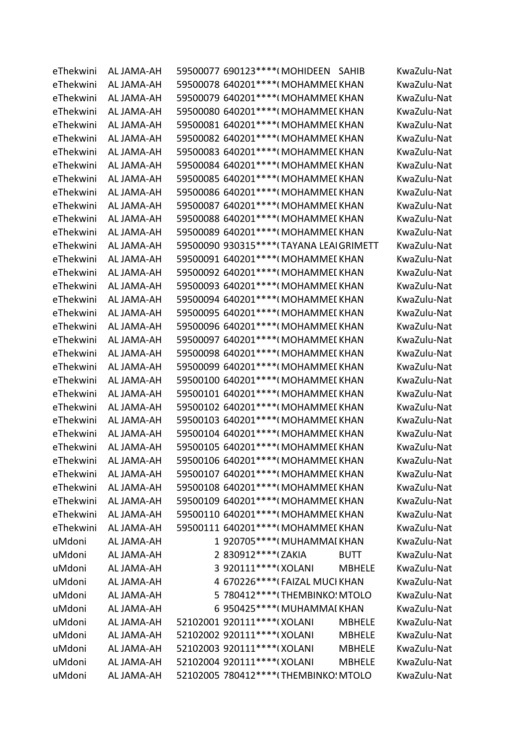| | | | | | | |
|---|---|---|---|---|---|---|
| eThekwini | AL JAMA-AH | 59500077 | 690123****( | MOHIDEEN | SAHIB | KwaZulu-Nat |
| eThekwini | AL JAMA-AH | 59500078 | 640201****( | MOHAMMEI | KHAN | KwaZulu-Nat |
| eThekwini | AL JAMA-AH | 59500079 | 640201****( | MOHAMMEI | KHAN | KwaZulu-Nat |
| eThekwini | AL JAMA-AH | 59500080 | 640201****( | MOHAMMEI | KHAN | KwaZulu-Nat |
| eThekwini | AL JAMA-AH | 59500081 | 640201****( | MOHAMMEI | KHAN | KwaZulu-Nat |
| eThekwini | AL JAMA-AH | 59500082 | 640201****( | MOHAMMEI | KHAN | KwaZulu-Nat |
| eThekwini | AL JAMA-AH | 59500083 | 640201****( | MOHAMMEI | KHAN | KwaZulu-Nat |
| eThekwini | AL JAMA-AH | 59500084 | 640201****( | MOHAMMEI | KHAN | KwaZulu-Nat |
| eThekwini | AL JAMA-AH | 59500085 | 640201****( | MOHAMMEI | KHAN | KwaZulu-Nat |
| eThekwini | AL JAMA-AH | 59500086 | 640201****( | MOHAMMEI | KHAN | KwaZulu-Nat |
| eThekwini | AL JAMA-AH | 59500087 | 640201****( | MOHAMMEI | KHAN | KwaZulu-Nat |
| eThekwini | AL JAMA-AH | 59500088 | 640201****( | MOHAMMEI | KHAN | KwaZulu-Nat |
| eThekwini | AL JAMA-AH | 59500089 | 640201****( | MOHAMMEI | KHAN | KwaZulu-Nat |
| eThekwini | AL JAMA-AH | 59500090 | 930315****( | TAYANA LEAI | GRIMETT | KwaZulu-Nat |
| eThekwini | AL JAMA-AH | 59500091 | 640201****( | MOHAMMEI | KHAN | KwaZulu-Nat |
| eThekwini | AL JAMA-AH | 59500092 | 640201****( | MOHAMMEI | KHAN | KwaZulu-Nat |
| eThekwini | AL JAMA-AH | 59500093 | 640201****( | MOHAMMEI | KHAN | KwaZulu-Nat |
| eThekwini | AL JAMA-AH | 59500094 | 640201****( | MOHAMMEI | KHAN | KwaZulu-Nat |
| eThekwini | AL JAMA-AH | 59500095 | 640201****( | MOHAMMEI | KHAN | KwaZulu-Nat |
| eThekwini | AL JAMA-AH | 59500096 | 640201****( | MOHAMMEI | KHAN | KwaZulu-Nat |
| eThekwini | AL JAMA-AH | 59500097 | 640201****( | MOHAMMEI | KHAN | KwaZulu-Nat |
| eThekwini | AL JAMA-AH | 59500098 | 640201****( | MOHAMMEI | KHAN | KwaZulu-Nat |
| eThekwini | AL JAMA-AH | 59500099 | 640201****( | MOHAMMEI | KHAN | KwaZulu-Nat |
| eThekwini | AL JAMA-AH | 59500100 | 640201****( | MOHAMMEI | KHAN | KwaZulu-Nat |
| eThekwini | AL JAMA-AH | 59500101 | 640201****( | MOHAMMEI | KHAN | KwaZulu-Nat |
| eThekwini | AL JAMA-AH | 59500102 | 640201****( | MOHAMMEI | KHAN | KwaZulu-Nat |
| eThekwini | AL JAMA-AH | 59500103 | 640201****( | MOHAMMEI | KHAN | KwaZulu-Nat |
| eThekwini | AL JAMA-AH | 59500104 | 640201****( | MOHAMMEI | KHAN | KwaZulu-Nat |
| eThekwini | AL JAMA-AH | 59500105 | 640201****( | MOHAMMEI | KHAN | KwaZulu-Nat |
| eThekwini | AL JAMA-AH | 59500106 | 640201****( | MOHAMMEI | KHAN | KwaZulu-Nat |
| eThekwini | AL JAMA-AH | 59500107 | 640201****( | MOHAMMEI | KHAN | KwaZulu-Nat |
| eThekwini | AL JAMA-AH | 59500108 | 640201****( | MOHAMMEI | KHAN | KwaZulu-Nat |
| eThekwini | AL JAMA-AH | 59500109 | 640201****( | MOHAMMEI | KHAN | KwaZulu-Nat |
| eThekwini | AL JAMA-AH | 59500110 | 640201****( | MOHAMMEI | KHAN | KwaZulu-Nat |
| eThekwini | AL JAMA-AH | 59500111 | 640201****( | MOHAMMEI | KHAN | KwaZulu-Nat |
| uMdoni | AL JAMA-AH | 1 | 920705****( | MUHAMMAI | KHAN | KwaZulu-Nat |
| uMdoni | AL JAMA-AH | 2 | 830912****( | ZAKIA | BUTT | KwaZulu-Nat |
| uMdoni | AL JAMA-AH | 3 | 920111****( | XOLANI | MBHELE | KwaZulu-Nat |
| uMdoni | AL JAMA-AH | 4 | 670226****( | FAIZAL MUCI | KHAN | KwaZulu-Nat |
| uMdoni | AL JAMA-AH | 5 | 780412****( | THEMBINKO! | MTOLO | KwaZulu-Nat |
| uMdoni | AL JAMA-AH | 6 | 950425****( | MUHAMMAI | KHAN | KwaZulu-Nat |
| uMdoni | AL JAMA-AH | 52102001 | 920111****( | XOLANI | MBHELE | KwaZulu-Nat |
| uMdoni | AL JAMA-AH | 52102002 | 920111****( | XOLANI | MBHELE | KwaZulu-Nat |
| uMdoni | AL JAMA-AH | 52102003 | 920111****( | XOLANI | MBHELE | KwaZulu-Nat |
| uMdoni | AL JAMA-AH | 52102004 | 920111****( | XOLANI | MBHELE | KwaZulu-Nat |
| uMdoni | AL JAMA-AH | 52102005 | 780412****( | THEMBINKO! | MTOLO | KwaZulu-Nat |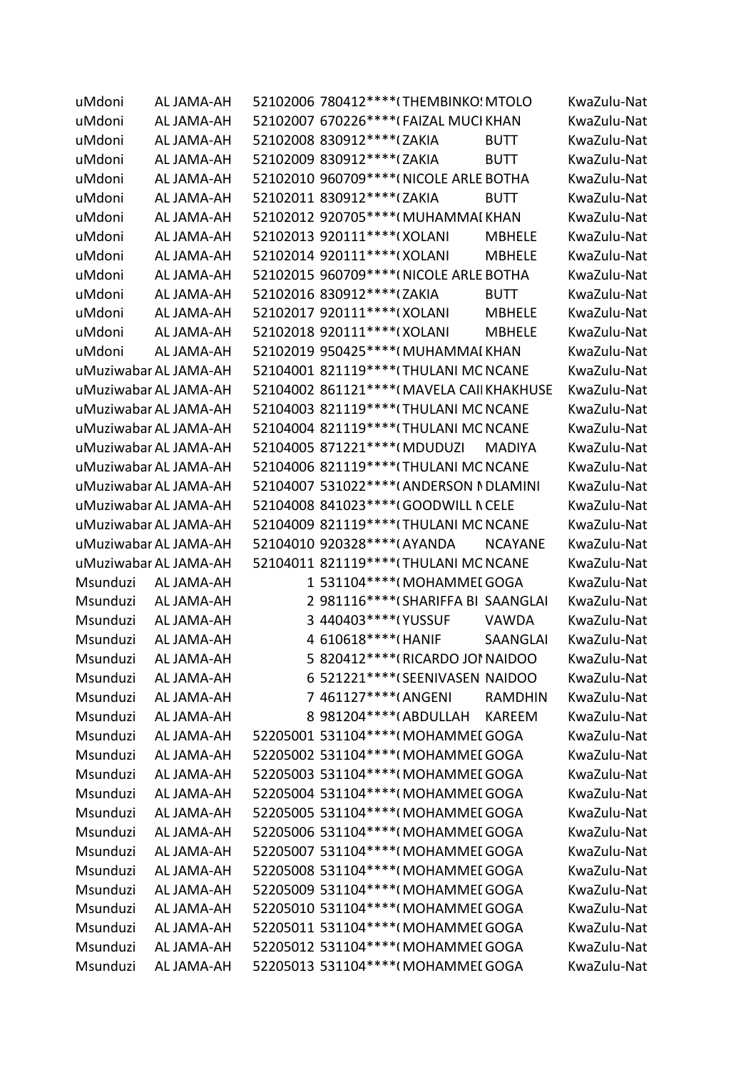| | | | | | | |
|---|---|---|---|---|---|---|
| uMdoni | AL JAMA-AH | 52102006 | 780412****( | THEMBINKO! | MTOLO | KwaZulu-Nat |
| uMdoni | AL JAMA-AH | 52102007 | 670226****( | FAIZAL MUCI | KHAN | KwaZulu-Nat |
| uMdoni | AL JAMA-AH | 52102008 | 830912****( | ZAKIA | BUTT | KwaZulu-Nat |
| uMdoni | AL JAMA-AH | 52102009 | 830912****( | ZAKIA | BUTT | KwaZulu-Nat |
| uMdoni | AL JAMA-AH | 52102010 | 960709****( | NICOLE ARLE | BOTHA | KwaZulu-Nat |
| uMdoni | AL JAMA-AH | 52102011 | 830912****( | ZAKIA | BUTT | KwaZulu-Nat |
| uMdoni | AL JAMA-AH | 52102012 | 920705****( | MUHAMMAI | KHAN | KwaZulu-Nat |
| uMdoni | AL JAMA-AH | 52102013 | 920111****( | XOLANI | MBHELE | KwaZulu-Nat |
| uMdoni | AL JAMA-AH | 52102014 | 920111****( | XOLANI | MBHELE | KwaZulu-Nat |
| uMdoni | AL JAMA-AH | 52102015 | 960709****( | NICOLE ARLE | BOTHA | KwaZulu-Nat |
| uMdoni | AL JAMA-AH | 52102016 | 830912****( | ZAKIA | BUTT | KwaZulu-Nat |
| uMdoni | AL JAMA-AH | 52102017 | 920111****( | XOLANI | MBHELE | KwaZulu-Nat |
| uMdoni | AL JAMA-AH | 52102018 | 920111****( | XOLANI | MBHELE | KwaZulu-Nat |
| uMdoni | AL JAMA-AH | 52102019 | 950425****( | MUHAMMAI | KHAN | KwaZulu-Nat |
| uMuziwabar | AL JAMA-AH | 52104001 | 821119****( | THULANI MC | NCANE | KwaZulu-Nat |
| uMuziwabar | AL JAMA-AH | 52104002 | 861121****( | MAVELA CAII | KHAKHUSE | KwaZulu-Nat |
| uMuziwabar | AL JAMA-AH | 52104003 | 821119****( | THULANI MC | NCANE | KwaZulu-Nat |
| uMuziwabar | AL JAMA-AH | 52104004 | 821119****( | THULANI MC | NCANE | KwaZulu-Nat |
| uMuziwabar | AL JAMA-AH | 52104005 | 871221****( | MDUDUZI | MADIYA | KwaZulu-Nat |
| uMuziwabar | AL JAMA-AH | 52104006 | 821119****( | THULANI MC | NCANE | KwaZulu-Nat |
| uMuziwabar | AL JAMA-AH | 52104007 | 531022****( | ANDERSON N | DLAMINI | KwaZulu-Nat |
| uMuziwabar | AL JAMA-AH | 52104008 | 841023****( | GOODWILL N | CELE | KwaZulu-Nat |
| uMuziwabar | AL JAMA-AH | 52104009 | 821119****( | THULANI MC | NCANE | KwaZulu-Nat |
| uMuziwabar | AL JAMA-AH | 52104010 | 920328****( | AYANDA | NCAYANE | KwaZulu-Nat |
| uMuziwabar | AL JAMA-AH | 52104011 | 821119****( | THULANI MC | NCANE | KwaZulu-Nat |
| Msunduzi | AL JAMA-AH | 1 | 531104****( | MOHAMMEI | GOGA | KwaZulu-Nat |
| Msunduzi | AL JAMA-AH | 2 | 981116****( | SHARIFFA BI | SAANGLAI | KwaZulu-Nat |
| Msunduzi | AL JAMA-AH | 3 | 440403****( | YUSSUF | VAWDA | KwaZulu-Nat |
| Msunduzi | AL JAMA-AH | 4 | 610618****( | HANIF | SAANGLAI | KwaZulu-Nat |
| Msunduzi | AL JAMA-AH | 5 | 820412****( | RICARDO JOI | NAIDOO | KwaZulu-Nat |
| Msunduzi | AL JAMA-AH | 6 | 521221****( | SEENIVASEN | NAIDOO | KwaZulu-Nat |
| Msunduzi | AL JAMA-AH | 7 | 461127****( | ANGENI | RAMDHIN | KwaZulu-Nat |
| Msunduzi | AL JAMA-AH | 8 | 981204****( | ABDULLAH | KAREEM | KwaZulu-Nat |
| Msunduzi | AL JAMA-AH | 52205001 | 531104****( | MOHAMMEI | GOGA | KwaZulu-Nat |
| Msunduzi | AL JAMA-AH | 52205002 | 531104****( | MOHAMMEI | GOGA | KwaZulu-Nat |
| Msunduzi | AL JAMA-AH | 52205003 | 531104****( | MOHAMMEI | GOGA | KwaZulu-Nat |
| Msunduzi | AL JAMA-AH | 52205004 | 531104****( | MOHAMMEI | GOGA | KwaZulu-Nat |
| Msunduzi | AL JAMA-AH | 52205005 | 531104****( | MOHAMMEI | GOGA | KwaZulu-Nat |
| Msunduzi | AL JAMA-AH | 52205006 | 531104****( | MOHAMMEI | GOGA | KwaZulu-Nat |
| Msunduzi | AL JAMA-AH | 52205007 | 531104****( | MOHAMMEI | GOGA | KwaZulu-Nat |
| Msunduzi | AL JAMA-AH | 52205008 | 531104****( | MOHAMMEI | GOGA | KwaZulu-Nat |
| Msunduzi | AL JAMA-AH | 52205009 | 531104****( | MOHAMMEI | GOGA | KwaZulu-Nat |
| Msunduzi | AL JAMA-AH | 52205010 | 531104****( | MOHAMMEI | GOGA | KwaZulu-Nat |
| Msunduzi | AL JAMA-AH | 52205011 | 531104****( | MOHAMMEI | GOGA | KwaZulu-Nat |
| Msunduzi | AL JAMA-AH | 52205012 | 531104****( | MOHAMMEI | GOGA | KwaZulu-Nat |
| Msunduzi | AL JAMA-AH | 52205013 | 531104****( | MOHAMMEI | GOGA | KwaZulu-Nat |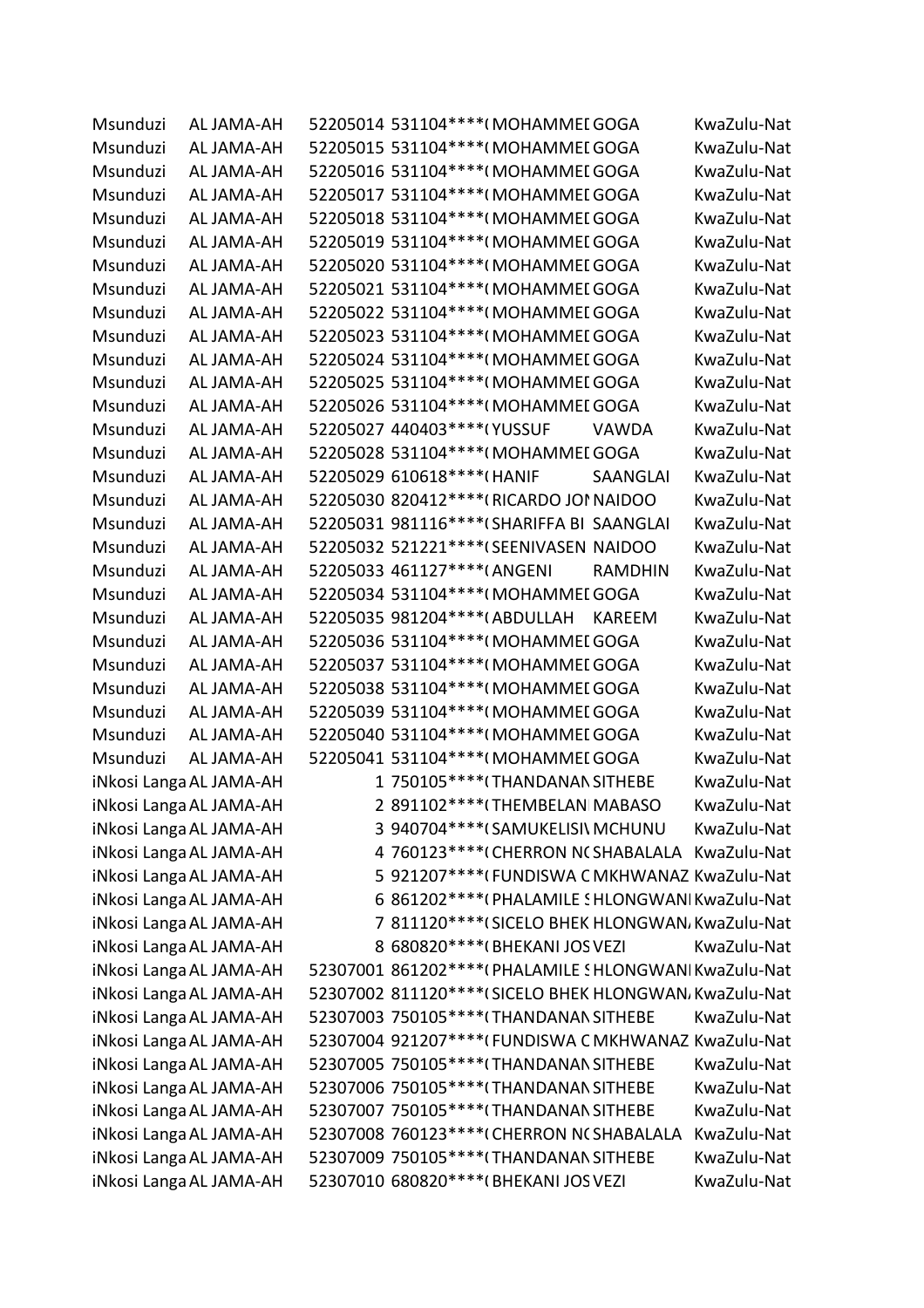| | | | | | | |
|---|---|---|---|---|---|---|
| Msunduzi | AL JAMA-AH | 52205014 | 531104****( | MOHAMMEI | GOGA | KwaZulu-Nat |
| Msunduzi | AL JAMA-AH | 52205015 | 531104****( | MOHAMMEI | GOGA | KwaZulu-Nat |
| Msunduzi | AL JAMA-AH | 52205016 | 531104****( | MOHAMMEI | GOGA | KwaZulu-Nat |
| Msunduzi | AL JAMA-AH | 52205017 | 531104****( | MOHAMMEI | GOGA | KwaZulu-Nat |
| Msunduzi | AL JAMA-AH | 52205018 | 531104****( | MOHAMMEI | GOGA | KwaZulu-Nat |
| Msunduzi | AL JAMA-AH | 52205019 | 531104****( | MOHAMMEI | GOGA | KwaZulu-Nat |
| Msunduzi | AL JAMA-AH | 52205020 | 531104****( | MOHAMMEI | GOGA | KwaZulu-Nat |
| Msunduzi | AL JAMA-AH | 52205021 | 531104****( | MOHAMMEI | GOGA | KwaZulu-Nat |
| Msunduzi | AL JAMA-AH | 52205022 | 531104****( | MOHAMMEI | GOGA | KwaZulu-Nat |
| Msunduzi | AL JAMA-AH | 52205023 | 531104****( | MOHAMMEI | GOGA | KwaZulu-Nat |
| Msunduzi | AL JAMA-AH | 52205024 | 531104****( | MOHAMMEI | GOGA | KwaZulu-Nat |
| Msunduzi | AL JAMA-AH | 52205025 | 531104****( | MOHAMMEI | GOGA | KwaZulu-Nat |
| Msunduzi | AL JAMA-AH | 52205026 | 531104****( | MOHAMMEI | GOGA | KwaZulu-Nat |
| Msunduzi | AL JAMA-AH | 52205027 | 440403****( | YUSSUF | VAWDA | KwaZulu-Nat |
| Msunduzi | AL JAMA-AH | 52205028 | 531104****( | MOHAMMEI | GOGA | KwaZulu-Nat |
| Msunduzi | AL JAMA-AH | 52205029 | 610618****( | HANIF | SAANGLAI | KwaZulu-Nat |
| Msunduzi | AL JAMA-AH | 52205030 | 820412****( | RICARDO JOI | NAIDOO | KwaZulu-Nat |
| Msunduzi | AL JAMA-AH | 52205031 | 981116****( | SHARIFFA BI | SAANGLAI | KwaZulu-Nat |
| Msunduzi | AL JAMA-AH | 52205032 | 521221****( | SEENIVASEN | NAIDOO | KwaZulu-Nat |
| Msunduzi | AL JAMA-AH | 52205033 | 461127****( | ANGENI | RAMDHIN | KwaZulu-Nat |
| Msunduzi | AL JAMA-AH | 52205034 | 531104****( | MOHAMMEI | GOGA | KwaZulu-Nat |
| Msunduzi | AL JAMA-AH | 52205035 | 981204****( | ABDULLAH | KAREEM | KwaZulu-Nat |
| Msunduzi | AL JAMA-AH | 52205036 | 531104****( | MOHAMMEI | GOGA | KwaZulu-Nat |
| Msunduzi | AL JAMA-AH | 52205037 | 531104****( | MOHAMMEI | GOGA | KwaZulu-Nat |
| Msunduzi | AL JAMA-AH | 52205038 | 531104****( | MOHAMMEI | GOGA | KwaZulu-Nat |
| Msunduzi | AL JAMA-AH | 52205039 | 531104****( | MOHAMMEI | GOGA | KwaZulu-Nat |
| Msunduzi | AL JAMA-AH | 52205040 | 531104****( | MOHAMMEI | GOGA | KwaZulu-Nat |
| Msunduzi | AL JAMA-AH | 52205041 | 531104****( | MOHAMMEI | GOGA | KwaZulu-Nat |
| iNkosi Langa | AL JAMA-AH | 1 | 750105****( | THANDANAN | SITHEBE | KwaZulu-Nat |
| iNkosi Langa | AL JAMA-AH | 2 | 891102****( | THEMBELAN | MABASO | KwaZulu-Nat |
| iNkosi Langa | AL JAMA-AH | 3 | 940704****( | SAMUKELISI | MCHUNU | KwaZulu-Nat |
| iNkosi Langa | AL JAMA-AH | 4 | 760123****( | CHERRON N( | SHABALALA | KwaZulu-Nat |
| iNkosi Langa | AL JAMA-AH | 5 | 921207****( | FUNDISWA C | MKHWANAZ | KwaZulu-Nat |
| iNkosi Langa | AL JAMA-AH | 6 | 861202****( | PHALAMILE S | HLONGWANI | KwaZulu-Nat |
| iNkosi Langa | AL JAMA-AH | 7 | 811120****( | SICELO BHEK | HLONGWAN | KwaZulu-Nat |
| iNkosi Langa | AL JAMA-AH | 8 | 680820****( | BHEKANI JOS | VEZI | KwaZulu-Nat |
| iNkosi Langa | AL JAMA-AH | 52307001 | 861202****( | PHALAMILE S | HLONGWANI | KwaZulu-Nat |
| iNkosi Langa | AL JAMA-AH | 52307002 | 811120****( | SICELO BHEK | HLONGWAN | KwaZulu-Nat |
| iNkosi Langa | AL JAMA-AH | 52307003 | 750105****( | THANDANAN | SITHEBE | KwaZulu-Nat |
| iNkosi Langa | AL JAMA-AH | 52307004 | 921207****( | FUNDISWA C | MKHWANAZ | KwaZulu-Nat |
| iNkosi Langa | AL JAMA-AH | 52307005 | 750105****( | THANDANAN | SITHEBE | KwaZulu-Nat |
| iNkosi Langa | AL JAMA-AH | 52307006 | 750105****( | THANDANAN | SITHEBE | KwaZulu-Nat |
| iNkosi Langa | AL JAMA-AH | 52307007 | 750105****( | THANDANAN | SITHEBE | KwaZulu-Nat |
| iNkosi Langa | AL JAMA-AH | 52307008 | 760123****( | CHERRON N( | SHABALALA | KwaZulu-Nat |
| iNkosi Langa | AL JAMA-AH | 52307009 | 750105****( | THANDANAN | SITHEBE | KwaZulu-Nat |
| iNkosi Langa | AL JAMA-AH | 52307010 | 680820****( | BHEKANI JOS | VEZI | KwaZulu-Nat |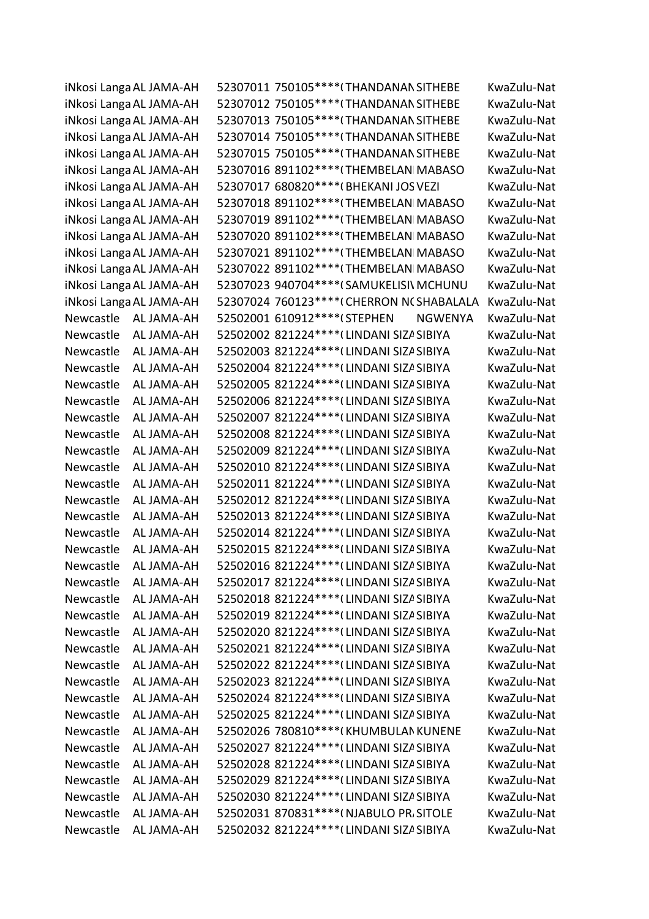| | | | | | | |
|---|---|---|---|---|---|---|
| iNkosi Langa | AL JAMA-AH | 52307011 | 750105****( | THANDANAN | SITHEBE | KwaZulu-Nat |
| iNkosi Langa | AL JAMA-AH | 52307012 | 750105****( | THANDANAN | SITHEBE | KwaZulu-Nat |
| iNkosi Langa | AL JAMA-AH | 52307013 | 750105****( | THANDANAN | SITHEBE | KwaZulu-Nat |
| iNkosi Langa | AL JAMA-AH | 52307014 | 750105****( | THANDANAN | SITHEBE | KwaZulu-Nat |
| iNkosi Langa | AL JAMA-AH | 52307015 | 750105****( | THANDANAN | SITHEBE | KwaZulu-Nat |
| iNkosi Langa | AL JAMA-AH | 52307016 | 891102****( | THEMBELANI | MABASO | KwaZulu-Nat |
| iNkosi Langa | AL JAMA-AH | 52307017 | 680820****( | BHEKANI JOS | VEZI | KwaZulu-Nat |
| iNkosi Langa | AL JAMA-AH | 52307018 | 891102****( | THEMBELANI | MABASO | KwaZulu-Nat |
| iNkosi Langa | AL JAMA-AH | 52307019 | 891102****( | THEMBELANI | MABASO | KwaZulu-Nat |
| iNkosi Langa | AL JAMA-AH | 52307020 | 891102****( | THEMBELANI | MABASO | KwaZulu-Nat |
| iNkosi Langa | AL JAMA-AH | 52307021 | 891102****( | THEMBELANI | MABASO | KwaZulu-Nat |
| iNkosi Langa | AL JAMA-AH | 52307022 | 891102****( | THEMBELANI | MABASO | KwaZulu-Nat |
| iNkosi Langa | AL JAMA-AH | 52307023 | 940704****( | SAMUKELISIV | MCHUNU | KwaZulu-Nat |
| iNkosi Langa | AL JAMA-AH | 52307024 | 760123****( | CHERRON NC | SHABALALA | KwaZulu-Nat |
| Newcastle | AL JAMA-AH | 52502001 | 610912****( | STEPHEN | NGWENYA | KwaZulu-Nat |
| Newcastle | AL JAMA-AH | 52502002 | 821224****( | LINDANI SIZA | SIBIYA | KwaZulu-Nat |
| Newcastle | AL JAMA-AH | 52502003 | 821224****( | LINDANI SIZA | SIBIYA | KwaZulu-Nat |
| Newcastle | AL JAMA-AH | 52502004 | 821224****( | LINDANI SIZA | SIBIYA | KwaZulu-Nat |
| Newcastle | AL JAMA-AH | 52502005 | 821224****( | LINDANI SIZA | SIBIYA | KwaZulu-Nat |
| Newcastle | AL JAMA-AH | 52502006 | 821224****( | LINDANI SIZA | SIBIYA | KwaZulu-Nat |
| Newcastle | AL JAMA-AH | 52502007 | 821224****( | LINDANI SIZA | SIBIYA | KwaZulu-Nat |
| Newcastle | AL JAMA-AH | 52502008 | 821224****( | LINDANI SIZA | SIBIYA | KwaZulu-Nat |
| Newcastle | AL JAMA-AH | 52502009 | 821224****( | LINDANI SIZA | SIBIYA | KwaZulu-Nat |
| Newcastle | AL JAMA-AH | 52502010 | 821224****( | LINDANI SIZA | SIBIYA | KwaZulu-Nat |
| Newcastle | AL JAMA-AH | 52502011 | 821224****( | LINDANI SIZA | SIBIYA | KwaZulu-Nat |
| Newcastle | AL JAMA-AH | 52502012 | 821224****( | LINDANI SIZA | SIBIYA | KwaZulu-Nat |
| Newcastle | AL JAMA-AH | 52502013 | 821224****( | LINDANI SIZA | SIBIYA | KwaZulu-Nat |
| Newcastle | AL JAMA-AH | 52502014 | 821224****( | LINDANI SIZA | SIBIYA | KwaZulu-Nat |
| Newcastle | AL JAMA-AH | 52502015 | 821224****( | LINDANI SIZA | SIBIYA | KwaZulu-Nat |
| Newcastle | AL JAMA-AH | 52502016 | 821224****( | LINDANI SIZA | SIBIYA | KwaZulu-Nat |
| Newcastle | AL JAMA-AH | 52502017 | 821224****( | LINDANI SIZA | SIBIYA | KwaZulu-Nat |
| Newcastle | AL JAMA-AH | 52502018 | 821224****( | LINDANI SIZA | SIBIYA | KwaZulu-Nat |
| Newcastle | AL JAMA-AH | 52502019 | 821224****( | LINDANI SIZA | SIBIYA | KwaZulu-Nat |
| Newcastle | AL JAMA-AH | 52502020 | 821224****( | LINDANI SIZA | SIBIYA | KwaZulu-Nat |
| Newcastle | AL JAMA-AH | 52502021 | 821224****( | LINDANI SIZA | SIBIYA | KwaZulu-Nat |
| Newcastle | AL JAMA-AH | 52502022 | 821224****( | LINDANI SIZA | SIBIYA | KwaZulu-Nat |
| Newcastle | AL JAMA-AH | 52502023 | 821224****( | LINDANI SIZA | SIBIYA | KwaZulu-Nat |
| Newcastle | AL JAMA-AH | 52502024 | 821224****( | LINDANI SIZA | SIBIYA | KwaZulu-Nat |
| Newcastle | AL JAMA-AH | 52502025 | 821224****( | LINDANI SIZA | SIBIYA | KwaZulu-Nat |
| Newcastle | AL JAMA-AH | 52502026 | 780810****( | KHUMBULAN | KUNENE | KwaZulu-Nat |
| Newcastle | AL JAMA-AH | 52502027 | 821224****( | LINDANI SIZA | SIBIYA | KwaZulu-Nat |
| Newcastle | AL JAMA-AH | 52502028 | 821224****( | LINDANI SIZA | SIBIYA | KwaZulu-Nat |
| Newcastle | AL JAMA-AH | 52502029 | 821224****( | LINDANI SIZA | SIBIYA | KwaZulu-Nat |
| Newcastle | AL JAMA-AH | 52502030 | 821224****( | LINDANI SIZA | SIBIYA | KwaZulu-Nat |
| Newcastle | AL JAMA-AH | 52502031 | 870831****( | NJABULO PR. | SITOLE | KwaZulu-Nat |
| Newcastle | AL JAMA-AH | 52502032 | 821224****( | LINDANI SIZA | SIBIYA | KwaZulu-Nat |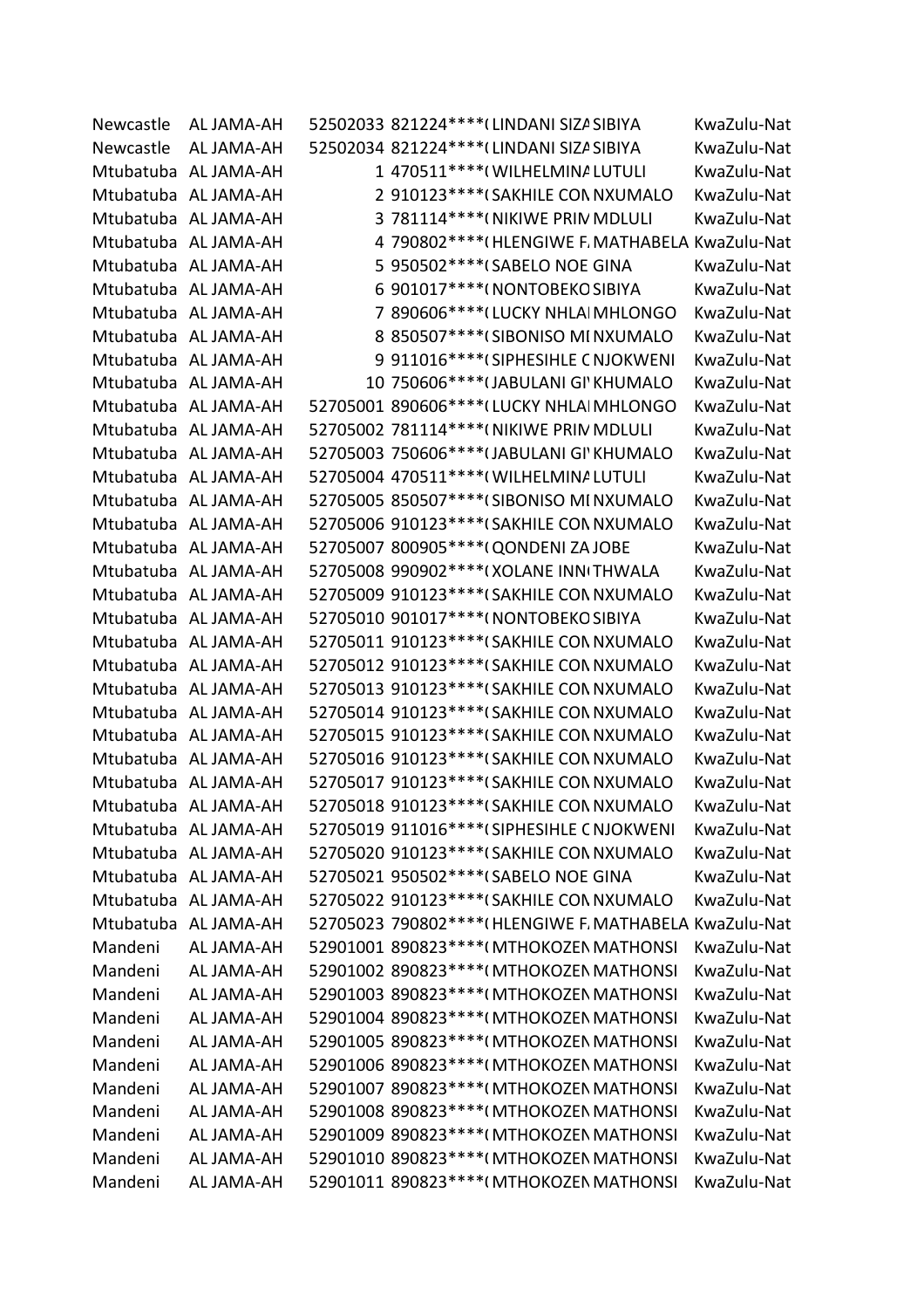| | | | | | | |
|---|---|---|---|---|---|---|
| Newcastle | AL JAMA-AH | 52502033 | 821224****( | LINDANI SIZA | SIBIYA | KwaZulu-Nat |
| Newcastle | AL JAMA-AH | 52502034 | 821224****( | LINDANI SIZA | SIBIYA | KwaZulu-Nat |
| Mtubatuba | AL JAMA-AH | 1 | 470511****( | WILHELMINA | LUTULI | KwaZulu-Nat |
| Mtubatuba | AL JAMA-AH | 2 | 910123****( | SAKHILE CON | NXUMALO | KwaZulu-Nat |
| Mtubatuba | AL JAMA-AH | 3 | 781114****( | NIKIWE PRIM | MDLULI | KwaZulu-Nat |
| Mtubatuba | AL JAMA-AH | 4 | 790802****( | HLENGIWE F. | MATHABELA | KwaZulu-Nat |
| Mtubatuba | AL JAMA-AH | 5 | 950502****( | SABELO NOE | GINA | KwaZulu-Nat |
| Mtubatuba | AL JAMA-AH | 6 | 901017****( | NONTOBEKO | SIBIYA | KwaZulu-Nat |
| Mtubatuba | AL JAMA-AH | 7 | 890606****( | LUCKY NHLA | MHLONGO | KwaZulu-Nat |
| Mtubatuba | AL JAMA-AH | 8 | 850507****( | SIBONISO MI | NXUMALO | KwaZulu-Nat |
| Mtubatuba | AL JAMA-AH | 9 | 911016****( | SIPHESIHLE C | NJOKWENI | KwaZulu-Nat |
| Mtubatuba | AL JAMA-AH | 10 | 750606****( | JABULANI GI | KHUMALO | KwaZulu-Nat |
| Mtubatuba | AL JAMA-AH | 52705001 | 890606****( | LUCKY NHLA | MHLONGO | KwaZulu-Nat |
| Mtubatuba | AL JAMA-AH | 52705002 | 781114****( | NIKIWE PRIM | MDLULI | KwaZulu-Nat |
| Mtubatuba | AL JAMA-AH | 52705003 | 750606****( | JABULANI GI | KHUMALO | KwaZulu-Nat |
| Mtubatuba | AL JAMA-AH | 52705004 | 470511****( | WILHELMINA | LUTULI | KwaZulu-Nat |
| Mtubatuba | AL JAMA-AH | 52705005 | 850507****( | SIBONISO MI | NXUMALO | KwaZulu-Nat |
| Mtubatuba | AL JAMA-AH | 52705006 | 910123****( | SAKHILE CON | NXUMALO | KwaZulu-Nat |
| Mtubatuba | AL JAMA-AH | 52705007 | 800905****( | QONDENI ZA | JOBE | KwaZulu-Nat |
| Mtubatuba | AL JAMA-AH | 52705008 | 990902****( | XOLANE INN | THWALA | KwaZulu-Nat |
| Mtubatuba | AL JAMA-AH | 52705009 | 910123****( | SAKHILE CON | NXUMALO | KwaZulu-Nat |
| Mtubatuba | AL JAMA-AH | 52705010 | 901017****( | NONTOBEKO | SIBIYA | KwaZulu-Nat |
| Mtubatuba | AL JAMA-AH | 52705011 | 910123****( | SAKHILE CON | NXUMALO | KwaZulu-Nat |
| Mtubatuba | AL JAMA-AH | 52705012 | 910123****( | SAKHILE CON | NXUMALO | KwaZulu-Nat |
| Mtubatuba | AL JAMA-AH | 52705013 | 910123****( | SAKHILE CON | NXUMALO | KwaZulu-Nat |
| Mtubatuba | AL JAMA-AH | 52705014 | 910123****( | SAKHILE CON | NXUMALO | KwaZulu-Nat |
| Mtubatuba | AL JAMA-AH | 52705015 | 910123****( | SAKHILE CON | NXUMALO | KwaZulu-Nat |
| Mtubatuba | AL JAMA-AH | 52705016 | 910123****( | SAKHILE CON | NXUMALO | KwaZulu-Nat |
| Mtubatuba | AL JAMA-AH | 52705017 | 910123****( | SAKHILE CON | NXUMALO | KwaZulu-Nat |
| Mtubatuba | AL JAMA-AH | 52705018 | 910123****( | SAKHILE CON | NXUMALO | KwaZulu-Nat |
| Mtubatuba | AL JAMA-AH | 52705019 | 911016****( | SIPHESIHLE C | NJOKWENI | KwaZulu-Nat |
| Mtubatuba | AL JAMA-AH | 52705020 | 910123****( | SAKHILE CON | NXUMALO | KwaZulu-Nat |
| Mtubatuba | AL JAMA-AH | 52705021 | 950502****( | SABELO NOE | GINA | KwaZulu-Nat |
| Mtubatuba | AL JAMA-AH | 52705022 | 910123****( | SAKHILE CON | NXUMALO | KwaZulu-Nat |
| Mtubatuba | AL JAMA-AH | 52705023 | 790802****( | HLENGIWE F. | MATHABELA | KwaZulu-Nat |
| Mandeni | AL JAMA-AH | 52901001 | 890823****( | MTHOKOZEN | MATHONSI | KwaZulu-Nat |
| Mandeni | AL JAMA-AH | 52901002 | 890823****( | MTHOKOZEN | MATHONSI | KwaZulu-Nat |
| Mandeni | AL JAMA-AH | 52901003 | 890823****( | MTHOKOZEN | MATHONSI | KwaZulu-Nat |
| Mandeni | AL JAMA-AH | 52901004 | 890823****( | MTHOKOZEN | MATHONSI | KwaZulu-Nat |
| Mandeni | AL JAMA-AH | 52901005 | 890823****( | MTHOKOZEN | MATHONSI | KwaZulu-Nat |
| Mandeni | AL JAMA-AH | 52901006 | 890823****( | MTHOKOZEN | MATHONSI | KwaZulu-Nat |
| Mandeni | AL JAMA-AH | 52901007 | 890823****( | MTHOKOZEN | MATHONSI | KwaZulu-Nat |
| Mandeni | AL JAMA-AH | 52901008 | 890823****( | MTHOKOZEN | MATHONSI | KwaZulu-Nat |
| Mandeni | AL JAMA-AH | 52901009 | 890823****( | MTHOKOZEN | MATHONSI | KwaZulu-Nat |
| Mandeni | AL JAMA-AH | 52901010 | 890823****( | MTHOKOZEN | MATHONSI | KwaZulu-Nat |
| Mandeni | AL JAMA-AH | 52901011 | 890823****( | MTHOKOZEN | MATHONSI | KwaZulu-Nat |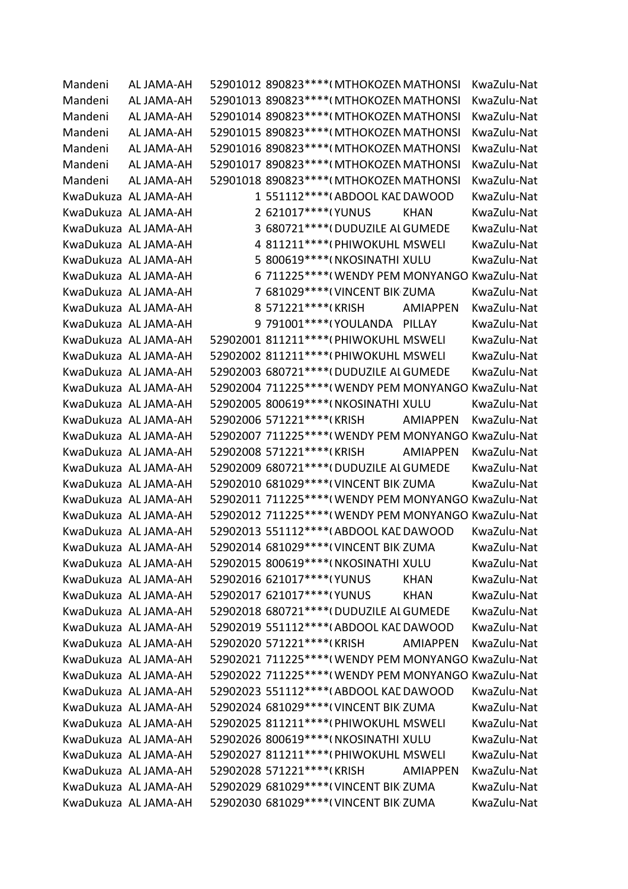| | | | | | | |
|---|---|---|---|---|---|---|
| Mandeni | AL JAMA-AH | 52901012 | 890823****( | MTHOKOZEN | MATHONSI | KwaZulu-Nat |
| Mandeni | AL JAMA-AH | 52901013 | 890823****( | MTHOKOZEN | MATHONSI | KwaZulu-Nat |
| Mandeni | AL JAMA-AH | 52901014 | 890823****( | MTHOKOZEN | MATHONSI | KwaZulu-Nat |
| Mandeni | AL JAMA-AH | 52901015 | 890823****( | MTHOKOZEN | MATHONSI | KwaZulu-Nat |
| Mandeni | AL JAMA-AH | 52901016 | 890823****( | MTHOKOZEN | MATHONSI | KwaZulu-Nat |
| Mandeni | AL JAMA-AH | 52901017 | 890823****( | MTHOKOZEN | MATHONSI | KwaZulu-Nat |
| Mandeni | AL JAMA-AH | 52901018 | 890823****( | MTHOKOZEN | MATHONSI | KwaZulu-Nat |
| KwaDukuza | AL JAMA-AH | 1 | 551112****( | ABDOOL KAD | DAWOOD | KwaZulu-Nat |
| KwaDukuza | AL JAMA-AH | 2 | 621017****( | YUNUS | KHAN | KwaZulu-Nat |
| KwaDukuza | AL JAMA-AH | 3 | 680721****( | DUDUZILE AL | GUMEDE | KwaZulu-Nat |
| KwaDukuza | AL JAMA-AH | 4 | 811211****( | PHIWOKUHL | MSWELI | KwaZulu-Nat |
| KwaDukuza | AL JAMA-AH | 5 | 800619****( | NKOSINATHI | XULU | KwaZulu-Nat |
| KwaDukuza | AL JAMA-AH | 6 | 711225****( | WENDY PEM | MONYANGO | KwaZulu-Nat |
| KwaDukuza | AL JAMA-AH | 7 | 681029****( | VINCENT BIK | ZUMA | KwaZulu-Nat |
| KwaDukuza | AL JAMA-AH | 8 | 571221****( | KRISH | AMIAPPEN | KwaZulu-Nat |
| KwaDukuza | AL JAMA-AH | 9 | 791001****( | YOULANDA | PILLAY | KwaZulu-Nat |
| KwaDukuza | AL JAMA-AH | 52902001 | 811211****( | PHIWOKUHL | MSWELI | KwaZulu-Nat |
| KwaDukuza | AL JAMA-AH | 52902002 | 811211****( | PHIWOKUHL | MSWELI | KwaZulu-Nat |
| KwaDukuza | AL JAMA-AH | 52902003 | 680721****( | DUDUZILE AL | GUMEDE | KwaZulu-Nat |
| KwaDukuza | AL JAMA-AH | 52902004 | 711225****( | WENDY PEM | MONYANGO | KwaZulu-Nat |
| KwaDukuza | AL JAMA-AH | 52902005 | 800619****( | NKOSINATHI | XULU | KwaZulu-Nat |
| KwaDukuza | AL JAMA-AH | 52902006 | 571221****( | KRISH | AMIAPPEN | KwaZulu-Nat |
| KwaDukuza | AL JAMA-AH | 52902007 | 711225****( | WENDY PEM | MONYANGO | KwaZulu-Nat |
| KwaDukuza | AL JAMA-AH | 52902008 | 571221****( | KRISH | AMIAPPEN | KwaZulu-Nat |
| KwaDukuza | AL JAMA-AH | 52902009 | 680721****( | DUDUZILE AL | GUMEDE | KwaZulu-Nat |
| KwaDukuza | AL JAMA-AH | 52902010 | 681029****( | VINCENT BIK | ZUMA | KwaZulu-Nat |
| KwaDukuza | AL JAMA-AH | 52902011 | 711225****( | WENDY PEM | MONYANGO | KwaZulu-Nat |
| KwaDukuza | AL JAMA-AH | 52902012 | 711225****( | WENDY PEM | MONYANGO | KwaZulu-Nat |
| KwaDukuza | AL JAMA-AH | 52902013 | 551112****( | ABDOOL KAD | DAWOOD | KwaZulu-Nat |
| KwaDukuza | AL JAMA-AH | 52902014 | 681029****( | VINCENT BIK | ZUMA | KwaZulu-Nat |
| KwaDukuza | AL JAMA-AH | 52902015 | 800619****( | NKOSINATHI | XULU | KwaZulu-Nat |
| KwaDukuza | AL JAMA-AH | 52902016 | 621017****( | YUNUS | KHAN | KwaZulu-Nat |
| KwaDukuza | AL JAMA-AH | 52902017 | 621017****( | YUNUS | KHAN | KwaZulu-Nat |
| KwaDukuza | AL JAMA-AH | 52902018 | 680721****( | DUDUZILE AL | GUMEDE | KwaZulu-Nat |
| KwaDukuza | AL JAMA-AH | 52902019 | 551112****( | ABDOOL KAD | DAWOOD | KwaZulu-Nat |
| KwaDukuza | AL JAMA-AH | 52902020 | 571221****( | KRISH | AMIAPPEN | KwaZulu-Nat |
| KwaDukuza | AL JAMA-AH | 52902021 | 711225****( | WENDY PEM | MONYANGO | KwaZulu-Nat |
| KwaDukuza | AL JAMA-AH | 52902022 | 711225****( | WENDY PEM | MONYANGO | KwaZulu-Nat |
| KwaDukuza | AL JAMA-AH | 52902023 | 551112****( | ABDOOL KAD | DAWOOD | KwaZulu-Nat |
| KwaDukuza | AL JAMA-AH | 52902024 | 681029****( | VINCENT BIK | ZUMA | KwaZulu-Nat |
| KwaDukuza | AL JAMA-AH | 52902025 | 811211****( | PHIWOKUHL | MSWELI | KwaZulu-Nat |
| KwaDukuza | AL JAMA-AH | 52902026 | 800619****( | NKOSINATHI | XULU | KwaZulu-Nat |
| KwaDukuza | AL JAMA-AH | 52902027 | 811211****( | PHIWOKUHL | MSWELI | KwaZulu-Nat |
| KwaDukuza | AL JAMA-AH | 52902028 | 571221****( | KRISH | AMIAPPEN | KwaZulu-Nat |
| KwaDukuza | AL JAMA-AH | 52902029 | 681029****( | VINCENT BIK | ZUMA | KwaZulu-Nat |
| KwaDukuza | AL JAMA-AH | 52902030 | 681029****( | VINCENT BIK | ZUMA | KwaZulu-Nat |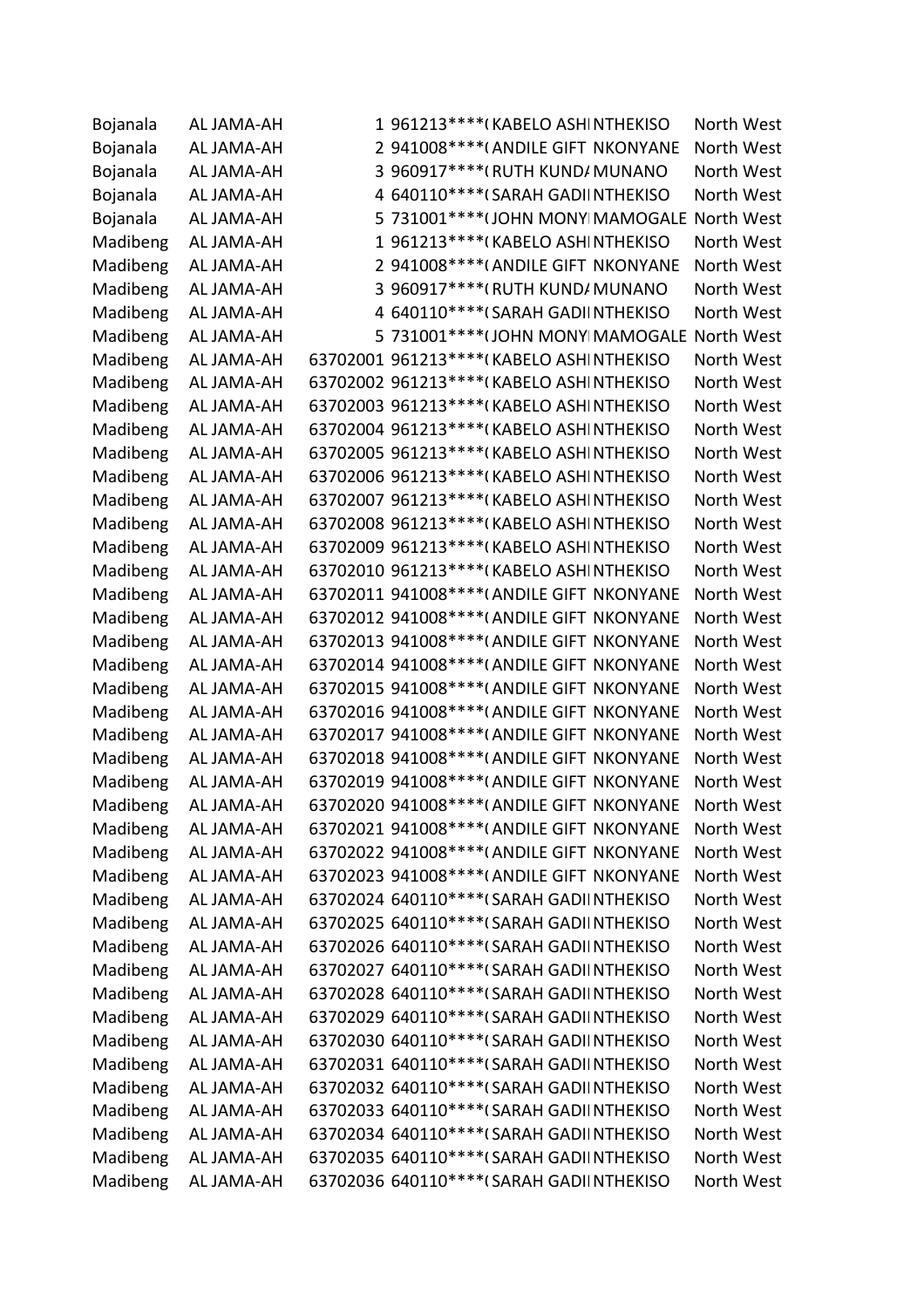| | | | | | | |
|---|---|---|---|---|---|---|
| Bojanala | AL JAMA-AH | 1 | 961213****( | KABELO ASH | NTHEKISO | North West |
| Bojanala | AL JAMA-AH | 2 | 941008****( | ANDILE GIFT | NKONYANE | North West |
| Bojanala | AL JAMA-AH | 3 | 960917****( | RUTH KUND/ | MUNANO | North West |
| Bojanala | AL JAMA-AH | 4 | 640110****( | SARAH GADI | NTHEKISO | North West |
| Bojanala | AL JAMA-AH | 5 | 731001****( | JOHN MONY | MAMOGALE | North West |
| Madibeng | AL JAMA-AH | 1 | 961213****( | KABELO ASH | NTHEKISO | North West |
| Madibeng | AL JAMA-AH | 2 | 941008****( | ANDILE GIFT | NKONYANE | North West |
| Madibeng | AL JAMA-AH | 3 | 960917****( | RUTH KUND/ | MUNANO | North West |
| Madibeng | AL JAMA-AH | 4 | 640110****( | SARAH GADI | NTHEKISO | North West |
| Madibeng | AL JAMA-AH | 5 | 731001****( | JOHN MONY | MAMOGALE | North West |
| Madibeng | AL JAMA-AH | 63702001 | 961213****( | KABELO ASH | NTHEKISO | North West |
| Madibeng | AL JAMA-AH | 63702002 | 961213****( | KABELO ASH | NTHEKISO | North West |
| Madibeng | AL JAMA-AH | 63702003 | 961213****( | KABELO ASH | NTHEKISO | North West |
| Madibeng | AL JAMA-AH | 63702004 | 961213****( | KABELO ASH | NTHEKISO | North West |
| Madibeng | AL JAMA-AH | 63702005 | 961213****( | KABELO ASH | NTHEKISO | North West |
| Madibeng | AL JAMA-AH | 63702006 | 961213****( | KABELO ASH | NTHEKISO | North West |
| Madibeng | AL JAMA-AH | 63702007 | 961213****( | KABELO ASH | NTHEKISO | North West |
| Madibeng | AL JAMA-AH | 63702008 | 961213****( | KABELO ASH | NTHEKISO | North West |
| Madibeng | AL JAMA-AH | 63702009 | 961213****( | KABELO ASH | NTHEKISO | North West |
| Madibeng | AL JAMA-AH | 63702010 | 961213****( | KABELO ASH | NTHEKISO | North West |
| Madibeng | AL JAMA-AH | 63702011 | 941008****( | ANDILE GIFT | NKONYANE | North West |
| Madibeng | AL JAMA-AH | 63702012 | 941008****( | ANDILE GIFT | NKONYANE | North West |
| Madibeng | AL JAMA-AH | 63702013 | 941008****( | ANDILE GIFT | NKONYANE | North West |
| Madibeng | AL JAMA-AH | 63702014 | 941008****( | ANDILE GIFT | NKONYANE | North West |
| Madibeng | AL JAMA-AH | 63702015 | 941008****( | ANDILE GIFT | NKONYANE | North West |
| Madibeng | AL JAMA-AH | 63702016 | 941008****( | ANDILE GIFT | NKONYANE | North West |
| Madibeng | AL JAMA-AH | 63702017 | 941008****( | ANDILE GIFT | NKONYANE | North West |
| Madibeng | AL JAMA-AH | 63702018 | 941008****( | ANDILE GIFT | NKONYANE | North West |
| Madibeng | AL JAMA-AH | 63702019 | 941008****( | ANDILE GIFT | NKONYANE | North West |
| Madibeng | AL JAMA-AH | 63702020 | 941008****( | ANDILE GIFT | NKONYANE | North West |
| Madibeng | AL JAMA-AH | 63702021 | 941008****( | ANDILE GIFT | NKONYANE | North West |
| Madibeng | AL JAMA-AH | 63702022 | 941008****( | ANDILE GIFT | NKONYANE | North West |
| Madibeng | AL JAMA-AH | 63702023 | 941008****( | ANDILE GIFT | NKONYANE | North West |
| Madibeng | AL JAMA-AH | 63702024 | 640110****( | SARAH GADI | NTHEKISO | North West |
| Madibeng | AL JAMA-AH | 63702025 | 640110****( | SARAH GADI | NTHEKISO | North West |
| Madibeng | AL JAMA-AH | 63702026 | 640110****( | SARAH GADI | NTHEKISO | North West |
| Madibeng | AL JAMA-AH | 63702027 | 640110****( | SARAH GADI | NTHEKISO | North West |
| Madibeng | AL JAMA-AH | 63702028 | 640110****( | SARAH GADI | NTHEKISO | North West |
| Madibeng | AL JAMA-AH | 63702029 | 640110****( | SARAH GADI | NTHEKISO | North West |
| Madibeng | AL JAMA-AH | 63702030 | 640110****( | SARAH GADI | NTHEKISO | North West |
| Madibeng | AL JAMA-AH | 63702031 | 640110****( | SARAH GADI | NTHEKISO | North West |
| Madibeng | AL JAMA-AH | 63702032 | 640110****( | SARAH GADI | NTHEKISO | North West |
| Madibeng | AL JAMA-AH | 63702033 | 640110****( | SARAH GADI | NTHEKISO | North West |
| Madibeng | AL JAMA-AH | 63702034 | 640110****( | SARAH GADI | NTHEKISO | North West |
| Madibeng | AL JAMA-AH | 63702035 | 640110****( | SARAH GADI | NTHEKISO | North West |
| Madibeng | AL JAMA-AH | 63702036 | 640110****( | SARAH GADI | NTHEKISO | North West |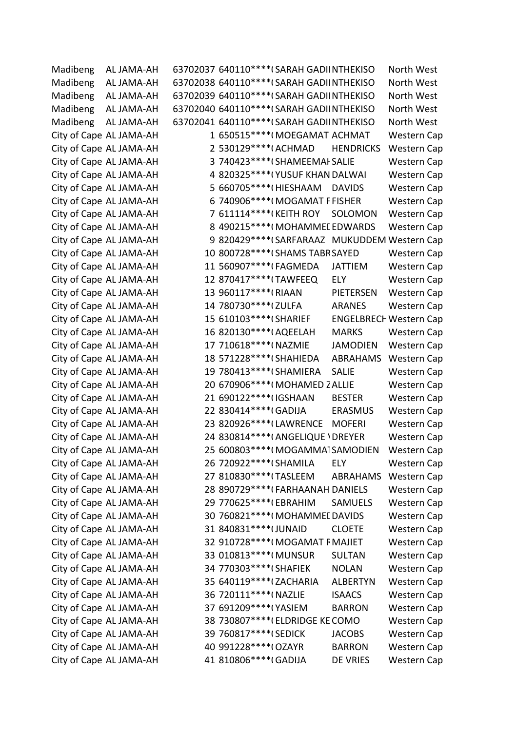| | | | | | | |
|---|---|---|---|---|---|---|
| Madibeng | AL JAMA-AH | 63702037 | 640110****( | SARAH GADII | NTHEKISO | North West |
| Madibeng | AL JAMA-AH | 63702038 | 640110****( | SARAH GADII | NTHEKISO | North West |
| Madibeng | AL JAMA-AH | 63702039 | 640110****( | SARAH GADII | NTHEKISO | North West |
| Madibeng | AL JAMA-AH | 63702040 | 640110****( | SARAH GADII | NTHEKISO | North West |
| Madibeng | AL JAMA-AH | 63702041 | 640110****( | SARAH GADII | NTHEKISO | North West |
| City of Cape | AL JAMA-AH | 1 | 650515****( | MOEGAMAT | ACHMAT | Western Cap |
| City of Cape | AL JAMA-AH | 2 | 530129****( | ACHMAD | HENDRICKS | Western Cap |
| City of Cape | AL JAMA-AH | 3 | 740423****( | SHAMEEMAH | SALIE | Western Cap |
| City of Cape | AL JAMA-AH | 4 | 820325****( | YUSUF KHAN | DALWAI | Western Cap |
| City of Cape | AL JAMA-AH | 5 | 660705****( | HIESHAAM | DAVIDS | Western Cap |
| City of Cape | AL JAMA-AH | 6 | 740906****( | MOGAMAT F | FISHER | Western Cap |
| City of Cape | AL JAMA-AH | 7 | 611114****( | KEITH ROY | SOLOMON | Western Cap |
| City of Cape | AL JAMA-AH | 8 | 490215****( | MOHAMMEI | EDWARDS | Western Cap |
| City of Cape | AL JAMA-AH | 9 | 820429****( | SARFARAAZ | MUKUDDEM | Western Cap |
| City of Cape | AL JAMA-AH | 10 | 800728****( | SHAMS TABR | SAYED | Western Cap |
| City of Cape | AL JAMA-AH | 11 | 560907****( | FAGMEDA | JATTIEM | Western Cap |
| City of Cape | AL JAMA-AH | 12 | 870417****( | TAWFEEQ | ELY | Western Cap |
| City of Cape | AL JAMA-AH | 13 | 960117****( | RIAAN | PIETERSEN | Western Cap |
| City of Cape | AL JAMA-AH | 14 | 780730****( | ZULFA | ARANES | Western Cap |
| City of Cape | AL JAMA-AH | 15 | 610103****( | SHARIEF | ENGELBRECH | Western Cap |
| City of Cape | AL JAMA-AH | 16 | 820130****( | AQEELAH | MARKS | Western Cap |
| City of Cape | AL JAMA-AH | 17 | 710618****( | NAZMIE | JAMODIEN | Western Cap |
| City of Cape | AL JAMA-AH | 18 | 571228****( | SHAHIEDA | ABRAHAMS | Western Cap |
| City of Cape | AL JAMA-AH | 19 | 780413****( | SHAMIERA | SALIE | Western Cap |
| City of Cape | AL JAMA-AH | 20 | 670906****( | MOHAMED Z | ALLIE | Western Cap |
| City of Cape | AL JAMA-AH | 21 | 690122****( | IGSHAAN | BESTER | Western Cap |
| City of Cape | AL JAMA-AH | 22 | 830414****( | GADIJA | ERASMUS | Western Cap |
| City of Cape | AL JAMA-AH | 23 | 820926****( | LAWRENCE | MOFERI | Western Cap |
| City of Cape | AL JAMA-AH | 24 | 830814****( | ANGELIQUE \ | DREYER | Western Cap |
| City of Cape | AL JAMA-AH | 25 | 600803****( | MOGAMMAT | SAMODIEN | Western Cap |
| City of Cape | AL JAMA-AH | 26 | 720922****( | SHAMILA | ELY | Western Cap |
| City of Cape | AL JAMA-AH | 27 | 810830****( | TASLEEM | ABRAHAMS | Western Cap |
| City of Cape | AL JAMA-AH | 28 | 890729****( | FARHAANAH | DANIELS | Western Cap |
| City of Cape | AL JAMA-AH | 29 | 770625****( | EBRAHIM | SAMUELS | Western Cap |
| City of Cape | AL JAMA-AH | 30 | 760821****( | MOHAMMEI | DAVIDS | Western Cap |
| City of Cape | AL JAMA-AH | 31 | 840831****( | JUNAID | CLOETE | Western Cap |
| City of Cape | AL JAMA-AH | 32 | 910728****( | MOGAMAT F | MAJIET | Western Cap |
| City of Cape | AL JAMA-AH | 33 | 010813****( | MUNSUR | SULTAN | Western Cap |
| City of Cape | AL JAMA-AH | 34 | 770303****( | SHAFIEK | NOLAN | Western Cap |
| City of Cape | AL JAMA-AH | 35 | 640119****( | ZACHARIA | ALBERTYN | Western Cap |
| City of Cape | AL JAMA-AH | 36 | 720111****( | NAZLIE | ISAACS | Western Cap |
| City of Cape | AL JAMA-AH | 37 | 691209****( | YASIEM | BARRON | Western Cap |
| City of Cape | AL JAMA-AH | 38 | 730807****( | ELDRIDGE KE | COMO | Western Cap |
| City of Cape | AL JAMA-AH | 39 | 760817****( | SEDICK | JACOBS | Western Cap |
| City of Cape | AL JAMA-AH | 40 | 991228****( | OZAYR | BARRON | Western Cap |
| City of Cape | AL JAMA-AH | 41 | 810806****( | GADIJA | DE VRIES | Western Cap |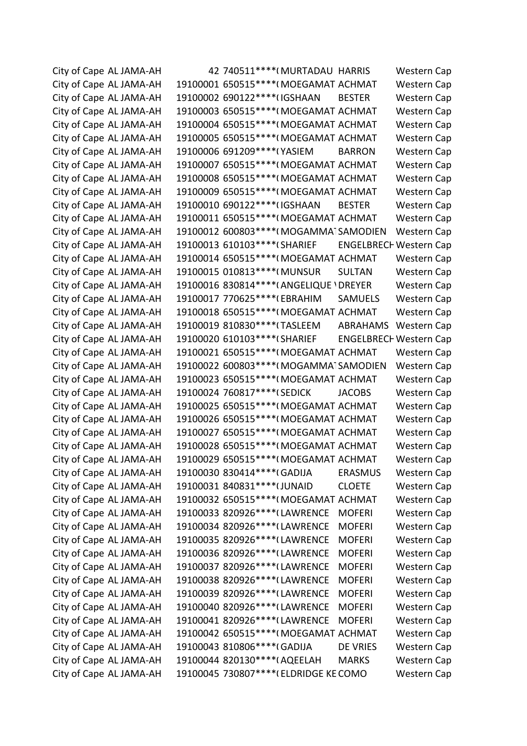| | | | | | | |
|---|---|---|---|---|---|---|
| City of Cape | AL JAMA-AH | 42 | 740511****( | MURTADAU | HARRIS | Western Cap |
| City of Cape | AL JAMA-AH | 19100001 | 650515****( | MOEGAMAT | ACHMAT | Western Cap |
| City of Cape | AL JAMA-AH | 19100002 | 690122****( | IGSHAAN | BESTER | Western Cap |
| City of Cape | AL JAMA-AH | 19100003 | 650515****( | MOEGAMAT | ACHMAT | Western Cap |
| City of Cape | AL JAMA-AH | 19100004 | 650515****( | MOEGAMAT | ACHMAT | Western Cap |
| City of Cape | AL JAMA-AH | 19100005 | 650515****( | MOEGAMAT | ACHMAT | Western Cap |
| City of Cape | AL JAMA-AH | 19100006 | 691209****( | YASIEM | BARRON | Western Cap |
| City of Cape | AL JAMA-AH | 19100007 | 650515****( | MOEGAMAT | ACHMAT | Western Cap |
| City of Cape | AL JAMA-AH | 19100008 | 650515****( | MOEGAMAT | ACHMAT | Western Cap |
| City of Cape | AL JAMA-AH | 19100009 | 650515****( | MOEGAMAT | ACHMAT | Western Cap |
| City of Cape | AL JAMA-AH | 19100010 | 690122****( | IGSHAAN | BESTER | Western Cap |
| City of Cape | AL JAMA-AH | 19100011 | 650515****( | MOEGAMAT | ACHMAT | Western Cap |
| City of Cape | AL JAMA-AH | 19100012 | 600803****( | MOGAMMAT | SAMODIEN | Western Cap |
| City of Cape | AL JAMA-AH | 19100013 | 610103****( | SHARIEF | ENGELBRECH | Western Cap |
| City of Cape | AL JAMA-AH | 19100014 | 650515****( | MOEGAMAT | ACHMAT | Western Cap |
| City of Cape | AL JAMA-AH | 19100015 | 010813****( | MUNSUR | SULTAN | Western Cap |
| City of Cape | AL JAMA-AH | 19100016 | 830814****( | ANGELIQUE \ | DREYER | Western Cap |
| City of Cape | AL JAMA-AH | 19100017 | 770625****( | EBRAHIM | SAMUELS | Western Cap |
| City of Cape | AL JAMA-AH | 19100018 | 650515****( | MOEGAMAT | ACHMAT | Western Cap |
| City of Cape | AL JAMA-AH | 19100019 | 810830****( | TASLEEM | ABRAHAMS | Western Cap |
| City of Cape | AL JAMA-AH | 19100020 | 610103****( | SHARIEF | ENGELBRECH | Western Cap |
| City of Cape | AL JAMA-AH | 19100021 | 650515****( | MOEGAMAT | ACHMAT | Western Cap |
| City of Cape | AL JAMA-AH | 19100022 | 600803****( | MOGAMMAT | SAMODIEN | Western Cap |
| City of Cape | AL JAMA-AH | 19100023 | 650515****( | MOEGAMAT | ACHMAT | Western Cap |
| City of Cape | AL JAMA-AH | 19100024 | 760817****( | SEDICK | JACOBS | Western Cap |
| City of Cape | AL JAMA-AH | 19100025 | 650515****( | MOEGAMAT | ACHMAT | Western Cap |
| City of Cape | AL JAMA-AH | 19100026 | 650515****( | MOEGAMAT | ACHMAT | Western Cap |
| City of Cape | AL JAMA-AH | 19100027 | 650515****( | MOEGAMAT | ACHMAT | Western Cap |
| City of Cape | AL JAMA-AH | 19100028 | 650515****( | MOEGAMAT | ACHMAT | Western Cap |
| City of Cape | AL JAMA-AH | 19100029 | 650515****( | MOEGAMAT | ACHMAT | Western Cap |
| City of Cape | AL JAMA-AH | 19100030 | 830414****( | GADIJA | ERASMUS | Western Cap |
| City of Cape | AL JAMA-AH | 19100031 | 840831****( | JUNAID | CLOETE | Western Cap |
| City of Cape | AL JAMA-AH | 19100032 | 650515****( | MOEGAMAT | ACHMAT | Western Cap |
| City of Cape | AL JAMA-AH | 19100033 | 820926****( | LAWRENCE | MOFERI | Western Cap |
| City of Cape | AL JAMA-AH | 19100034 | 820926****( | LAWRENCE | MOFERI | Western Cap |
| City of Cape | AL JAMA-AH | 19100035 | 820926****( | LAWRENCE | MOFERI | Western Cap |
| City of Cape | AL JAMA-AH | 19100036 | 820926****( | LAWRENCE | MOFERI | Western Cap |
| City of Cape | AL JAMA-AH | 19100037 | 820926****( | LAWRENCE | MOFERI | Western Cap |
| City of Cape | AL JAMA-AH | 19100038 | 820926****( | LAWRENCE | MOFERI | Western Cap |
| City of Cape | AL JAMA-AH | 19100039 | 820926****( | LAWRENCE | MOFERI | Western Cap |
| City of Cape | AL JAMA-AH | 19100040 | 820926****( | LAWRENCE | MOFERI | Western Cap |
| City of Cape | AL JAMA-AH | 19100041 | 820926****( | LAWRENCE | MOFERI | Western Cap |
| City of Cape | AL JAMA-AH | 19100042 | 650515****( | MOEGAMAT | ACHMAT | Western Cap |
| City of Cape | AL JAMA-AH | 19100043 | 810806****( | GADIJA | DE VRIES | Western Cap |
| City of Cape | AL JAMA-AH | 19100044 | 820130****( | AQEELAH | MARKS | Western Cap |
| City of Cape | AL JAMA-AH | 19100045 | 730807****( | ELDRIDGE KE | COMO | Western Cap |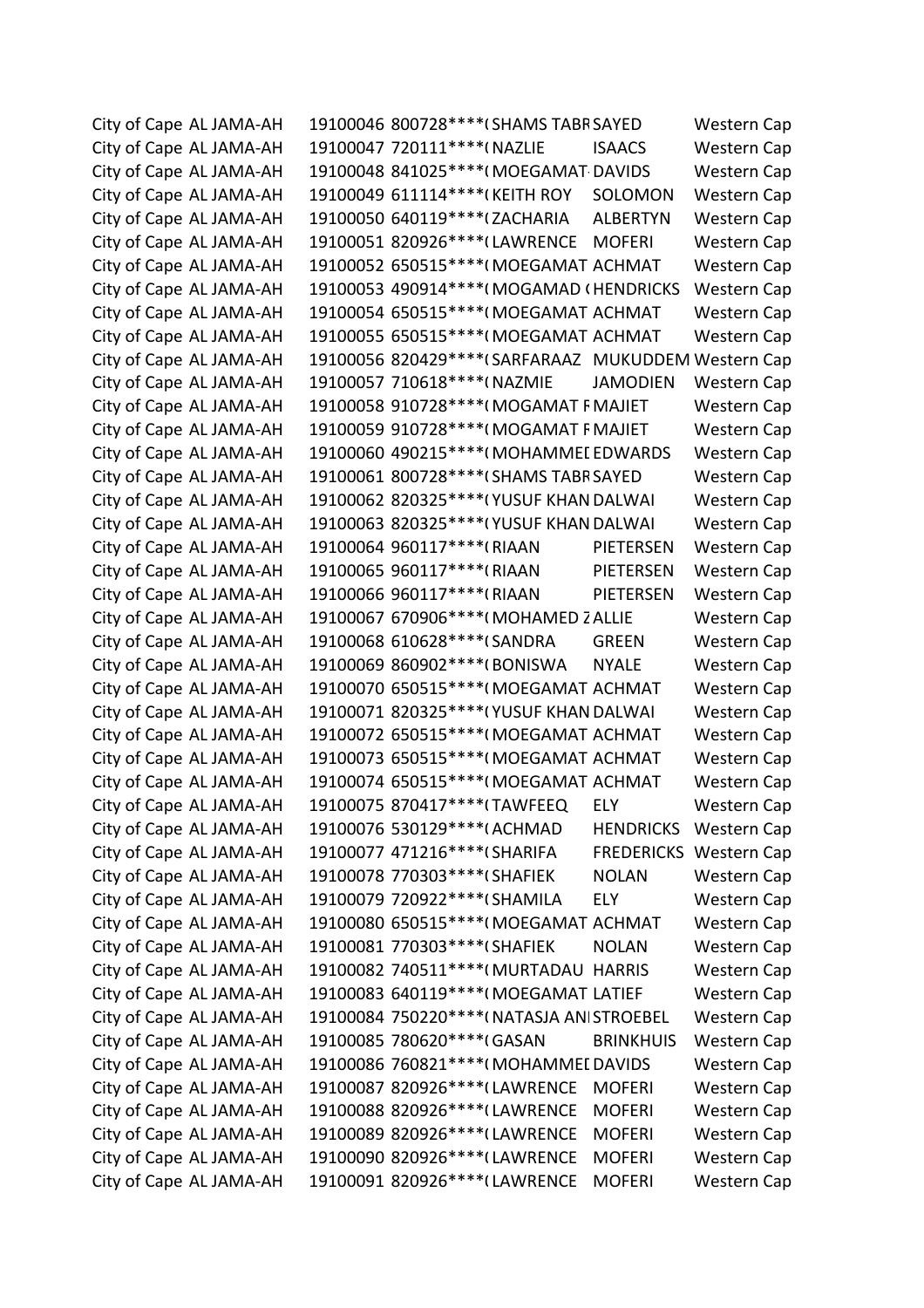| | | | | | | |
|---|---|---|---|---|---|---|
| City of Cape | AL JAMA-AH | 19100046 | 800728****( | SHAMS TABR | SAYED | Western Cap |
| City of Cape | AL JAMA-AH | 19100047 | 720111****( | NAZLIE | ISAACS | Western Cap |
| City of Cape | AL JAMA-AH | 19100048 | 841025****( | MOEGAMAT | DAVIDS | Western Cap |
| City of Cape | AL JAMA-AH | 19100049 | 611114****( | KEITH ROY | SOLOMON | Western Cap |
| City of Cape | AL JAMA-AH | 19100050 | 640119****( | ZACHARIA | ALBERTYN | Western Cap |
| City of Cape | AL JAMA-AH | 19100051 | 820926****( | LAWRENCE | MOFERI | Western Cap |
| City of Cape | AL JAMA-AH | 19100052 | 650515****( | MOEGAMAT | ACHMAT | Western Cap |
| City of Cape | AL JAMA-AH | 19100053 | 490914****( | MOGAMAD ( | HENDRICKS | Western Cap |
| City of Cape | AL JAMA-AH | 19100054 | 650515****( | MOEGAMAT | ACHMAT | Western Cap |
| City of Cape | AL JAMA-AH | 19100055 | 650515****( | MOEGAMAT | ACHMAT | Western Cap |
| City of Cape | AL JAMA-AH | 19100056 | 820429****( | SARFARAAZ | MUKUDDEM | Western Cap |
| City of Cape | AL JAMA-AH | 19100057 | 710618****( | NAZMIE | JAMODIEN | Western Cap |
| City of Cape | AL JAMA-AH | 19100058 | 910728****( | MOGAMAT F | MAJIET | Western Cap |
| City of Cape | AL JAMA-AH | 19100059 | 910728****( | MOGAMAT F | MAJIET | Western Cap |
| City of Cape | AL JAMA-AH | 19100060 | 490215****( | MOHAMMEI | EDWARDS | Western Cap |
| City of Cape | AL JAMA-AH | 19100061 | 800728****( | SHAMS TABR | SAYED | Western Cap |
| City of Cape | AL JAMA-AH | 19100062 | 820325****( | YUSUF KHAN | DALWAI | Western Cap |
| City of Cape | AL JAMA-AH | 19100063 | 820325****( | YUSUF KHAN | DALWAI | Western Cap |
| City of Cape | AL JAMA-AH | 19100064 | 960117****( | RIAAN | PIETERSEN | Western Cap |
| City of Cape | AL JAMA-AH | 19100065 | 960117****( | RIAAN | PIETERSEN | Western Cap |
| City of Cape | AL JAMA-AH | 19100066 | 960117****( | RIAAN | PIETERSEN | Western Cap |
| City of Cape | AL JAMA-AH | 19100067 | 670906****( | MOHAMED Z | ALLIE | Western Cap |
| City of Cape | AL JAMA-AH | 19100068 | 610628****( | SANDRA | GREEN | Western Cap |
| City of Cape | AL JAMA-AH | 19100069 | 860902****( | BONISWA | NYALE | Western Cap |
| City of Cape | AL JAMA-AH | 19100070 | 650515****( | MOEGAMAT | ACHMAT | Western Cap |
| City of Cape | AL JAMA-AH | 19100071 | 820325****( | YUSUF KHAN | DALWAI | Western Cap |
| City of Cape | AL JAMA-AH | 19100072 | 650515****( | MOEGAMAT | ACHMAT | Western Cap |
| City of Cape | AL JAMA-AH | 19100073 | 650515****( | MOEGAMAT | ACHMAT | Western Cap |
| City of Cape | AL JAMA-AH | 19100074 | 650515****( | MOEGAMAT | ACHMAT | Western Cap |
| City of Cape | AL JAMA-AH | 19100075 | 870417****( | TAWFEEQ | ELY | Western Cap |
| City of Cape | AL JAMA-AH | 19100076 | 530129****( | ACHMAD | HENDRICKS | Western Cap |
| City of Cape | AL JAMA-AH | 19100077 | 471216****( | SHARIFA | FREDERICKS | Western Cap |
| City of Cape | AL JAMA-AH | 19100078 | 770303****( | SHAFIEK | NOLAN | Western Cap |
| City of Cape | AL JAMA-AH | 19100079 | 720922****( | SHAMILA | ELY | Western Cap |
| City of Cape | AL JAMA-AH | 19100080 | 650515****( | MOEGAMAT | ACHMAT | Western Cap |
| City of Cape | AL JAMA-AH | 19100081 | 770303****( | SHAFIEK | NOLAN | Western Cap |
| City of Cape | AL JAMA-AH | 19100082 | 740511****( | MURTADAU | HARRIS | Western Cap |
| City of Cape | AL JAMA-AH | 19100083 | 640119****( | MOEGAMAT | LATIEF | Western Cap |
| City of Cape | AL JAMA-AH | 19100084 | 750220****( | NATASJA ANI | STROEBEL | Western Cap |
| City of Cape | AL JAMA-AH | 19100085 | 780620****( | GASAN | BRINKHUIS | Western Cap |
| City of Cape | AL JAMA-AH | 19100086 | 760821****( | MOHAMMEI | DAVIDS | Western Cap |
| City of Cape | AL JAMA-AH | 19100087 | 820926****( | LAWRENCE | MOFERI | Western Cap |
| City of Cape | AL JAMA-AH | 19100088 | 820926****( | LAWRENCE | MOFERI | Western Cap |
| City of Cape | AL JAMA-AH | 19100089 | 820926****( | LAWRENCE | MOFERI | Western Cap |
| City of Cape | AL JAMA-AH | 19100090 | 820926****( | LAWRENCE | MOFERI | Western Cap |
| City of Cape | AL JAMA-AH | 19100091 | 820926****( | LAWRENCE | MOFERI | Western Cap |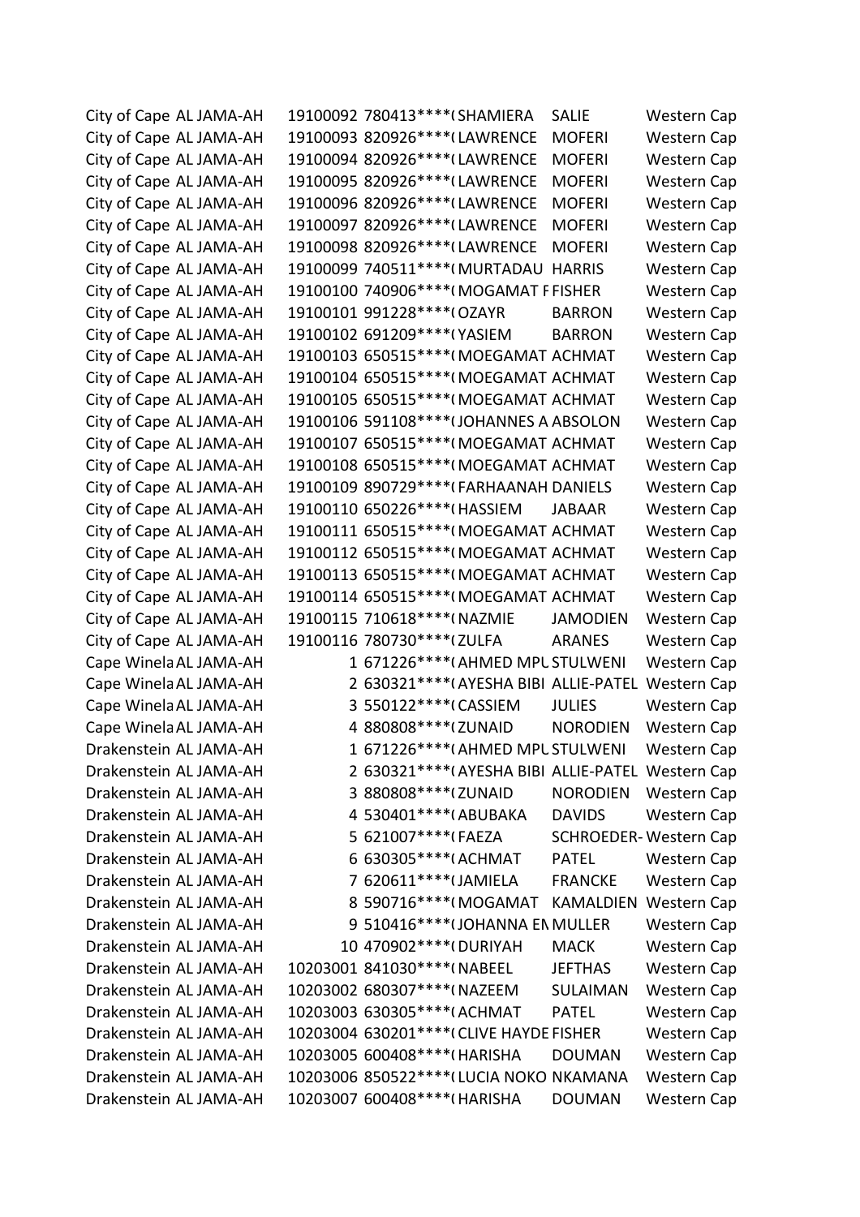| | | | | | | |
|---|---|---|---|---|---|---|
| City of Cape | AL JAMA-AH | 19100092 | 780413****( | SHAMIERA | SALIE | Western Cap |
| City of Cape | AL JAMA-AH | 19100093 | 820926****( | LAWRENCE | MOFERI | Western Cap |
| City of Cape | AL JAMA-AH | 19100094 | 820926****( | LAWRENCE | MOFERI | Western Cap |
| City of Cape | AL JAMA-AH | 19100095 | 820926****( | LAWRENCE | MOFERI | Western Cap |
| City of Cape | AL JAMA-AH | 19100096 | 820926****( | LAWRENCE | MOFERI | Western Cap |
| City of Cape | AL JAMA-AH | 19100097 | 820926****( | LAWRENCE | MOFERI | Western Cap |
| City of Cape | AL JAMA-AH | 19100098 | 820926****( | LAWRENCE | MOFERI | Western Cap |
| City of Cape | AL JAMA-AH | 19100099 | 740511****( | MURTADAU | HARRIS | Western Cap |
| City of Cape | AL JAMA-AH | 19100100 | 740906****( | MOGAMAT F | FISHER | Western Cap |
| City of Cape | AL JAMA-AH | 19100101 | 991228****( | OZAYR | BARRON | Western Cap |
| City of Cape | AL JAMA-AH | 19100102 | 691209****( | YASIEM | BARRON | Western Cap |
| City of Cape | AL JAMA-AH | 19100103 | 650515****( | MOEGAMAT | ACHMAT | Western Cap |
| City of Cape | AL JAMA-AH | 19100104 | 650515****( | MOEGAMAT | ACHMAT | Western Cap |
| City of Cape | AL JAMA-AH | 19100105 | 650515****( | MOEGAMAT | ACHMAT | Western Cap |
| City of Cape | AL JAMA-AH | 19100106 | 591108****( | JOHANNES A | ABSOLON | Western Cap |
| City of Cape | AL JAMA-AH | 19100107 | 650515****( | MOEGAMAT | ACHMAT | Western Cap |
| City of Cape | AL JAMA-AH | 19100108 | 650515****( | MOEGAMAT | ACHMAT | Western Cap |
| City of Cape | AL JAMA-AH | 19100109 | 890729****( | FARHAANAH | DANIELS | Western Cap |
| City of Cape | AL JAMA-AH | 19100110 | 650226****( | HASSIEM | JABAAR | Western Cap |
| City of Cape | AL JAMA-AH | 19100111 | 650515****( | MOEGAMAT | ACHMAT | Western Cap |
| City of Cape | AL JAMA-AH | 19100112 | 650515****( | MOEGAMAT | ACHMAT | Western Cap |
| City of Cape | AL JAMA-AH | 19100113 | 650515****( | MOEGAMAT | ACHMAT | Western Cap |
| City of Cape | AL JAMA-AH | 19100114 | 650515****( | MOEGAMAT | ACHMAT | Western Cap |
| City of Cape | AL JAMA-AH | 19100115 | 710618****( | NAZMIE | JAMODIEN | Western Cap |
| City of Cape | AL JAMA-AH | 19100116 | 780730****( | ZULFA | ARANES | Western Cap |
| Cape Winela | AL JAMA-AH | 1 | 671226****( | AHMED MPL | STULWENI | Western Cap |
| Cape Winela | AL JAMA-AH | 2 | 630321****( | AYESHA BIBI | ALLIE-PATEL | Western Cap |
| Cape Winela | AL JAMA-AH | 3 | 550122****( | CASSIEM | JULIES | Western Cap |
| Cape Winela | AL JAMA-AH | 4 | 880808****( | ZUNAID | NORODIEN | Western Cap |
| Drakenstein | AL JAMA-AH | 1 | 671226****( | AHMED MPL | STULWENI | Western Cap |
| Drakenstein | AL JAMA-AH | 2 | 630321****( | AYESHA BIBI | ALLIE-PATEL | Western Cap |
| Drakenstein | AL JAMA-AH | 3 | 880808****( | ZUNAID | NORODIEN | Western Cap |
| Drakenstein | AL JAMA-AH | 4 | 530401****( | ABUBAKA | DAVIDS | Western Cap |
| Drakenstein | AL JAMA-AH | 5 | 621007****( | FAEZA | SCHROEDER- | Western Cap |
| Drakenstein | AL JAMA-AH | 6 | 630305****( | ACHMAT | PATEL | Western Cap |
| Drakenstein | AL JAMA-AH | 7 | 620611****( | JAMIELA | FRANCKE | Western Cap |
| Drakenstein | AL JAMA-AH | 8 | 590716****( | MOGAMAT | KAMALDIEN | Western Cap |
| Drakenstein | AL JAMA-AH | 9 | 510416****( | JOHANNA EN | MULLER | Western Cap |
| Drakenstein | AL JAMA-AH | 10 | 470902****( | DURIYAH | MACK | Western Cap |
| Drakenstein | AL JAMA-AH | 10203001 | 841030****( | NABEEL | JEFTHAS | Western Cap |
| Drakenstein | AL JAMA-AH | 10203002 | 680307****( | NAZEEM | SULAIMAN | Western Cap |
| Drakenstein | AL JAMA-AH | 10203003 | 630305****( | ACHMAT | PATEL | Western Cap |
| Drakenstein | AL JAMA-AH | 10203004 | 630201****( | CLIVE HAYDE | FISHER | Western Cap |
| Drakenstein | AL JAMA-AH | 10203005 | 600408****( | HARISHA | DOUMAN | Western Cap |
| Drakenstein | AL JAMA-AH | 10203006 | 850522****( | LUCIA NOKO | NKAMANA | Western Cap |
| Drakenstein | AL JAMA-AH | 10203007 | 600408****( | HARISHA | DOUMAN | Western Cap |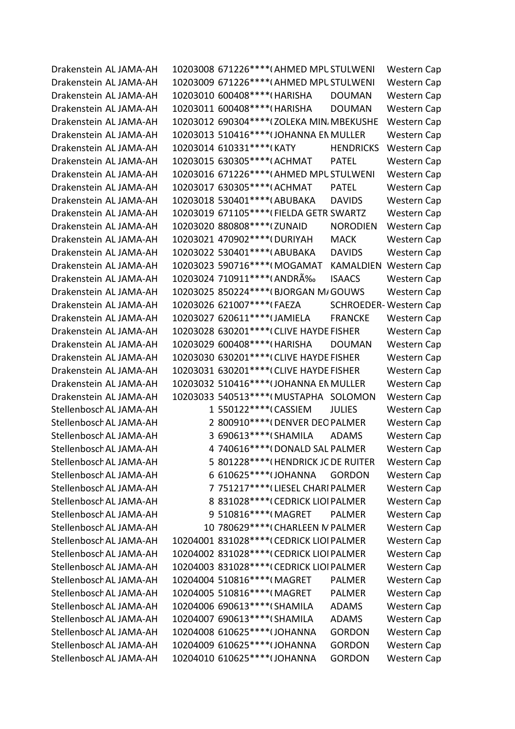| | | | | | | |
|---|---|---|---|---|---|---|
| Drakenstein | AL JAMA-AH | 10203008 | 671226****( | AHMED MPL | STULWENI | Western Cap |
| Drakenstein | AL JAMA-AH | 10203009 | 671226****( | AHMED MPL | STULWENI | Western Cap |
| Drakenstein | AL JAMA-AH | 10203010 | 600408****( | HARISHA | DOUMAN | Western Cap |
| Drakenstein | AL JAMA-AH | 10203011 | 600408****( | HARISHA | DOUMAN | Western Cap |
| Drakenstein | AL JAMA-AH | 10203012 | 690304****( | ZOLEKA MIN | MBEKUSHE | Western Cap |
| Drakenstein | AL JAMA-AH | 10203013 | 510416****( | JOHANNA EN | MULLER | Western Cap |
| Drakenstein | AL JAMA-AH | 10203014 | 610331****( | KATY | HENDRICKS | Western Cap |
| Drakenstein | AL JAMA-AH | 10203015 | 630305****( | ACHMAT | PATEL | Western Cap |
| Drakenstein | AL JAMA-AH | 10203016 | 671226****( | AHMED MPL | STULWENI | Western Cap |
| Drakenstein | AL JAMA-AH | 10203017 | 630305****( | ACHMAT | PATEL | Western Cap |
| Drakenstein | AL JAMA-AH | 10203018 | 530401****( | ABUBAKA | DAVIDS | Western Cap |
| Drakenstein | AL JAMA-AH | 10203019 | 671105****( | FIELDA GETR | SWARTZ | Western Cap |
| Drakenstein | AL JAMA-AH | 10203020 | 880808****( | ZUNAID | NORODIEN | Western Cap |
| Drakenstein | AL JAMA-AH | 10203021 | 470902****( | DURIYAH | MACK | Western Cap |
| Drakenstein | AL JAMA-AH | 10203022 | 530401****( | ABUBAKA | DAVIDS | Western Cap |
| Drakenstein | AL JAMA-AH | 10203023 | 590716****( | MOGAMAT | KAMALDIEN | Western Cap |
| Drakenstein | AL JAMA-AH | 10203024 | 710911****( | ANDRÃ‰ | ISAACS | Western Cap |
| Drakenstein | AL JAMA-AH | 10203025 | 850224****( | BJORGAN M/ | GOUWS | Western Cap |
| Drakenstein | AL JAMA-AH | 10203026 | 621007****( | FAEZA | SCHROEDER- | Western Cap |
| Drakenstein | AL JAMA-AH | 10203027 | 620611****( | JAMIELA | FRANCKE | Western Cap |
| Drakenstein | AL JAMA-AH | 10203028 | 630201****( | CLIVE HAYDE | FISHER | Western Cap |
| Drakenstein | AL JAMA-AH | 10203029 | 600408****( | HARISHA | DOUMAN | Western Cap |
| Drakenstein | AL JAMA-AH | 10203030 | 630201****( | CLIVE HAYDE | FISHER | Western Cap |
| Drakenstein | AL JAMA-AH | 10203031 | 630201****( | CLIVE HAYDE | FISHER | Western Cap |
| Drakenstein | AL JAMA-AH | 10203032 | 510416****( | JOHANNA EN | MULLER | Western Cap |
| Drakenstein | AL JAMA-AH | 10203033 | 540513****( | MUSTAPHA | SOLOMON | Western Cap |
| Stellenbosch | AL JAMA-AH | 1 | 550122****( | CASSIEM | JULIES | Western Cap |
| Stellenbosch | AL JAMA-AH | 2 | 800910****( | DENVER DEC | PALMER | Western Cap |
| Stellenbosch | AL JAMA-AH | 3 | 690613****( | SHAMILA | ADAMS | Western Cap |
| Stellenbosch | AL JAMA-AH | 4 | 740616****( | DONALD SAL | PALMER | Western Cap |
| Stellenbosch | AL JAMA-AH | 5 | 801228****( | HENDRICK JC | DE RUITER | Western Cap |
| Stellenbosch | AL JAMA-AH | 6 | 610625****( | JOHANNA | GORDON | Western Cap |
| Stellenbosch | AL JAMA-AH | 7 | 751217****( | LIESEL CHARI | PALMER | Western Cap |
| Stellenbosch | AL JAMA-AH | 8 | 831028****( | CEDRICK LIOI | PALMER | Western Cap |
| Stellenbosch | AL JAMA-AH | 9 | 510816****( | MAGRET | PALMER | Western Cap |
| Stellenbosch | AL JAMA-AH | 10 | 780629****( | CHARLEEN M | PALMER | Western Cap |
| Stellenbosch | AL JAMA-AH | 10204001 | 831028****( | CEDRICK LIOI | PALMER | Western Cap |
| Stellenbosch | AL JAMA-AH | 10204002 | 831028****( | CEDRICK LIOI | PALMER | Western Cap |
| Stellenbosch | AL JAMA-AH | 10204003 | 831028****( | CEDRICK LIOI | PALMER | Western Cap |
| Stellenbosch | AL JAMA-AH | 10204004 | 510816****( | MAGRET | PALMER | Western Cap |
| Stellenbosch | AL JAMA-AH | 10204005 | 510816****( | MAGRET | PALMER | Western Cap |
| Stellenbosch | AL JAMA-AH | 10204006 | 690613****( | SHAMILA | ADAMS | Western Cap |
| Stellenbosch | AL JAMA-AH | 10204007 | 690613****( | SHAMILA | ADAMS | Western Cap |
| Stellenbosch | AL JAMA-AH | 10204008 | 610625****( | JOHANNA | GORDON | Western Cap |
| Stellenbosch | AL JAMA-AH | 10204009 | 610625****( | JOHANNA | GORDON | Western Cap |
| Stellenbosch | AL JAMA-AH | 10204010 | 610625****( | JOHANNA | GORDON | Western Cap |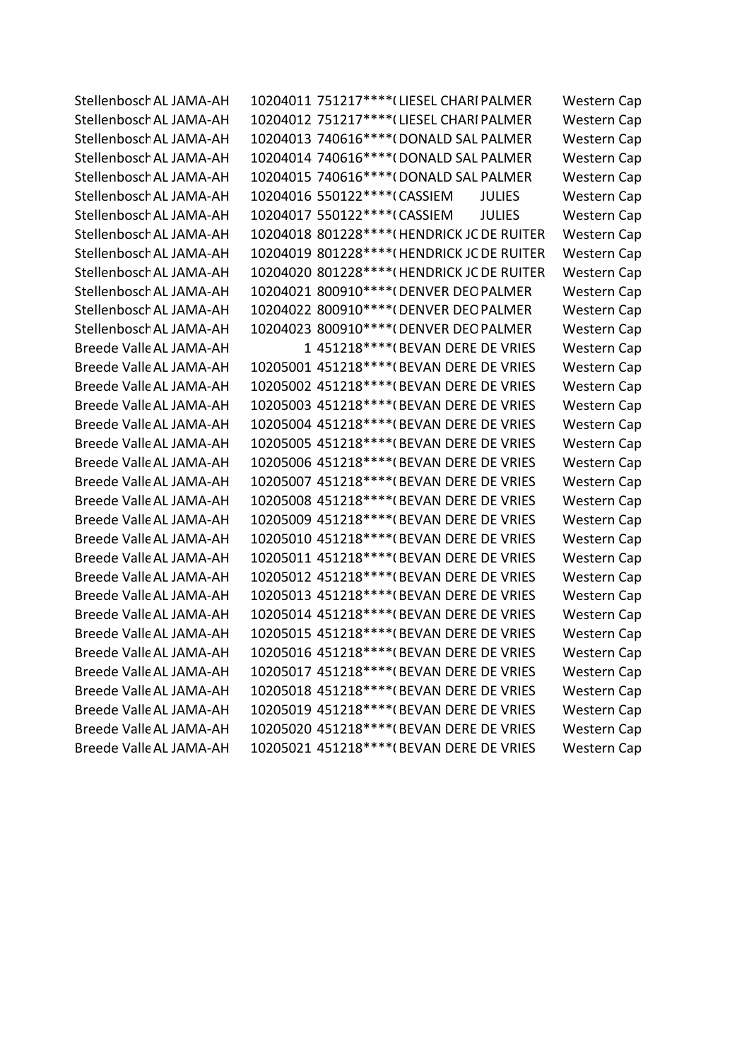| | | | | | | |
|---|---|---|---|---|---|---|
| Stellenbosch | AL JAMA-AH | 10204011 | 751217****( | LIESEL CHARI | PALMER | Western Cap |
| Stellenbosch | AL JAMA-AH | 10204012 | 751217****( | LIESEL CHARI | PALMER | Western Cap |
| Stellenbosch | AL JAMA-AH | 10204013 | 740616****( | DONALD SAL | PALMER | Western Cap |
| Stellenbosch | AL JAMA-AH | 10204014 | 740616****( | DONALD SAL | PALMER | Western Cap |
| Stellenbosch | AL JAMA-AH | 10204015 | 740616****( | DONALD SAL | PALMER | Western Cap |
| Stellenbosch | AL JAMA-AH | 10204016 | 550122****( | CASSIEM | JULIES | Western Cap |
| Stellenbosch | AL JAMA-AH | 10204017 | 550122****( | CASSIEM | JULIES | Western Cap |
| Stellenbosch | AL JAMA-AH | 10204018 | 801228****( | HENDRICK JC | DE RUITER | Western Cap |
| Stellenbosch | AL JAMA-AH | 10204019 | 801228****( | HENDRICK JC | DE RUITER | Western Cap |
| Stellenbosch | AL JAMA-AH | 10204020 | 801228****( | HENDRICK JC | DE RUITER | Western Cap |
| Stellenbosch | AL JAMA-AH | 10204021 | 800910****( | DENVER DEO | PALMER | Western Cap |
| Stellenbosch | AL JAMA-AH | 10204022 | 800910****( | DENVER DEO | PALMER | Western Cap |
| Stellenbosch | AL JAMA-AH | 10204023 | 800910****( | DENVER DEO | PALMER | Western Cap |
| Breede Valle | AL JAMA-AH | 1 | 451218****( | BEVAN DERE | DE VRIES | Western Cap |
| Breede Valle | AL JAMA-AH | 10205001 | 451218****( | BEVAN DERE | DE VRIES | Western Cap |
| Breede Valle | AL JAMA-AH | 10205002 | 451218****( | BEVAN DERE | DE VRIES | Western Cap |
| Breede Valle | AL JAMA-AH | 10205003 | 451218****( | BEVAN DERE | DE VRIES | Western Cap |
| Breede Valle | AL JAMA-AH | 10205004 | 451218****( | BEVAN DERE | DE VRIES | Western Cap |
| Breede Valle | AL JAMA-AH | 10205005 | 451218****( | BEVAN DERE | DE VRIES | Western Cap |
| Breede Valle | AL JAMA-AH | 10205006 | 451218****( | BEVAN DERE | DE VRIES | Western Cap |
| Breede Valle | AL JAMA-AH | 10205007 | 451218****( | BEVAN DERE | DE VRIES | Western Cap |
| Breede Valle | AL JAMA-AH | 10205008 | 451218****( | BEVAN DERE | DE VRIES | Western Cap |
| Breede Valle | AL JAMA-AH | 10205009 | 451218****( | BEVAN DERE | DE VRIES | Western Cap |
| Breede Valle | AL JAMA-AH | 10205010 | 451218****( | BEVAN DERE | DE VRIES | Western Cap |
| Breede Valle | AL JAMA-AH | 10205011 | 451218****( | BEVAN DERE | DE VRIES | Western Cap |
| Breede Valle | AL JAMA-AH | 10205012 | 451218****( | BEVAN DERE | DE VRIES | Western Cap |
| Breede Valle | AL JAMA-AH | 10205013 | 451218****( | BEVAN DERE | DE VRIES | Western Cap |
| Breede Valle | AL JAMA-AH | 10205014 | 451218****( | BEVAN DERE | DE VRIES | Western Cap |
| Breede Valle | AL JAMA-AH | 10205015 | 451218****( | BEVAN DERE | DE VRIES | Western Cap |
| Breede Valle | AL JAMA-AH | 10205016 | 451218****( | BEVAN DERE | DE VRIES | Western Cap |
| Breede Valle | AL JAMA-AH | 10205017 | 451218****( | BEVAN DERE | DE VRIES | Western Cap |
| Breede Valle | AL JAMA-AH | 10205018 | 451218****( | BEVAN DERE | DE VRIES | Western Cap |
| Breede Valle | AL JAMA-AH | 10205019 | 451218****( | BEVAN DERE | DE VRIES | Western Cap |
| Breede Valle | AL JAMA-AH | 10205020 | 451218****( | BEVAN DERE | DE VRIES | Western Cap |
| Breede Valle | AL JAMA-AH | 10205021 | 451218****( | BEVAN DERE | DE VRIES | Western Cap |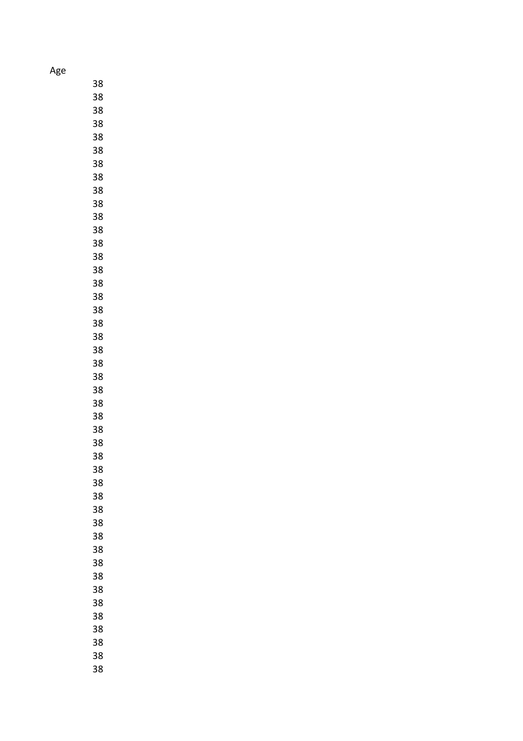| Age |
|---|
| 38 |
| 38 |
| 38 |
| 38 |
| 38 |
| 38 |
| 38 |
| 38 |
| 38 |
| 38 |
| 38 |
| 38 |
| 38 |
| 38 |
| 38 |
| 38 |
| 38 |
| 38 |
| 38 |
| 38 |
| 38 |
| 38 |
| 38 |
| 38 |
| 38 |
| 38 |
| 38 |
| 38 |
| 38 |
| 38 |
| 38 |
| 38 |
| 38 |
| 38 |
| 38 |
| 38 |
| 38 |
| 38 |
| 38 |
| 38 |
| 38 |
| 38 |
| 38 |
| 38 |
| 38 |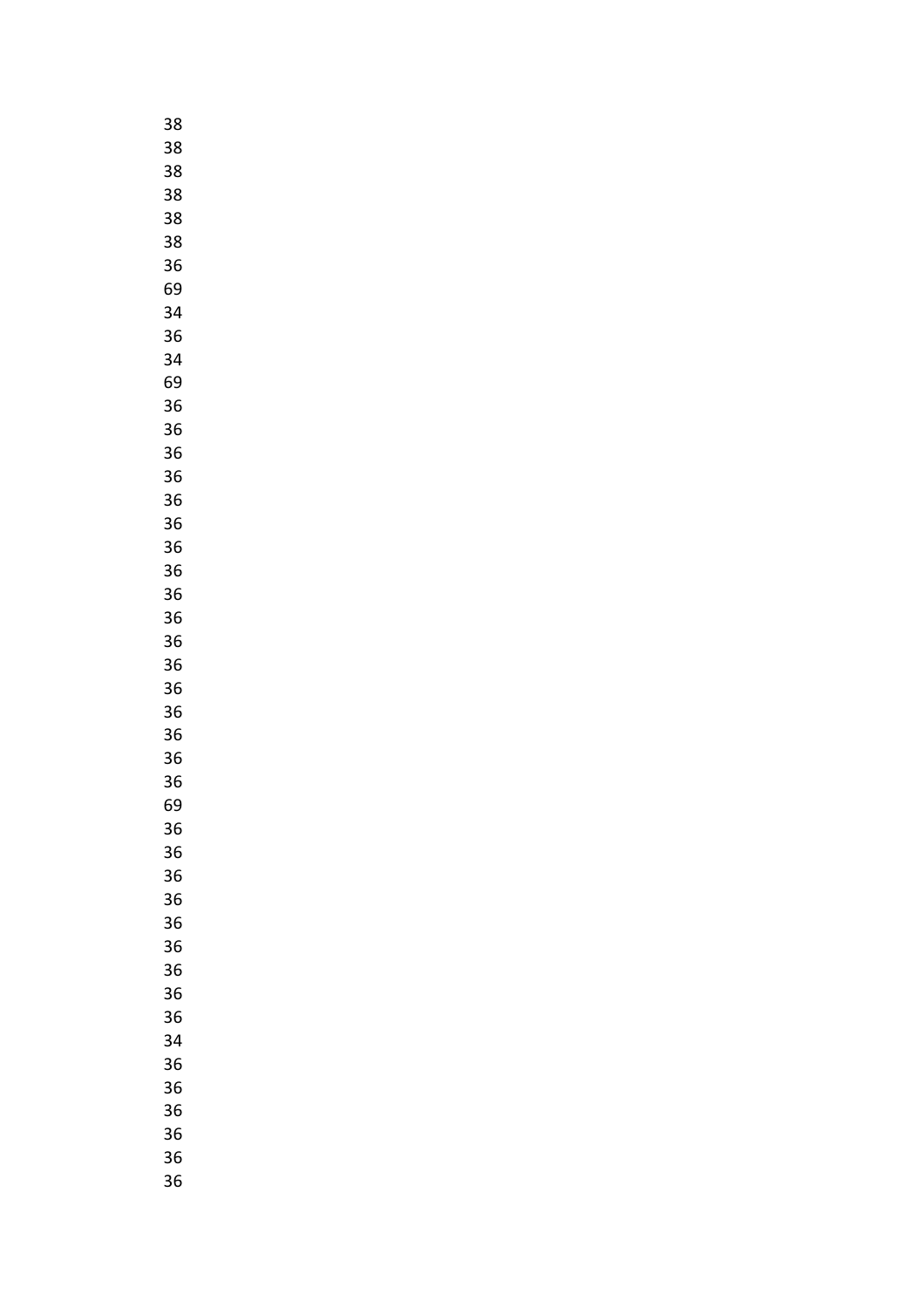38
38
38
38
38
38
36
69
34
36
34
69
36
36
36
36
36
36
36
36
36
36
36
36
36
36
36
36
36
69
36
36
36
36
36
36
36
36
36
34
36
36
36
36
36
36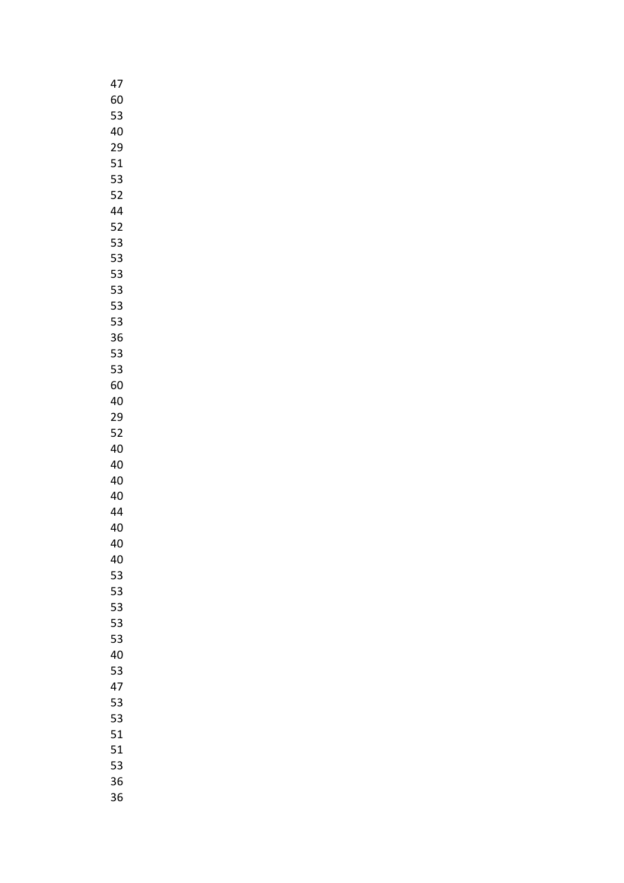47
60
53
40
29
51
53
52
44
52
53
53
53
53
53
53
36
53
53
60
40
29
52
40
40
40
40
44
40
40
40
53
53
53
53
53
40
53
47
53
53
51
51
53
36
36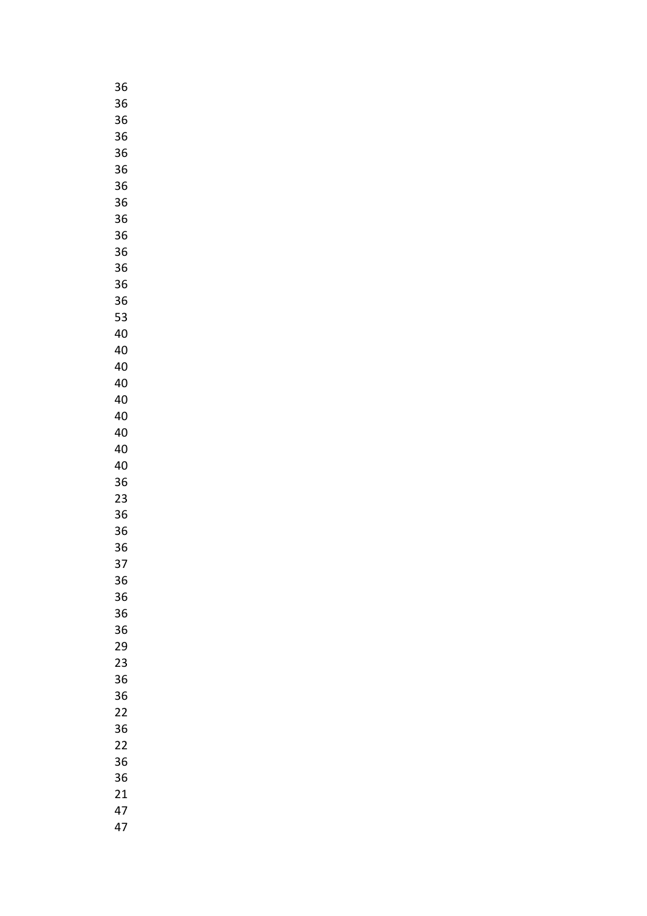36
36
36
36
36
36
36
36
36
36
36
36
36
36
53
40
40
40
40
40
40
40
40
40
36
23
36
36
36
37
36
36
36
36
29
23
36
36
22
36
22
36
36
21
47
47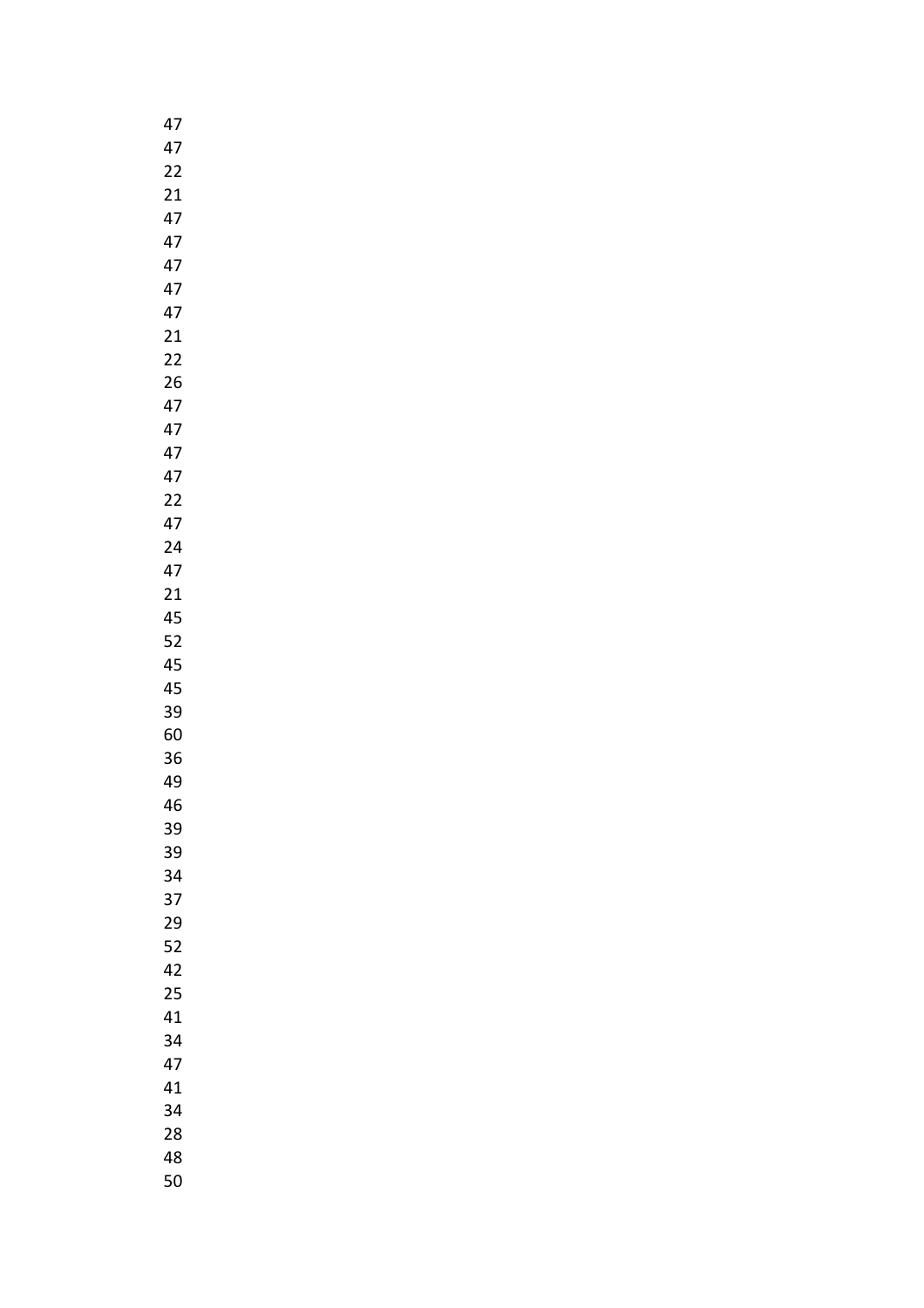47
47
22
21
47
47
47
47
47
21
22
26
47
47
47
47
22
47
24
47
21
45
52
45
45
39
60
36
49
46
39
39
34
37
29
52
42
25
41
34
47
41
34
28
48
50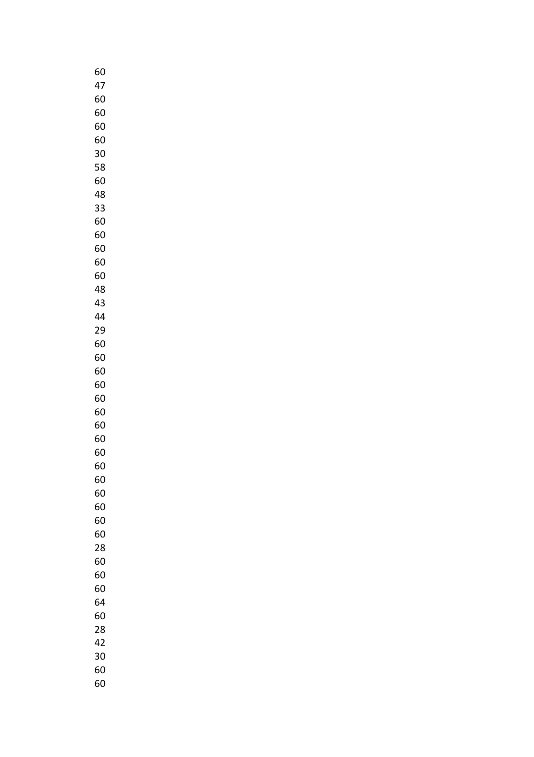60
47
60
60
60
60
30
58
60
48
33
60
60
60
60
60
48
43
44
29
60
60
60
60
60
60
60
60
60
60
60
60
60
60
60
28
60
60
60
64
60
28
42
30
60
60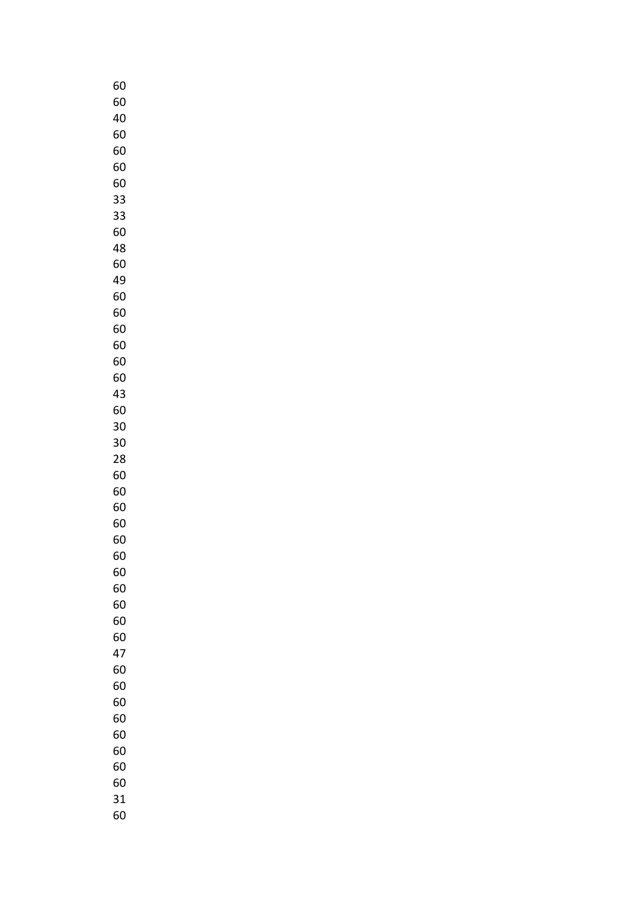60
60
40
60
60
60
60
33
33
60
48
60
49
60
60
60
60
60
60
43
60
30
30
28
60
60
60
60
60
60
60
60
60
60
60
47
60
60
60
60
60
60
60
60
31
60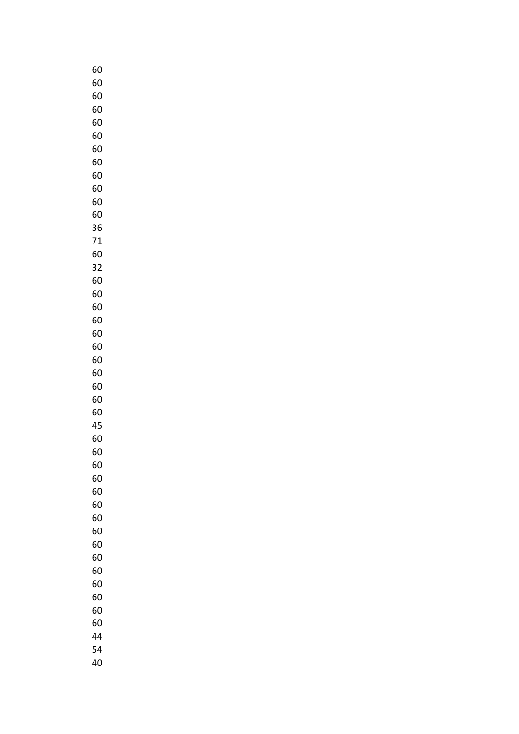60
60
60
60
60
60
60
60
60
60
60
60
36
71
60
32
60
60
60
60
60
60
60
60
60
60
60
45
60
60
60
60
60
60
60
60
60
60
60
60
60
60
60
44
54
40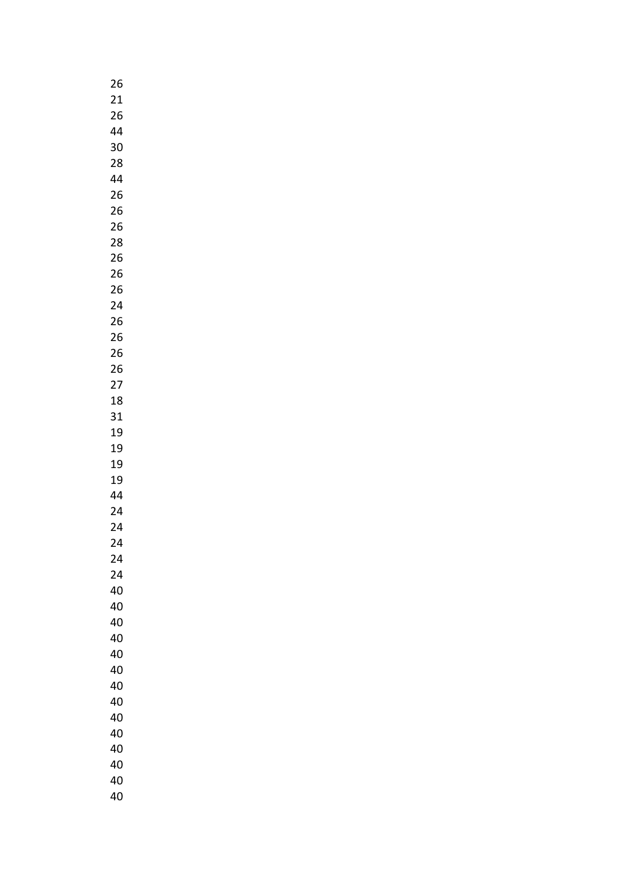26
21
26
44
30
28
44
26
26
26
28
26
26
26
24
26
26
26
26
27
18
31
19
19
19
19
44
24
24
24
24
24
40
40
40
40
40
40
40
40
40
40
40
40
40
40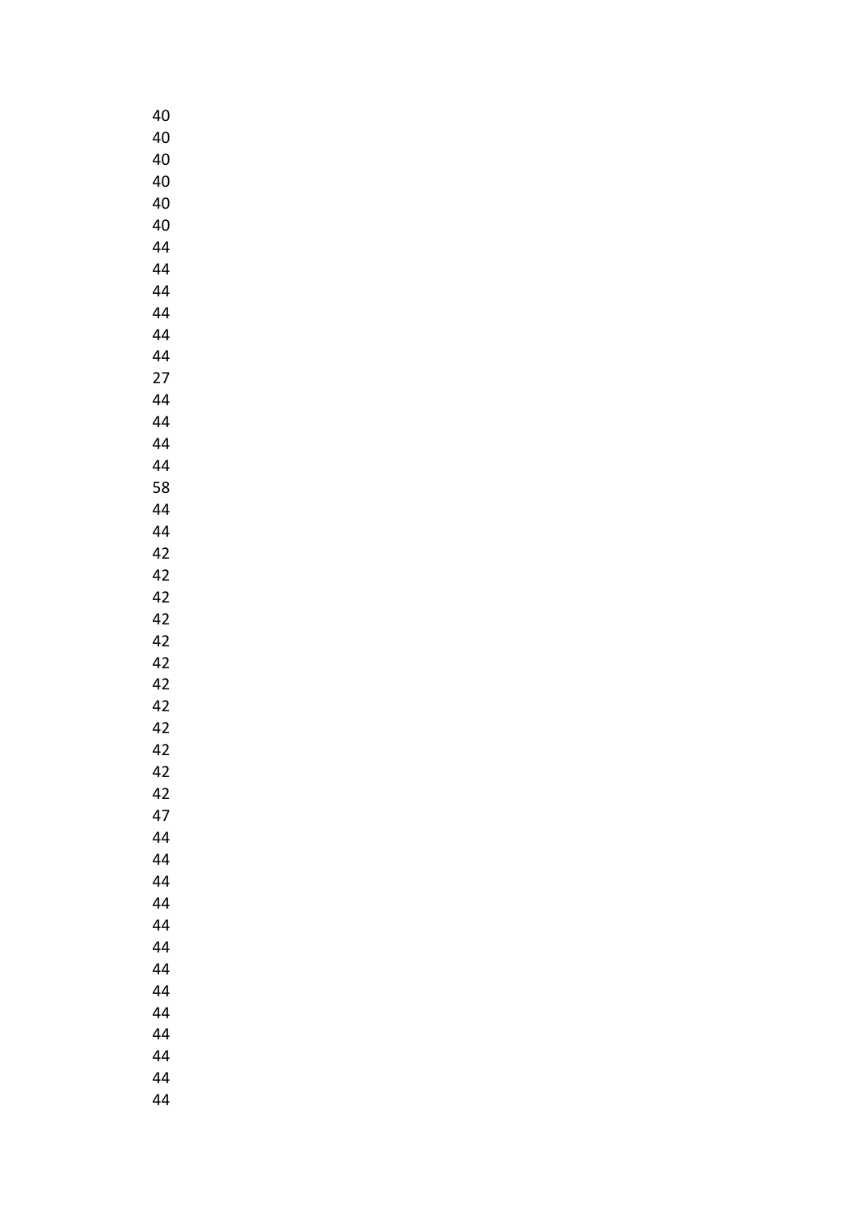40
40
40
40
40
40
44
44
44
44
44
44
27
44
44
44
44
58
44
44
42
42
42
42
42
42
42
42
42
42
42
42
47
44
44
44
44
44
44
44
44
44
44
44
44
44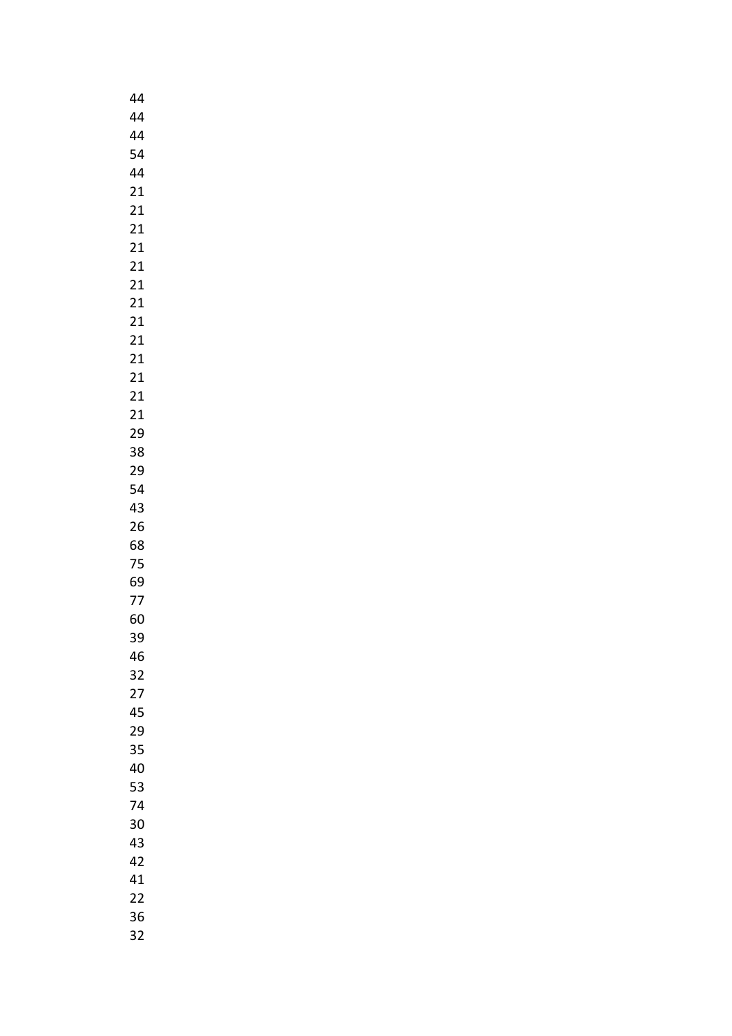44
44
44
54
44
21
21
21
21
21
21
21
21
21
21
21
21
21
29
38
29
54
43
26
68
75
69
77
60
39
46
32
27
45
29
35
40
53
74
30
43
42
41
22
36
32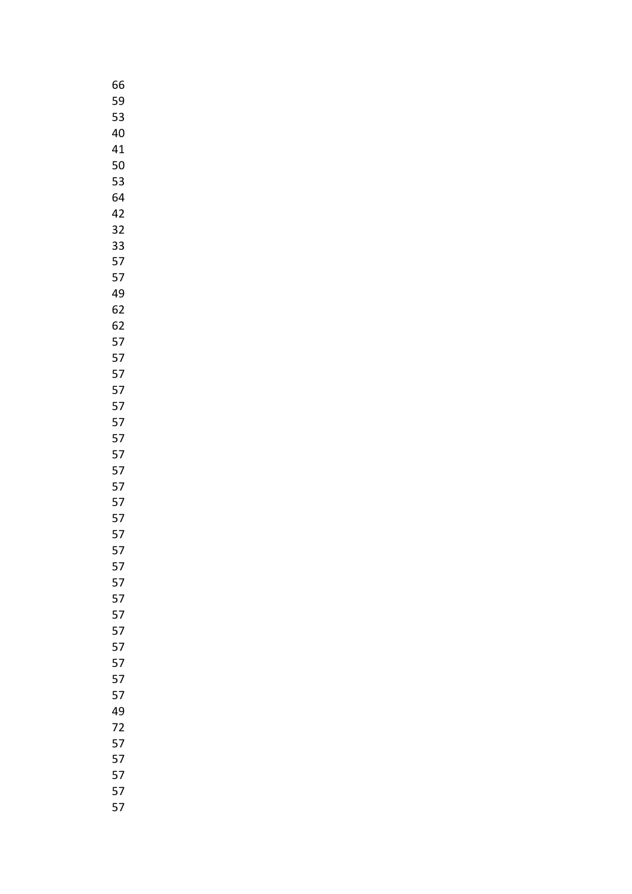66
59
53
40
41
50
53
64
42
32
33
57
57
49
62
62
57
57
57
57
57
57
57
57
57
57
57
57
57
57
57
57
57
57
57
57
57
57
57
49
72
57
57
57
57
57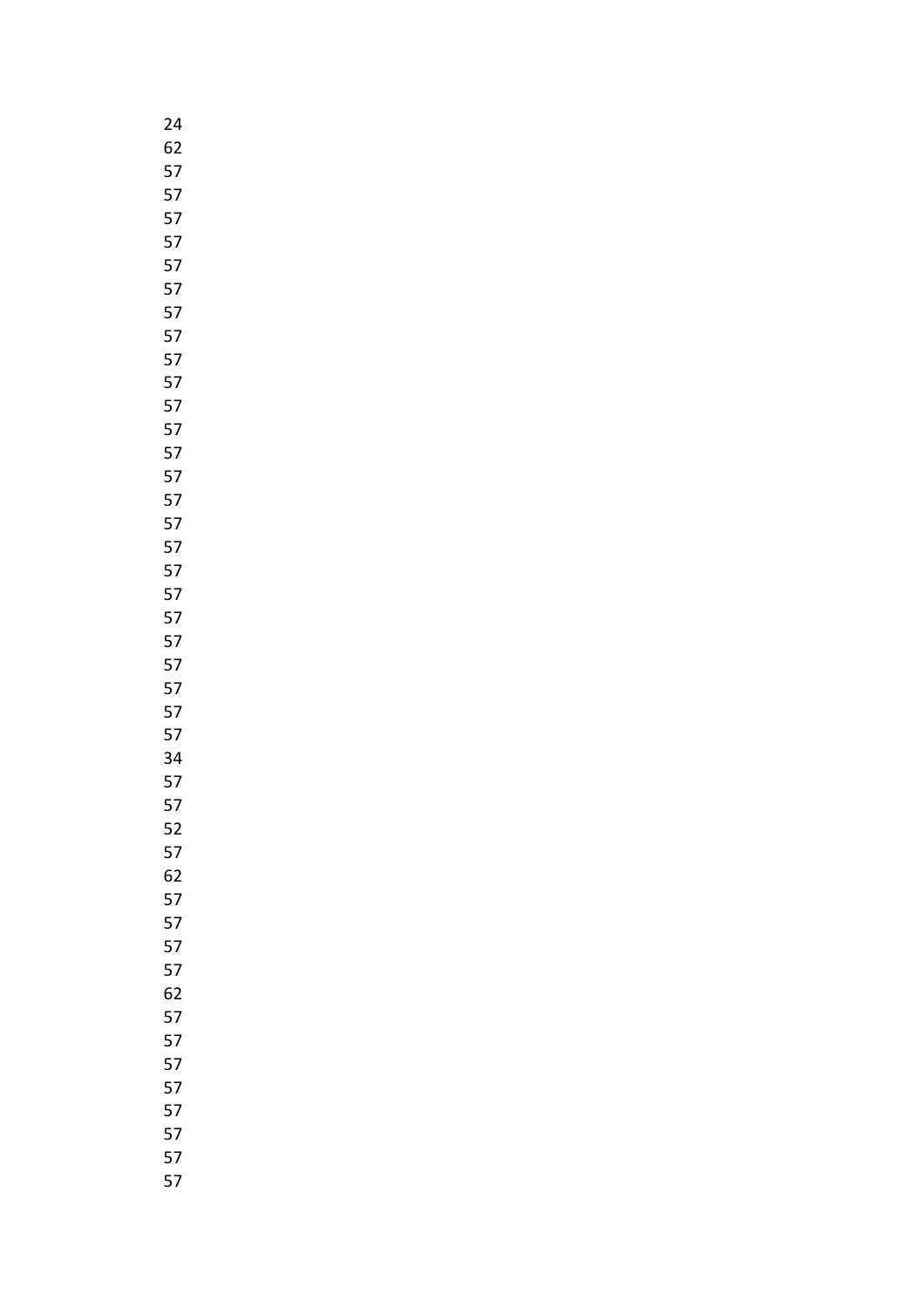24
62
57
57
57
57
57
57
57
57
57
57
57
57
57
57
57
57
57
57
57
57
57
57
57
57
57
34
57
57
52
57
62
57
57
57
57
62
57
57
57
57
57
57
57
57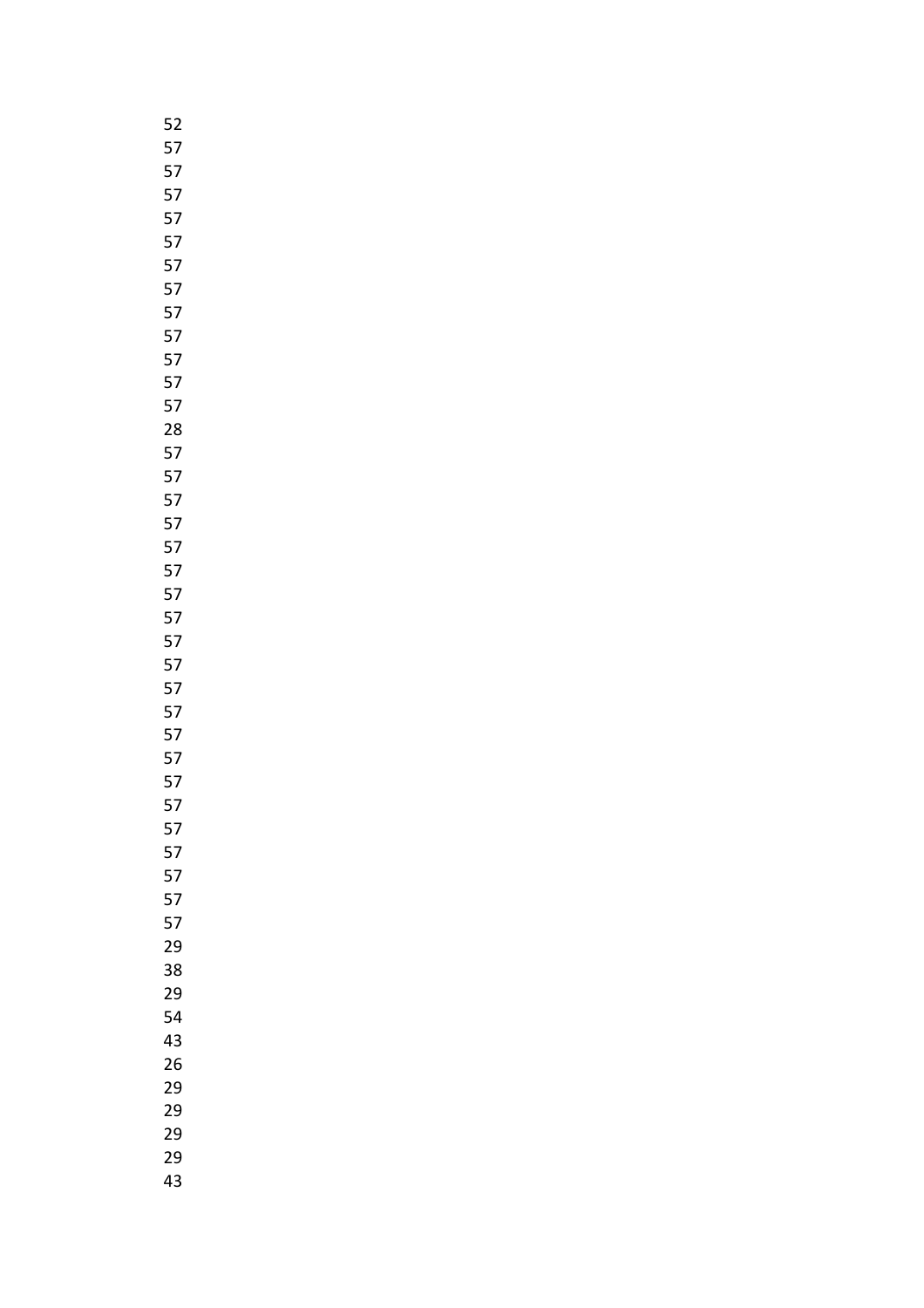52
57
57
57
57
57
57
57
57
57
57
57
57
28
57
57
57
57
57
57
57
57
57
57
57
57
57
57
57
57
57
57
57
57
57
29
38
29
54
43
26
29
29
29
29
43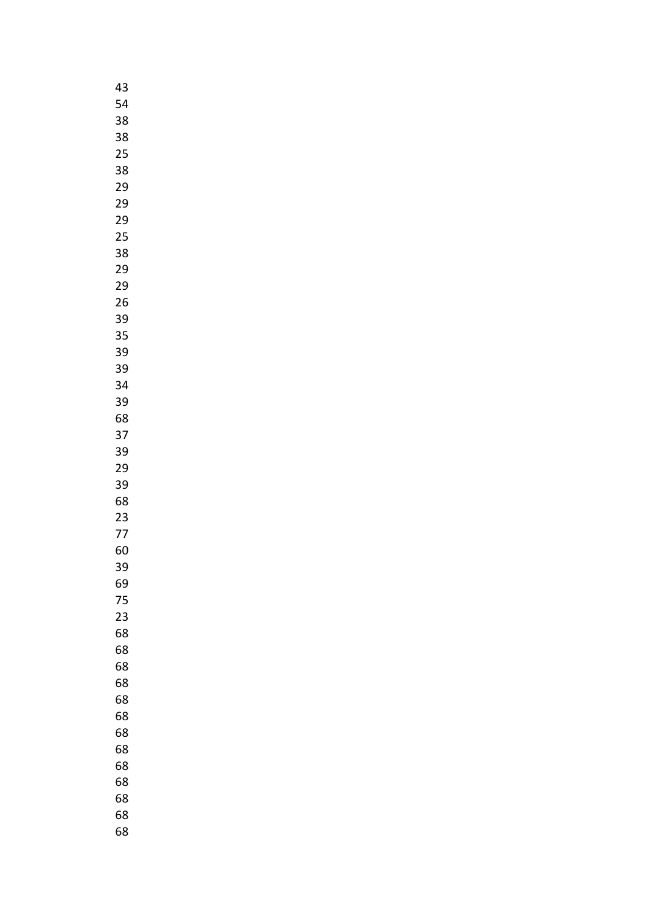43
54
38
38
25
38
29
29
29
25
38
29
29
26
39
35
39
39
34
39
68
37
39
29
39
68
23
77
60
39
69
75
23
68
68
68
68
68
68
68
68
68
68
68
68
68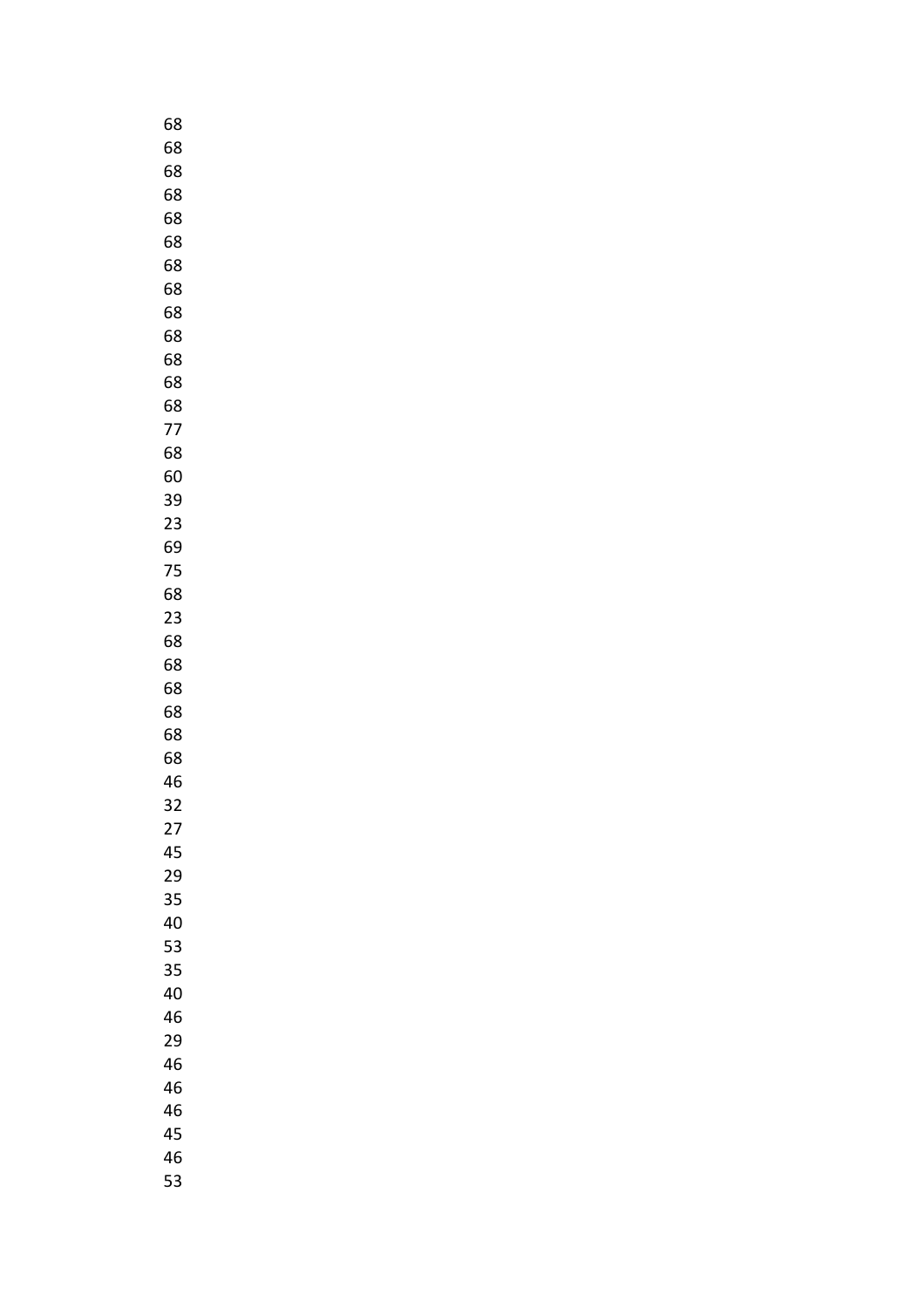68
68
68
68
68
68
68
68
68
68
68
68
68
77
68
60
39
23
69
75
68
23
68
68
68
68
68
68
46
32
27
45
29
35
40
53
35
40
46
29
46
46
46
45
46
53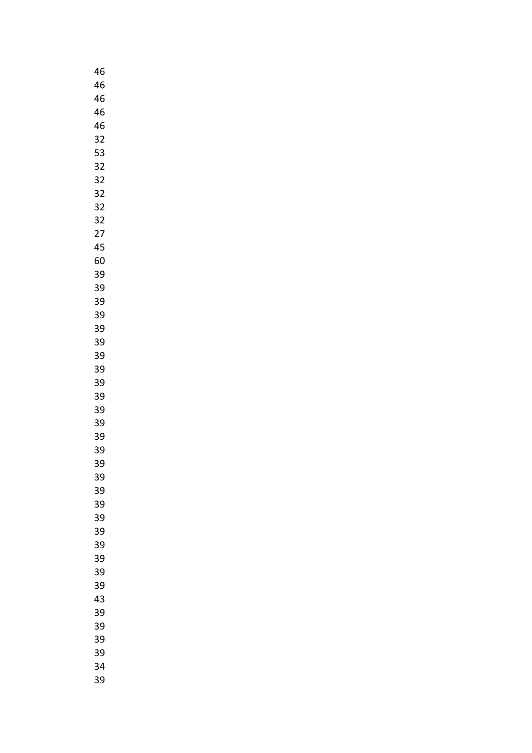46
46
46
46
46
32
53
32
32
32
32
32
27
45
60
39
39
39
39
39
39
39
39
39
39
39
39
39
39
39
39
39
39
39
39
39
39
39
39
39
43
39
39
39
39
34
39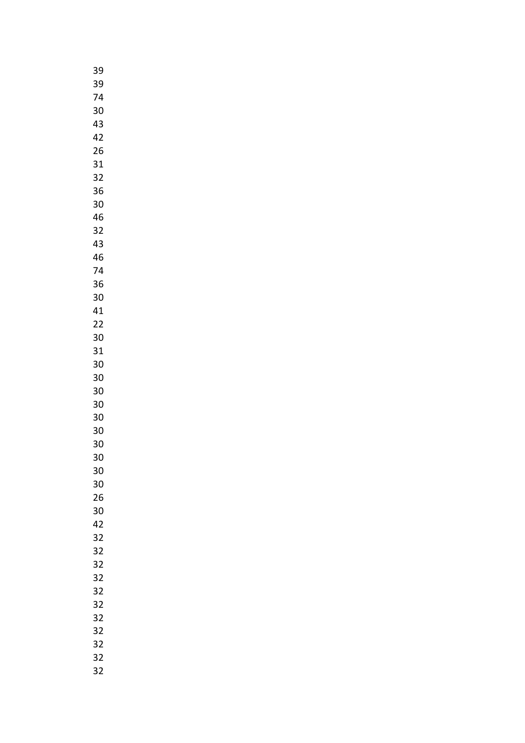39
39
74
30
43
42
26
31
32
36
30
46
32
43
46
74
36
30
41
22
30
31
30
30
30
30
30
30
30
30
30
30
26
30
42
32
32
32
32
32
32
32
32
32
32
32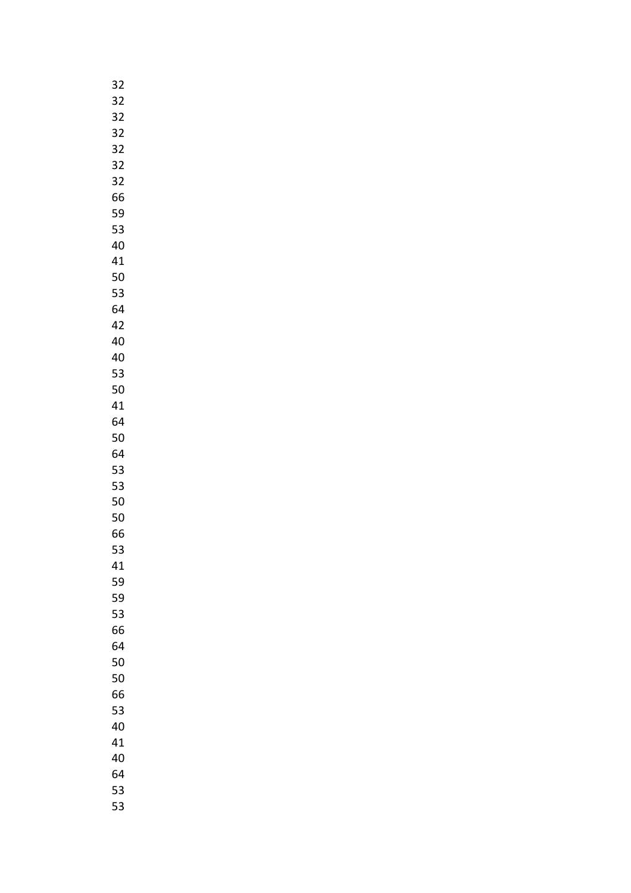32
32
32
32
32
32
32
66
59
53
40
41
50
53
64
42
40
40
53
50
41
64
50
64
53
53
50
50
66
53
41
59
59
53
66
64
50
50
66
53
40
41
40
64
53
53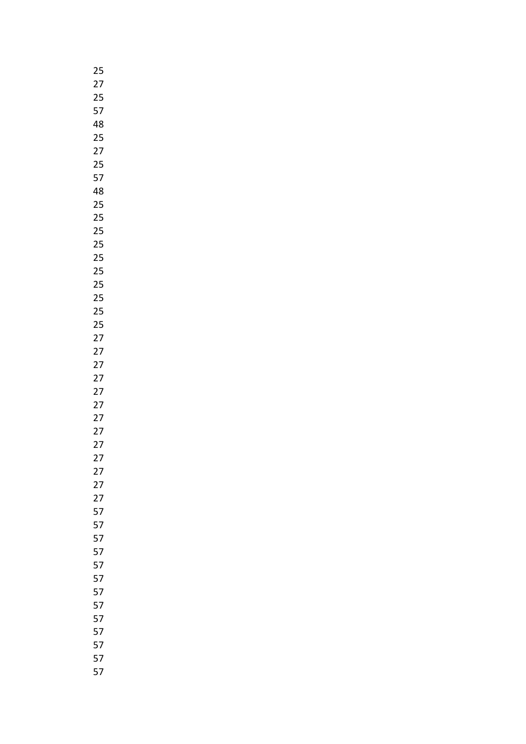25
27
25
57
48
25
27
25
57
48
25
25
25
25
25
25
25
25
25
25
27
27
27
27
27
27
27
27
27
27
27
27
27
57
57
57
57
57
57
57
57
57
57
57
57
57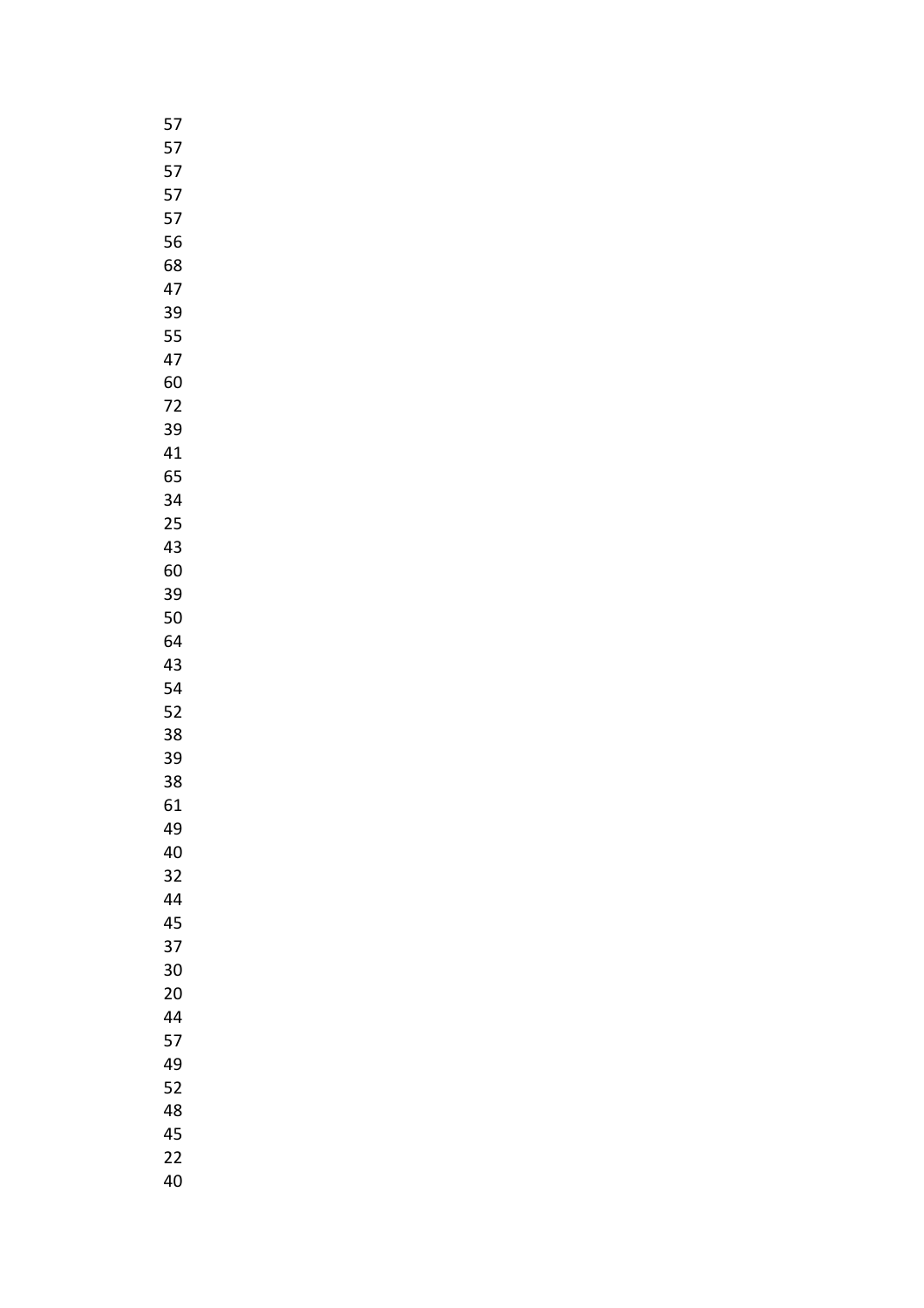57
57
57
57
57
56
68
47
39
55
47
60
72
39
41
65
34
25
43
60
39
50
64
43
54
52
38
39
38
61
49
40
32
44
45
37
30
20
44
57
49
52
48
45
22
40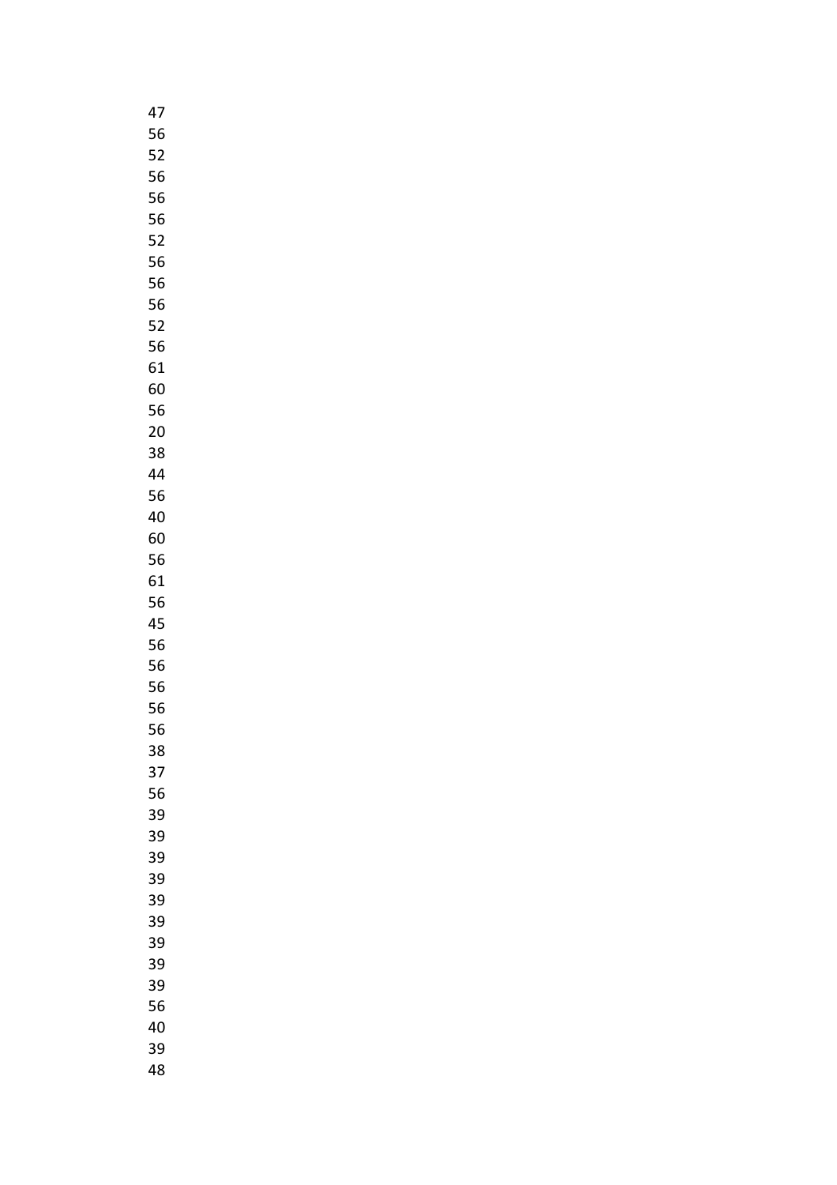47
56
52
56
56
56
52
56
56
56
52
56
61
60
56
20
38
44
56
40
60
56
61
56
45
56
56
56
56
56
38
37
56
39
39
39
39
39
39
39
39
39
56
40
39
48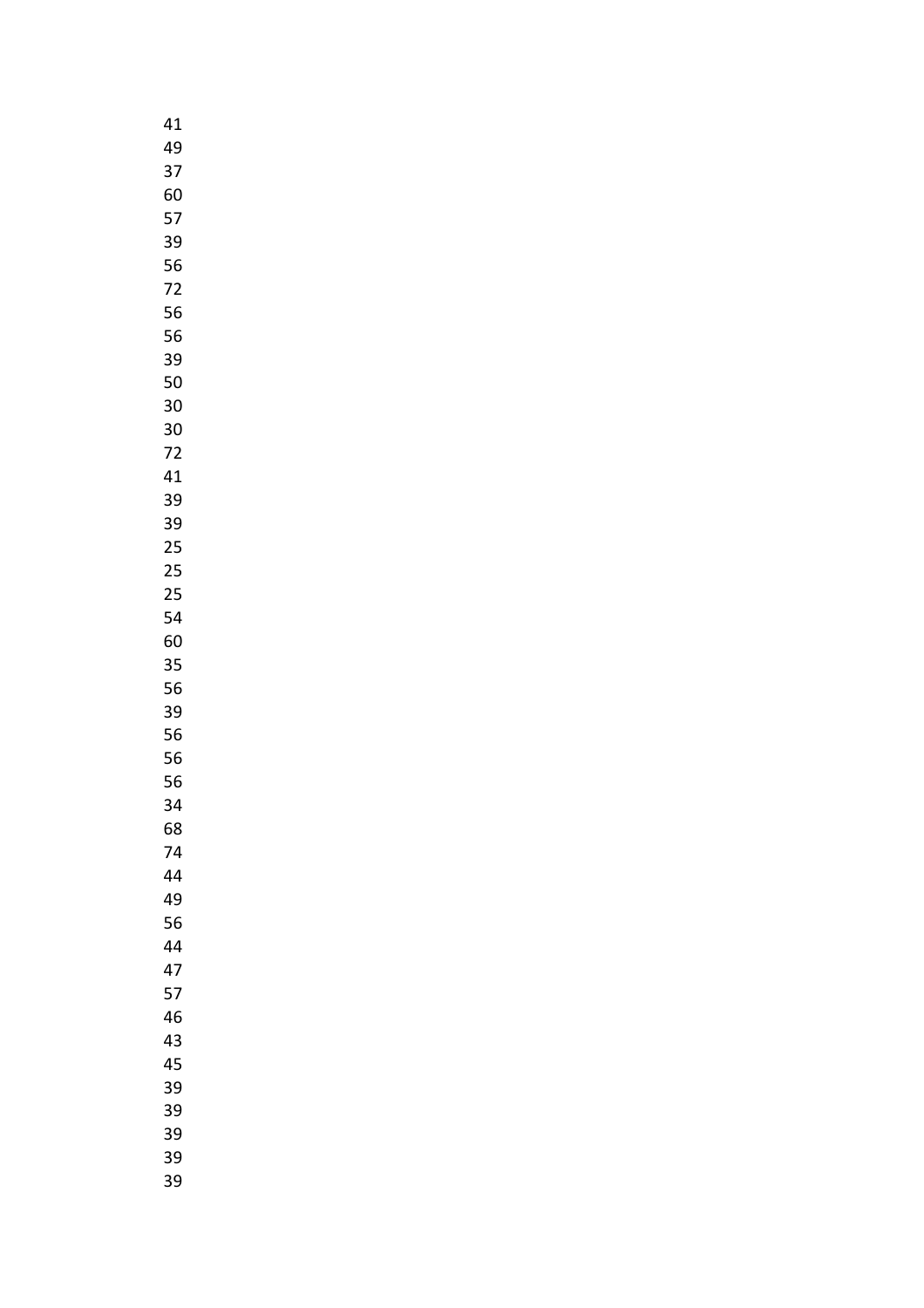41
49
37
60
57
39
56
72
56
56
39
50
30
30
72
41
39
39
25
25
25
54
60
35
56
39
56
56
56
34
68
74
44
49
56
44
47
57
46
43
45
39
39
39
39
39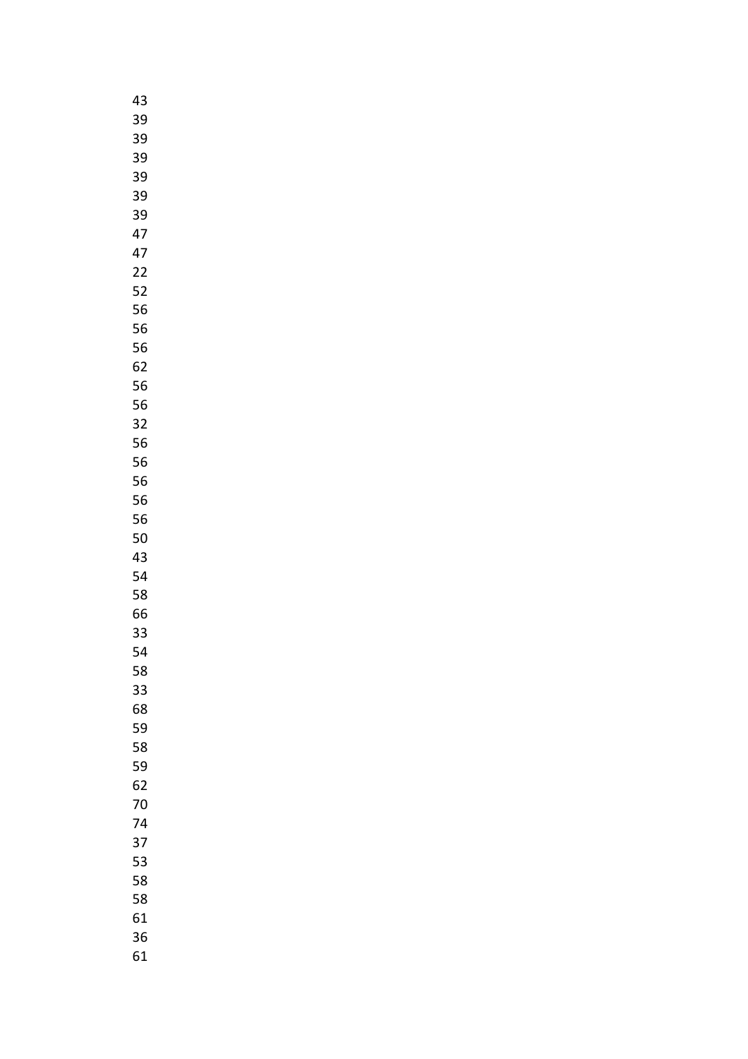43
39
39
39
39
39
39
47
47
22
52
56
56
56
62
56
56
32
56
56
56
56
56
50
43
54
58
66
33
54
58
33
68
59
58
59
62
70
74
37
53
58
58
61
36
61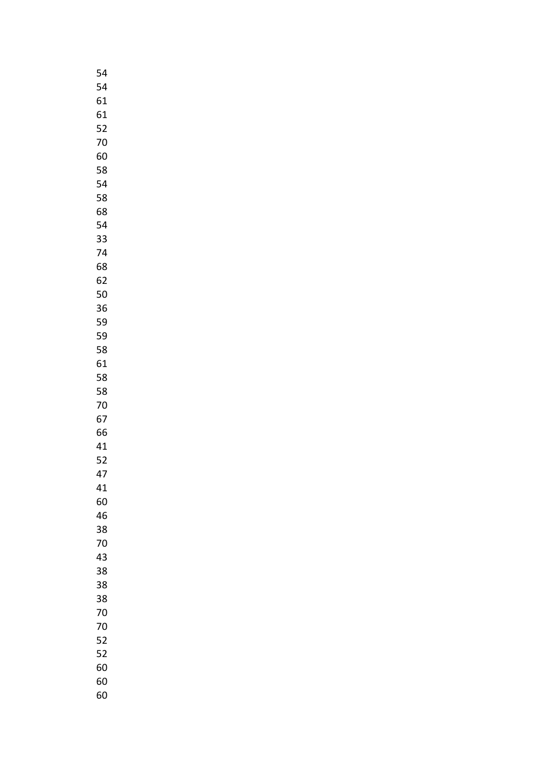54
54
61
61
52
70
60
58
54
58
68
54
33
74
68
62
50
36
59
59
58
61
58
58
70
67
66
41
52
47
41
60
46
38
70
43
38
38
38
70
70
52
52
60
60
60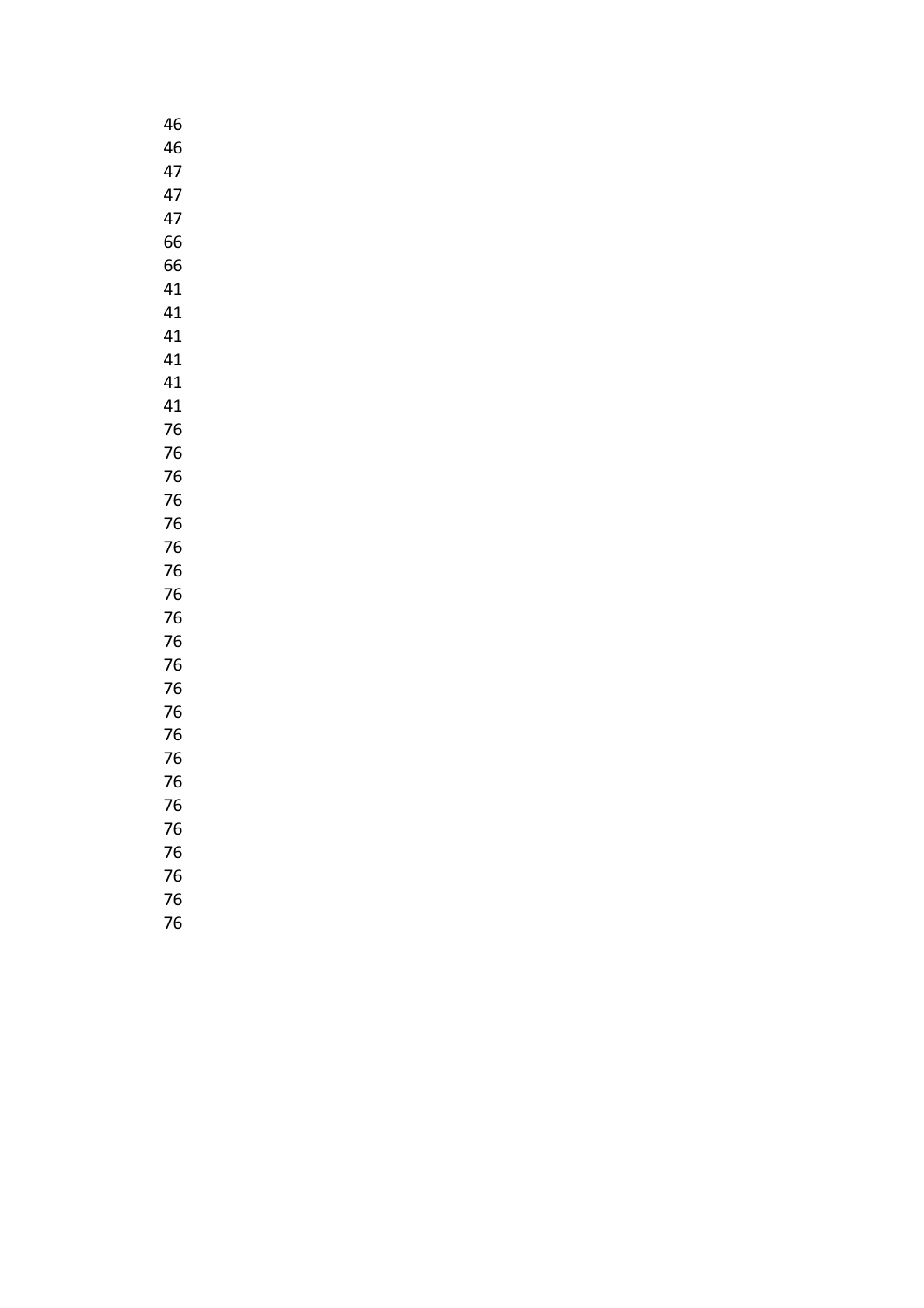46
46
47
47
47
66
66
41
41
41
41
41
41
76
76
76
76
76
76
76
76
76
76
76
76
76
76
76
76
76
76
76
76
76
76